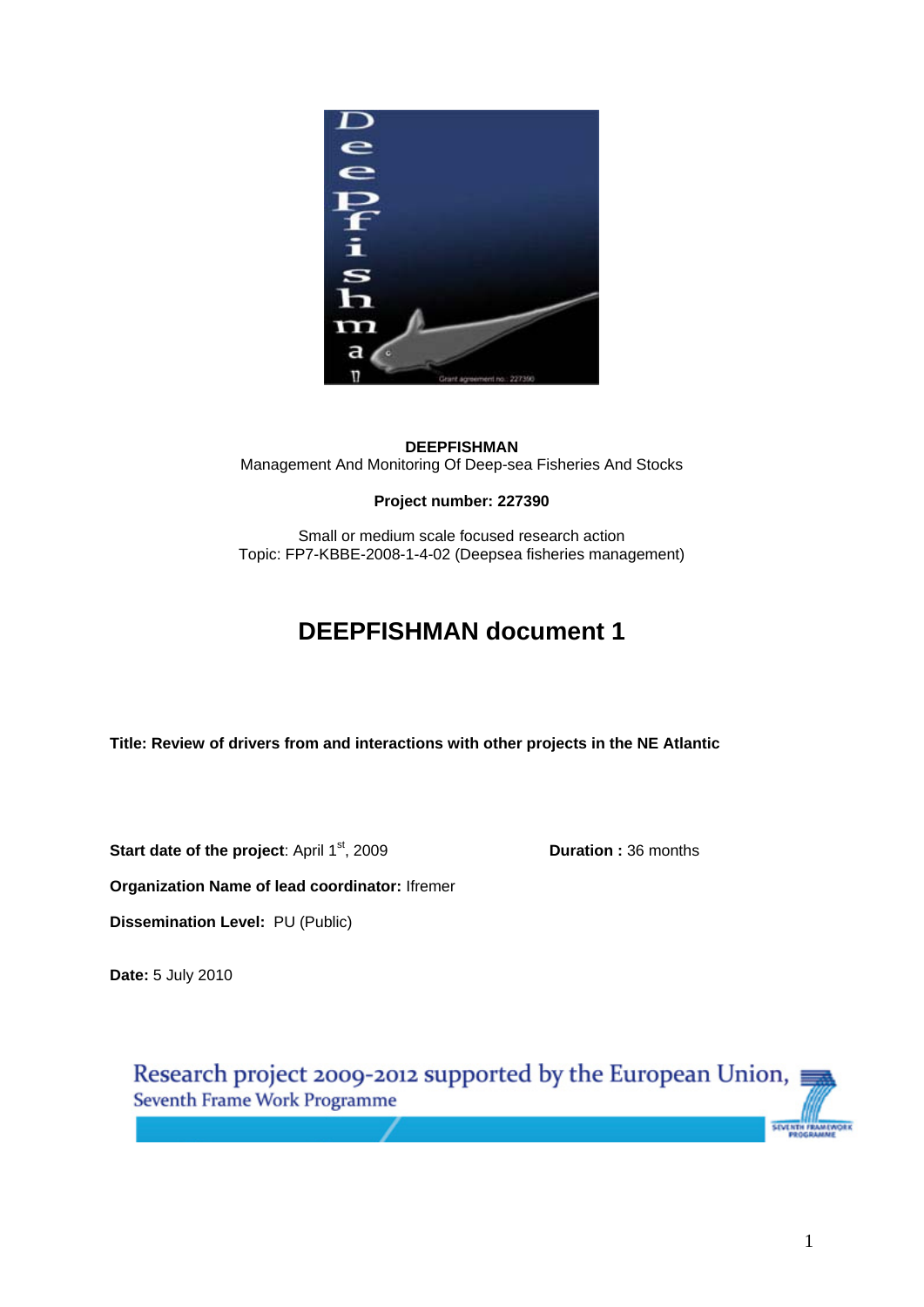**DEEPFISHMAN**
Management And Monitoring Of Deep-sea Fisheries And Stocks

**Project number: 227390**

Small or medium scale focused research action
Topic: FP7-KBBE-2008-1-4-02 (Deepsea fisheries management)

# DEEPFISHMAN document 1

**Title: Review of drivers from and interactions with other projects in the NE Atlantic**

**Start date of the project**: April 1st, 2009 **Duration :** 36 months

**Organization Name of lead coordinator:** Ifremer

**Dissemination Level:** PU (Public)

**Date:** 5 July 2010

Research project 2009-2012 supported by the European Union,
Seventh Frame Work Programme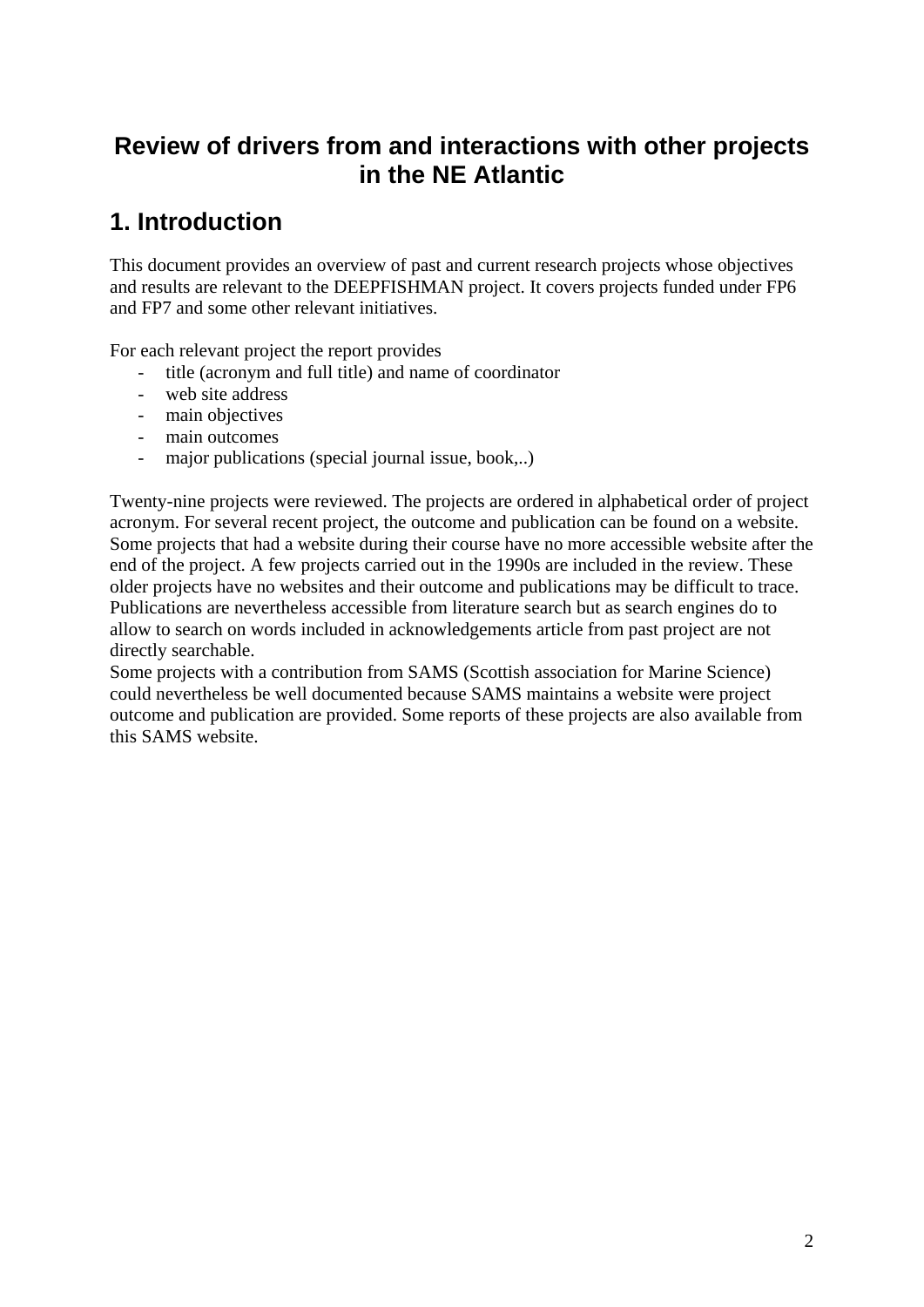# Review of drivers from and interactions with other projects in the NE Atlantic

## 1. Introduction

This document provides an overview of past and current research projects whose objectives and results are relevant to the DEEPFISHMAN project. It covers projects funded under FP6 and FP7 and some other relevant initiatives.

For each relevant project the report provides

- title (acronym and full title) and name of coordinator
- web site address
- main objectives
- main outcomes
- major publications (special journal issue, book,..)

Twenty-nine projects were reviewed. The projects are ordered in alphabetical order of project acronym. For several recent project, the outcome and publication can be found on a website. Some projects that had a website during their course have no more accessible website after the end of the project. A few projects carried out in the 1990s are included in the review. These older projects have no websites and their outcome and publications may be difficult to trace. Publications are nevertheless accessible from literature search but as search engines do to allow to search on words included in acknowledgements article from past project are not directly searchable.
Some projects with a contribution from SAMS (Scottish association for Marine Science) could nevertheless be well documented because SAMS maintains a website were project outcome and publication are provided. Some reports of these projects are also available from this SAMS website.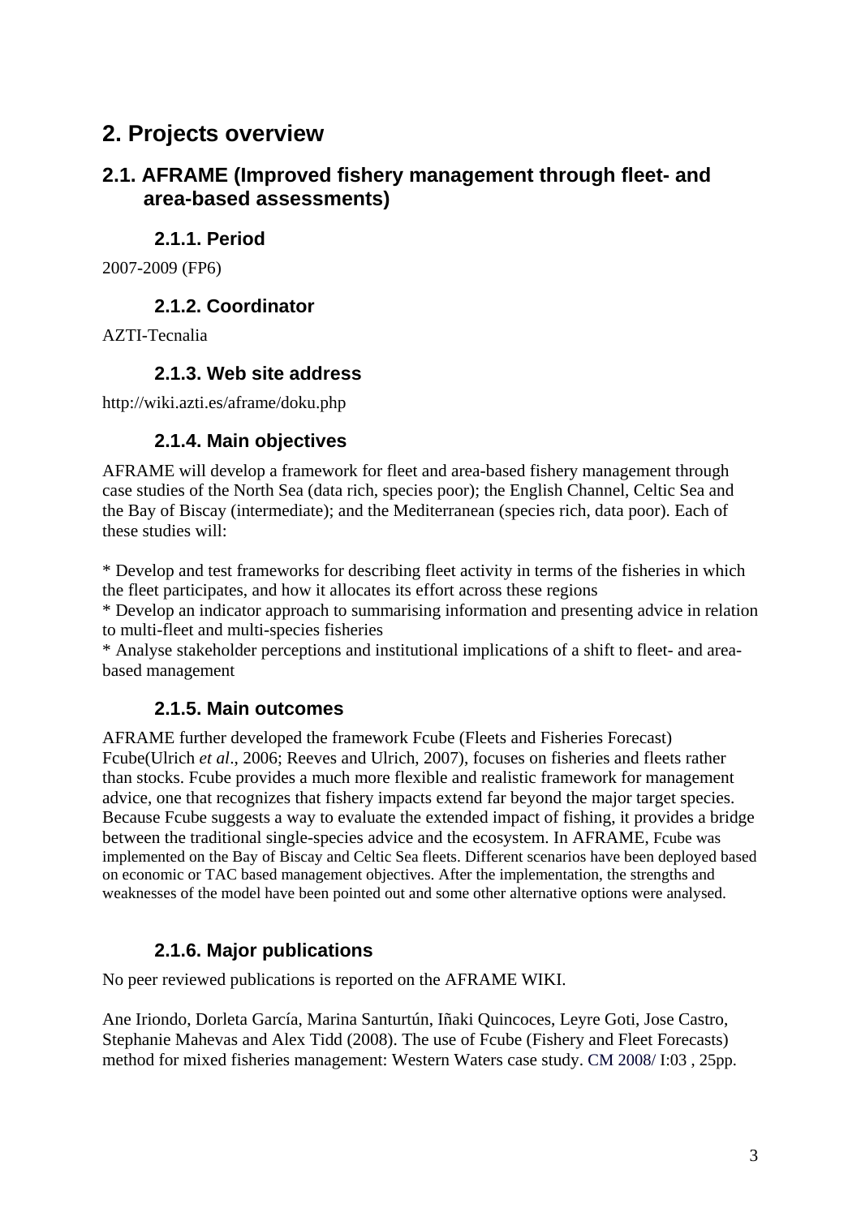# 2. Projects overview

## 2.1. AFRAME (Improved fishery management through fleet- and area-based assessments)

### 2.1.1. Period

2007-2009 (FP6)

### 2.1.2. Coordinator

AZTI-Tecnalia

### 2.1.3. Web site address

http://wiki.azti.es/aframe/doku.php

### 2.1.4. Main objectives

AFRAME will develop a framework for fleet and area-based fishery management through case studies of the North Sea (data rich, species poor); the English Channel, Celtic Sea and the Bay of Biscay (intermediate); and the Mediterranean (species rich, data poor). Each of these studies will:

* Develop and test frameworks for describing fleet activity in terms of the fisheries in which the fleet participates, and how it allocates its effort across these regions
* Develop an indicator approach to summarising information and presenting advice in relation to multi-fleet and multi-species fisheries
* Analyse stakeholder perceptions and institutional implications of a shift to fleet- and area-based management

### 2.1.5. Main outcomes

AFRAME further developed the framework Fcube (Fleets and Fisheries Forecast) Fcube(Ulrich *et al*., 2006; Reeves and Ulrich, 2007), focuses on fisheries and fleets rather than stocks. Fcube provides a much more flexible and realistic framework for management advice, one that recognizes that fishery impacts extend far beyond the major target species. Because Fcube suggests a way to evaluate the extended impact of fishing, it provides a bridge between the traditional single-species advice and the ecosystem. In AFRAME, Fcube was implemented on the Bay of Biscay and Celtic Sea fleets. Different scenarios have been deployed based on economic or TAC based management objectives. After the implementation, the strengths and weaknesses of the model have been pointed out and some other alternative options were analysed.

### 2.1.6. Major publications

No peer reviewed publications is reported on the AFRAME WIKI.

Ane Iriondo, Dorleta García, Marina Santurtún, Iñaki Quincoces, Leyre Goti, Jose Castro, Stephanie Mahevas and Alex Tidd (2008). The use of Fcube (Fishery and Fleet Forecasts) method for mixed fisheries management: Western Waters case study. CM 2008/ I:03 , 25pp.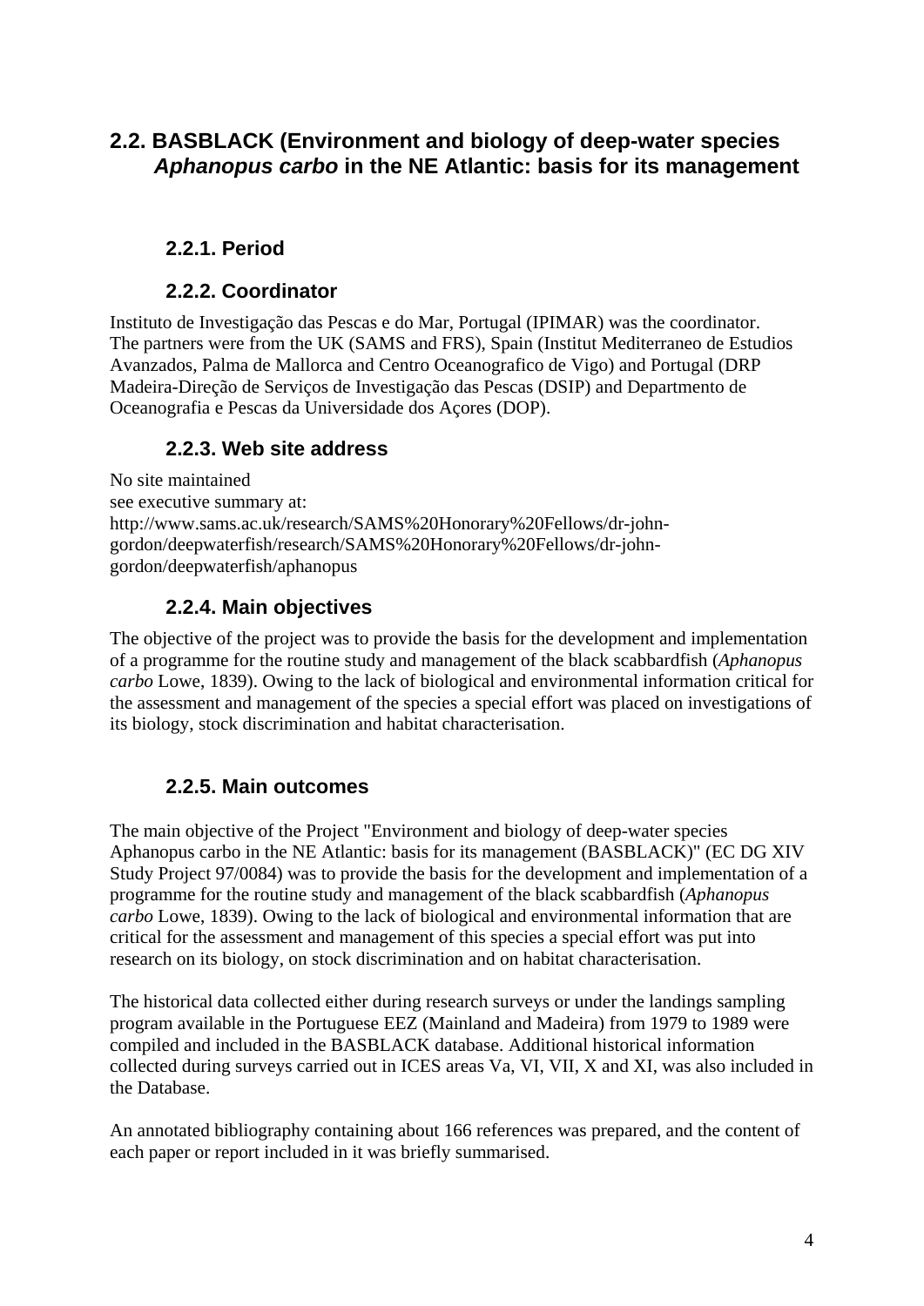## 2.2. BASBLACK (Environment and biology of deep-water species *Aphanopus carbo* in the NE Atlantic: basis for its management

### 2.2.1. Period

### 2.2.2. Coordinator

Instituto de Investigação das Pescas e do Mar, Portugal (IPIMAR) was the coordinator. The partners were from the UK (SAMS and FRS), Spain (Institut Mediterraneo de Estudios Avanzados, Palma de Mallorca and Centro Oceanografico de Vigo) and Portugal (DRP Madeira-Direção de Serviços de Investigação das Pescas (DSIP) and Departmento de Oceanografia e Pescas da Universidade dos Açores (DOP).

### 2.2.3. Web site address

No site maintained
see executive summary at:
http://www.sams.ac.uk/research/SAMS%20Honorary%20Fellows/dr-john-gordon/deepwaterfish/research/SAMS%20Honorary%20Fellows/dr-john-gordon/deepwaterfish/aphanopus

### 2.2.4. Main objectives

The objective of the project was to provide the basis for the development and implementation of a programme for the routine study and management of the black scabbardfish (*Aphanopus carbo* Lowe, 1839). Owing to the lack of biological and environmental information critical for the assessment and management of the species a special effort was placed on investigations of its biology, stock discrimination and habitat characterisation.

### 2.2.5. Main outcomes

The main objective of the Project "Environment and biology of deep-water species Aphanopus carbo in the NE Atlantic: basis for its management (BASBLACK)" (EC DG XIV Study Project 97/0084) was to provide the basis for the development and implementation of a programme for the routine study and management of the black scabbardfish (*Aphanopus carbo* Lowe, 1839). Owing to the lack of biological and environmental information that are critical for the assessment and management of this species a special effort was put into research on its biology, on stock discrimination and on habitat characterisation.

The historical data collected either during research surveys or under the landings sampling program available in the Portuguese EEZ (Mainland and Madeira) from 1979 to 1989 were compiled and included in the BASBLACK database. Additional historical information collected during surveys carried out in ICES areas Va, VI, VII, X and XI, was also included in the Database.

An annotated bibliography containing about 166 references was prepared, and the content of each paper or report included in it was briefly summarised.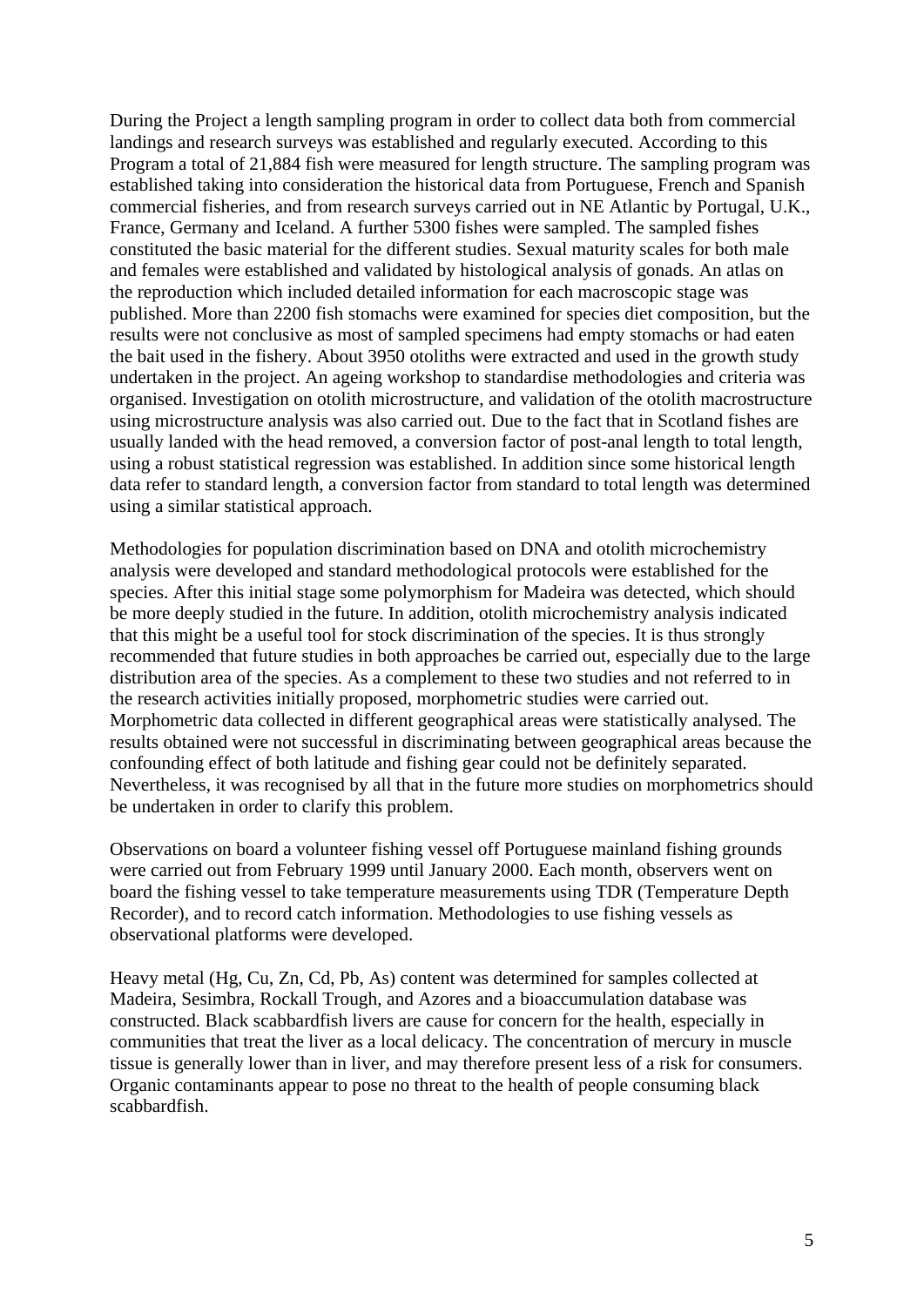During the Project a length sampling program in order to collect data both from commercial landings and research surveys was established and regularly executed. According to this Program a total of 21,884 fish were measured for length structure. The sampling program was established taking into consideration the historical data from Portuguese, French and Spanish commercial fisheries, and from research surveys carried out in NE Atlantic by Portugal, U.K., France, Germany and Iceland. A further 5300 fishes were sampled. The sampled fishes constituted the basic material for the different studies. Sexual maturity scales for both male and females were established and validated by histological analysis of gonads. An atlas on the reproduction which included detailed information for each macroscopic stage was published. More than 2200 fish stomachs were examined for species diet composition, but the results were not conclusive as most of sampled specimens had empty stomachs or had eaten the bait used in the fishery. About 3950 otoliths were extracted and used in the growth study undertaken in the project. An ageing workshop to standardise methodologies and criteria was organised. Investigation on otolith microstructure, and validation of the otolith macrostructure using microstructure analysis was also carried out. Due to the fact that in Scotland fishes are usually landed with the head removed, a conversion factor of post-anal length to total length, using a robust statistical regression was established. In addition since some historical length data refer to standard length, a conversion factor from standard to total length was determined using a similar statistical approach.

Methodologies for population discrimination based on DNA and otolith microchemistry analysis were developed and standard methodological protocols were established for the species. After this initial stage some polymorphism for Madeira was detected, which should be more deeply studied in the future. In addition, otolith microchemistry analysis indicated that this might be a useful tool for stock discrimination of the species. It is thus strongly recommended that future studies in both approaches be carried out, especially due to the large distribution area of the species. As a complement to these two studies and not referred to in the research activities initially proposed, morphometric studies were carried out. Morphometric data collected in different geographical areas were statistically analysed. The results obtained were not successful in discriminating between geographical areas because the confounding effect of both latitude and fishing gear could not be definitely separated. Nevertheless, it was recognised by all that in the future more studies on morphometrics should be undertaken in order to clarify this problem.

Observations on board a volunteer fishing vessel off Portuguese mainland fishing grounds were carried out from February 1999 until January 2000. Each month, observers went on board the fishing vessel to take temperature measurements using TDR (Temperature Depth Recorder), and to record catch information. Methodologies to use fishing vessels as observational platforms were developed.

Heavy metal (Hg, Cu, Zn, Cd, Pb, As) content was determined for samples collected at Madeira, Sesimbra, Rockall Trough, and Azores and a bioaccumulation database was constructed. Black scabbardfish livers are cause for concern for the health, especially in communities that treat the liver as a local delicacy. The concentration of mercury in muscle tissue is generally lower than in liver, and may therefore present less of a risk for consumers. Organic contaminants appear to pose no threat to the health of people consuming black scabbardfish.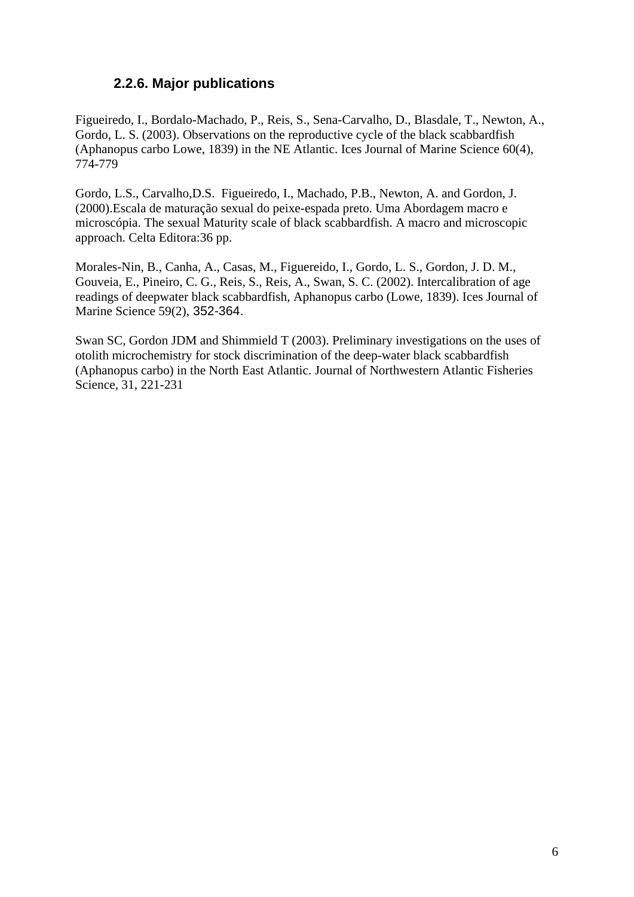### 2.2.6. Major publications

Figueiredo, I., Bordalo-Machado, P., Reis, S., Sena-Carvalho, D., Blasdale, T., Newton, A., Gordo, L. S. (2003). Observations on the reproductive cycle of the black scabbardfish (Aphanopus carbo Lowe, 1839) in the NE Atlantic. Ices Journal of Marine Science 60(4), 774-779

Gordo, L.S., Carvalho,D.S. Figueiredo, I., Machado, P.B., Newton, A. and Gordon, J. (2000).Escala de maturação sexual do peixe-espada preto. Uma Abordagem macro e microscópia. The sexual Maturity scale of black scabbardfish. A macro and microscopic approach. Celta Editora:36 pp.

Morales-Nin, B., Canha, A., Casas, M., Figuereido, I., Gordo, L. S., Gordon, J. D. M., Gouveia, E., Pineiro, C. G., Reis, S., Reis, A., Swan, S. C. (2002). Intercalibration of age readings of deepwater black scabbardfish, Aphanopus carbo (Lowe, 1839). Ices Journal of Marine Science 59(2), 352-364.

Swan SC, Gordon JDM and Shimmield T (2003). Preliminary investigations on the uses of otolith microchemistry for stock discrimination of the deep-water black scabbardfish (Aphanopus carbo) in the North East Atlantic. Journal of Northwestern Atlantic Fisheries Science, 31, 221-231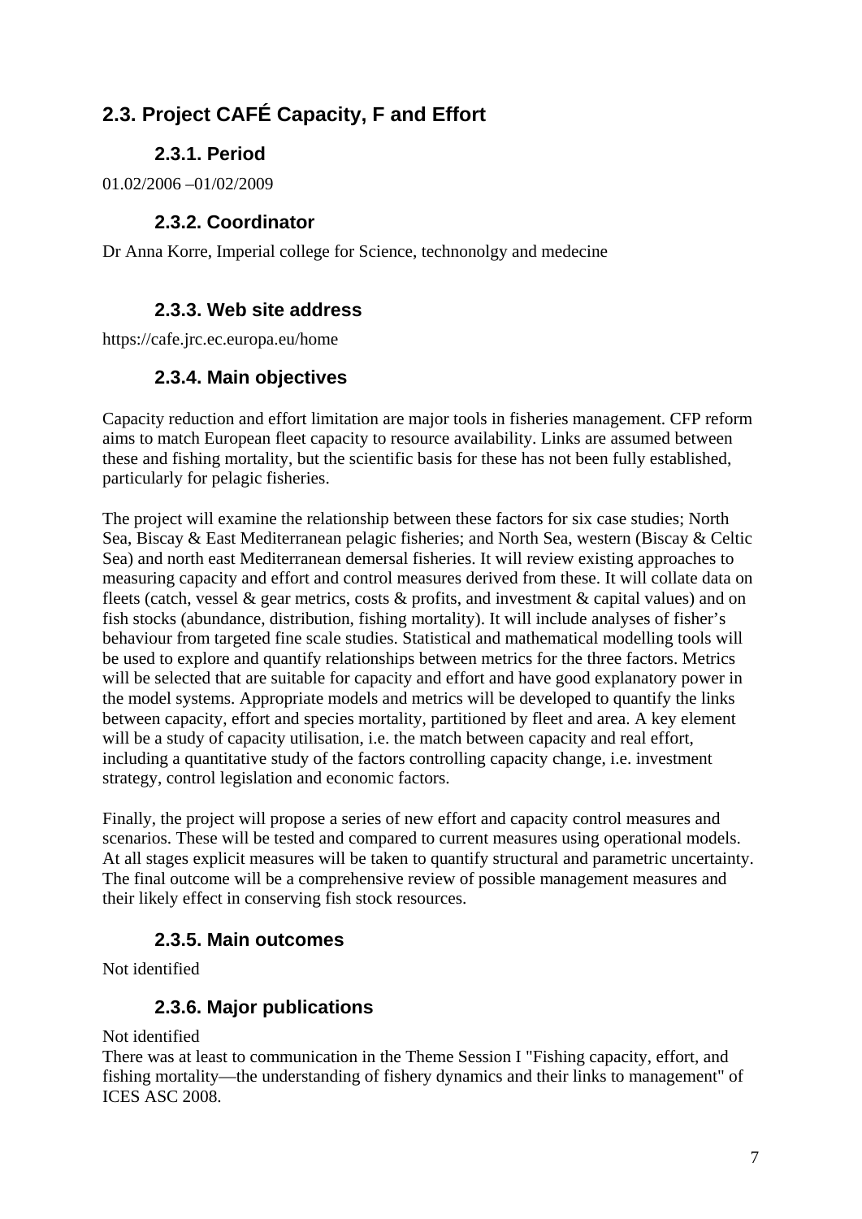## 2.3. Project CAFÉ Capacity, F and Effort

### 2.3.1. Period

01.02/2006 –01/02/2009

### 2.3.2. Coordinator

Dr Anna Korre, Imperial college for Science, technonolgy and medecine

### 2.3.3. Web site address

https://cafe.jrc.ec.europa.eu/home

### 2.3.4. Main objectives

Capacity reduction and effort limitation are major tools in fisheries management. CFP reform aims to match European fleet capacity to resource availability. Links are assumed between these and fishing mortality, but the scientific basis for these has not been fully established, particularly for pelagic fisheries.

The project will examine the relationship between these factors for six case studies; North Sea, Biscay & East Mediterranean pelagic fisheries; and North Sea, western (Biscay & Celtic Sea) and north east Mediterranean demersal fisheries. It will review existing approaches to measuring capacity and effort and control measures derived from these. It will collate data on fleets (catch, vessel & gear metrics, costs & profits, and investment & capital values) and on fish stocks (abundance, distribution, fishing mortality). It will include analyses of fisher's behaviour from targeted fine scale studies. Statistical and mathematical modelling tools will be used to explore and quantify relationships between metrics for the three factors. Metrics will be selected that are suitable for capacity and effort and have good explanatory power in the model systems. Appropriate models and metrics will be developed to quantify the links between capacity, effort and species mortality, partitioned by fleet and area. A key element will be a study of capacity utilisation, i.e. the match between capacity and real effort, including a quantitative study of the factors controlling capacity change, i.e. investment strategy, control legislation and economic factors.

Finally, the project will propose a series of new effort and capacity control measures and scenarios. These will be tested and compared to current measures using operational models. At all stages explicit measures will be taken to quantify structural and parametric uncertainty. The final outcome will be a comprehensive review of possible management measures and their likely effect in conserving fish stock resources.

### 2.3.5. Main outcomes

Not identified

### 2.3.6. Major publications

Not identified

There was at least to communication in the Theme Session I "Fishing capacity, effort, and fishing mortality—the understanding of fishery dynamics and their links to management" of ICES ASC 2008.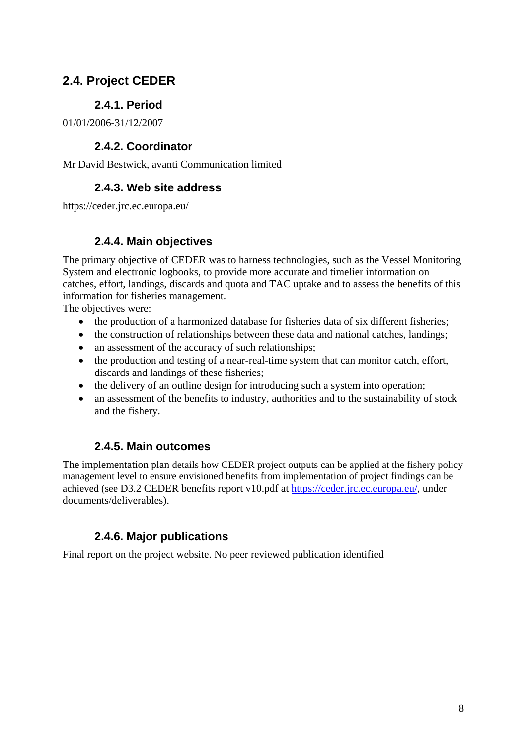## 2.4. Project CEDER

### 2.4.1. Period

01/01/2006-31/12/2007

### 2.4.2. Coordinator

Mr David Bestwick, avanti Communication limited

### 2.4.3. Web site address

https://ceder.jrc.ec.europa.eu/

### 2.4.4. Main objectives

The primary objective of CEDER was to harness technologies, such as the Vessel Monitoring System and electronic logbooks, to provide more accurate and timelier information on catches, effort, landings, discards and quota and TAC uptake and to assess the benefits of this information for fisheries management.

The objectives were:

- the production of a harmonized database for fisheries data of six different fisheries;
- the construction of relationships between these data and national catches, landings;
- an assessment of the accuracy of such relationships;
- the production and testing of a near-real-time system that can monitor catch, effort, discards and landings of these fisheries;
- the delivery of an outline design for introducing such a system into operation;
- an assessment of the benefits to industry, authorities and to the sustainability of stock and the fishery.

### 2.4.5. Main outcomes

The implementation plan details how CEDER project outputs can be applied at the fishery policy management level to ensure envisioned benefits from implementation of project findings can be achieved (see D3.2 CEDER benefits report v10.pdf at https://ceder.jrc.ec.europa.eu/, under documents/deliverables).

### 2.4.6. Major publications

Final report on the project website. No peer reviewed publication identified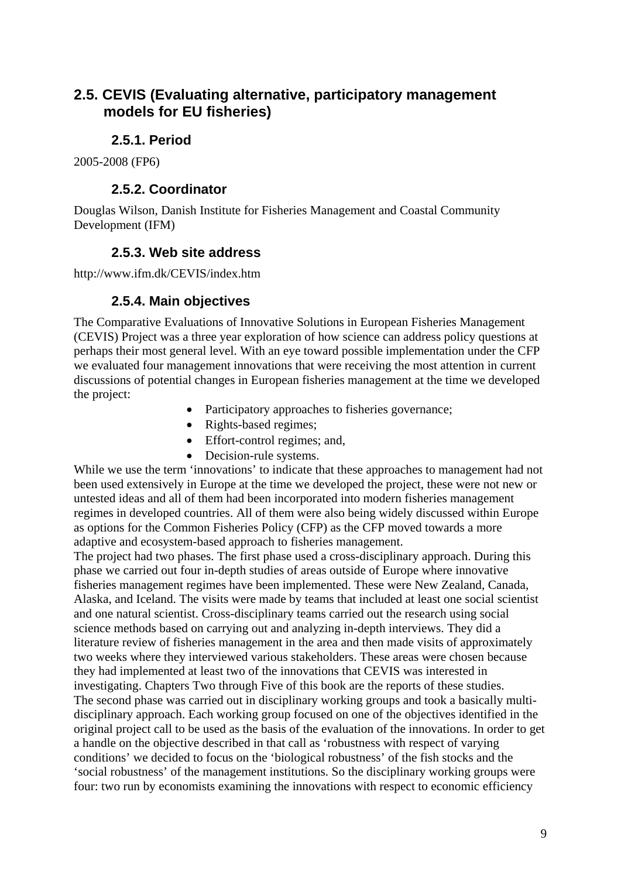## 2.5. CEVIS (Evaluating alternative, participatory management models for EU fisheries)

### 2.5.1. Period

2005-2008 (FP6)

### 2.5.2. Coordinator

Douglas Wilson, Danish Institute for Fisheries Management and Coastal Community Development (IFM)

### 2.5.3. Web site address

http://www.ifm.dk/CEVIS/index.htm

### 2.5.4. Main objectives

The Comparative Evaluations of Innovative Solutions in European Fisheries Management (CEVIS) Project was a three year exploration of how science can address policy questions at perhaps their most general level. With an eye toward possible implementation under the CFP we evaluated four management innovations that were receiving the most attention in current discussions of potential changes in European fisheries management at the time we developed the project:

- Participatory approaches to fisheries governance;
- Rights-based regimes;
- Effort-control regimes; and,
- Decision-rule systems.

While we use the term 'innovations' to indicate that these approaches to management had not been used extensively in Europe at the time we developed the project, these were not new or untested ideas and all of them had been incorporated into modern fisheries management regimes in developed countries. All of them were also being widely discussed within Europe as options for the Common Fisheries Policy (CFP) as the CFP moved towards a more adaptive and ecosystem-based approach to fisheries management.

The project had two phases. The first phase used a cross-disciplinary approach. During this phase we carried out four in-depth studies of areas outside of Europe where innovative fisheries management regimes have been implemented. These were New Zealand, Canada, Alaska, and Iceland. The visits were made by teams that included at least one social scientist and one natural scientist. Cross-disciplinary teams carried out the research using social science methods based on carrying out and analyzing in-depth interviews. They did a literature review of fisheries management in the area and then made visits of approximately two weeks where they interviewed various stakeholders. These areas were chosen because they had implemented at least two of the innovations that CEVIS was interested in investigating. Chapters Two through Five of this book are the reports of these studies.

The second phase was carried out in disciplinary working groups and took a basically multi-disciplinary approach. Each working group focused on one of the objectives identified in the original project call to be used as the basis of the evaluation of the innovations. In order to get a handle on the objective described in that call as 'robustness with respect of varying conditions' we decided to focus on the 'biological robustness' of the fish stocks and the 'social robustness' of the management institutions. So the disciplinary working groups were four: two run by economists examining the innovations with respect to economic efficiency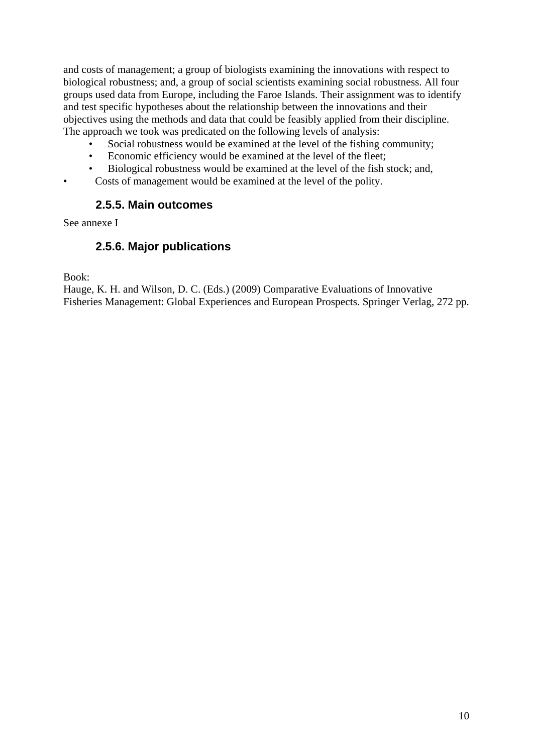and costs of management; a group of biologists examining the innovations with respect to biological robustness; and, a group of social scientists examining social robustness. All four groups used data from Europe, including the Faroe Islands. Their assignment was to identify and test specific hypotheses about the relationship between the innovations and their objectives using the methods and data that could be feasibly applied from their discipline. The approach we took was predicated on the following levels of analysis:

- Social robustness would be examined at the level of the fishing community;
- Economic efficiency would be examined at the level of the fleet;
- Biological robustness would be examined at the level of the fish stock; and,
- Costs of management would be examined at the level of the polity.

### 2.5.5. Main outcomes

See annexe I

### 2.5.6. Major publications

Book:
Hauge, K. H. and Wilson, D. C. (Eds.) (2009) Comparative Evaluations of Innovative Fisheries Management: Global Experiences and European Prospects. Springer Verlag, 272 pp.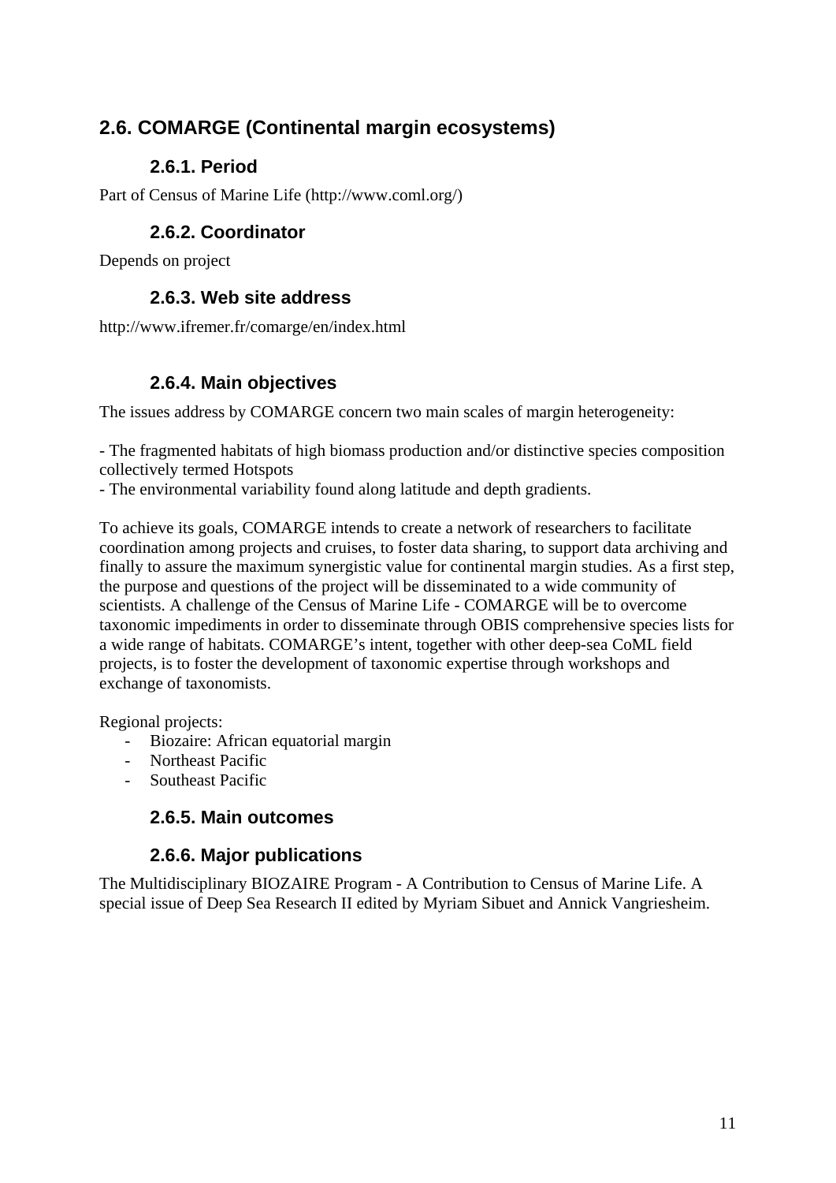## 2.6. COMARGE (Continental margin ecosystems)

### 2.6.1. Period

Part of Census of Marine Life (http://www.coml.org/)

### 2.6.2. Coordinator

Depends on project

### 2.6.3. Web site address

http://www.ifremer.fr/comarge/en/index.html

### 2.6.4. Main objectives

The issues address by COMARGE concern two main scales of margin heterogeneity:

- The fragmented habitats of high biomass production and/or distinctive species composition collectively termed Hotspots
- The environmental variability found along latitude and depth gradients.

To achieve its goals, COMARGE intends to create a network of researchers to facilitate coordination among projects and cruises, to foster data sharing, to support data archiving and finally to assure the maximum synergistic value for continental margin studies. As a first step, the purpose and questions of the project will be disseminated to a wide community of scientists. A challenge of the Census of Marine Life - COMARGE will be to overcome taxonomic impediments in order to disseminate through OBIS comprehensive species lists for a wide range of habitats. COMARGE's intent, together with other deep-sea CoML field projects, is to foster the development of taxonomic expertise through workshops and exchange of taxonomists.

Regional projects:

- Biozaire: African equatorial margin
- Northeast Pacific
- Southeast Pacific

### 2.6.5. Main outcomes

### 2.6.6. Major publications

The Multidisciplinary BIOZAIRE Program - A Contribution to Census of Marine Life. A special issue of Deep Sea Research II edited by Myriam Sibuet and Annick Vangriesheim.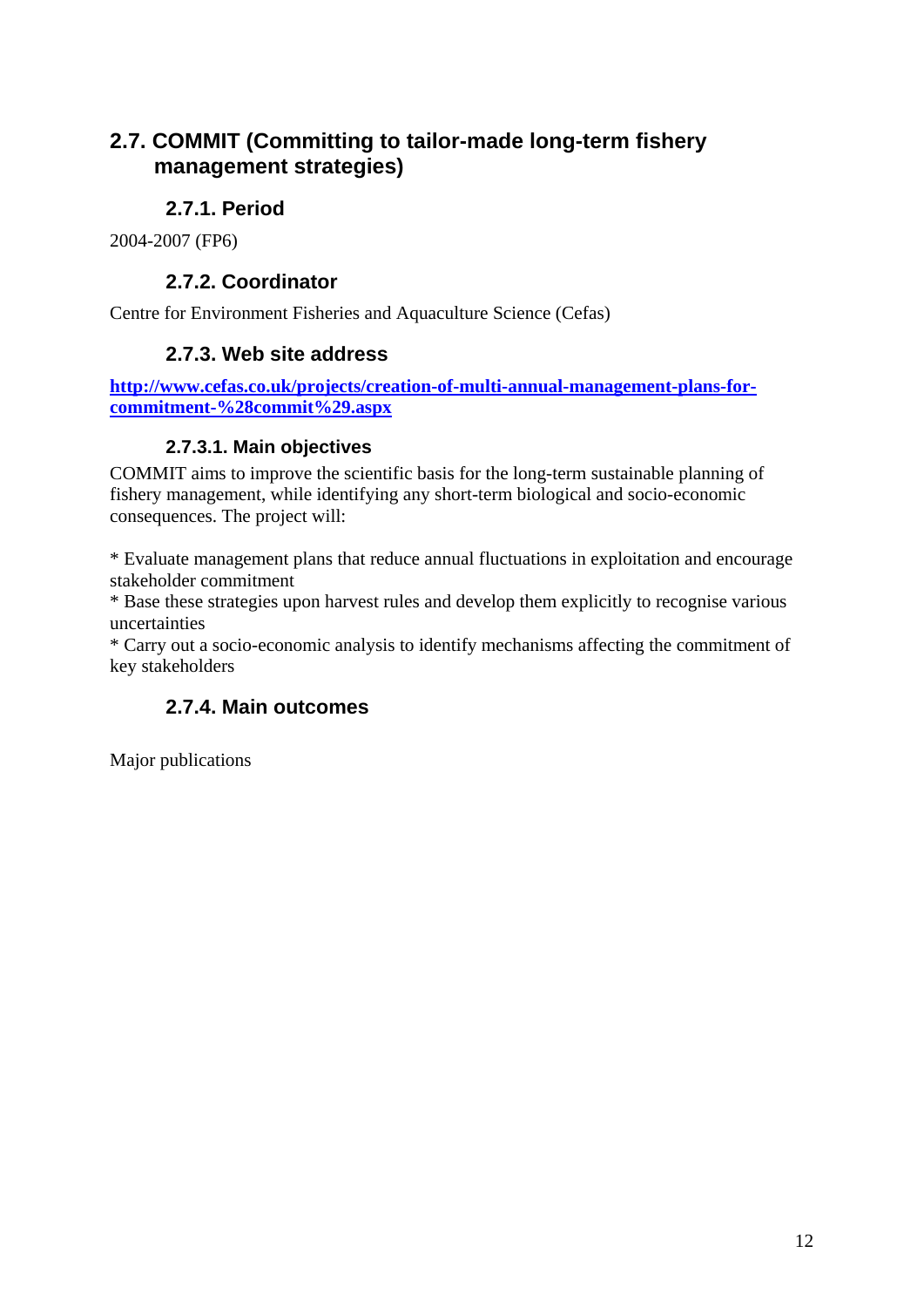## 2.7. COMMIT (Committing to tailor-made long-term fishery management strategies)

### 2.7.1. Period

2004-2007 (FP6)

### 2.7.2. Coordinator

Centre for Environment Fisheries and Aquaculture Science (Cefas)

### 2.7.3. Web site address

**[http://www.cefas.co.uk/projects/creation-of-multi-annual-management-plans-for-commitment-%28commit%29.aspx](http://www.cefas.co.uk/projects/creation-of-multi-annual-management-plans-for-commitment-%28commit%29.aspx)**

#### 2.7.3.1. Main objectives

COMMIT aims to improve the scientific basis for the long-term sustainable planning of fishery management, while identifying any short-term biological and socio-economic consequences. The project will:

* Evaluate management plans that reduce annual fluctuations in exploitation and encourage stakeholder commitment
* Base these strategies upon harvest rules and develop them explicitly to recognise various uncertainties
* Carry out a socio-economic analysis to identify mechanisms affecting the commitment of key stakeholders

### 2.7.4. Main outcomes

Major publications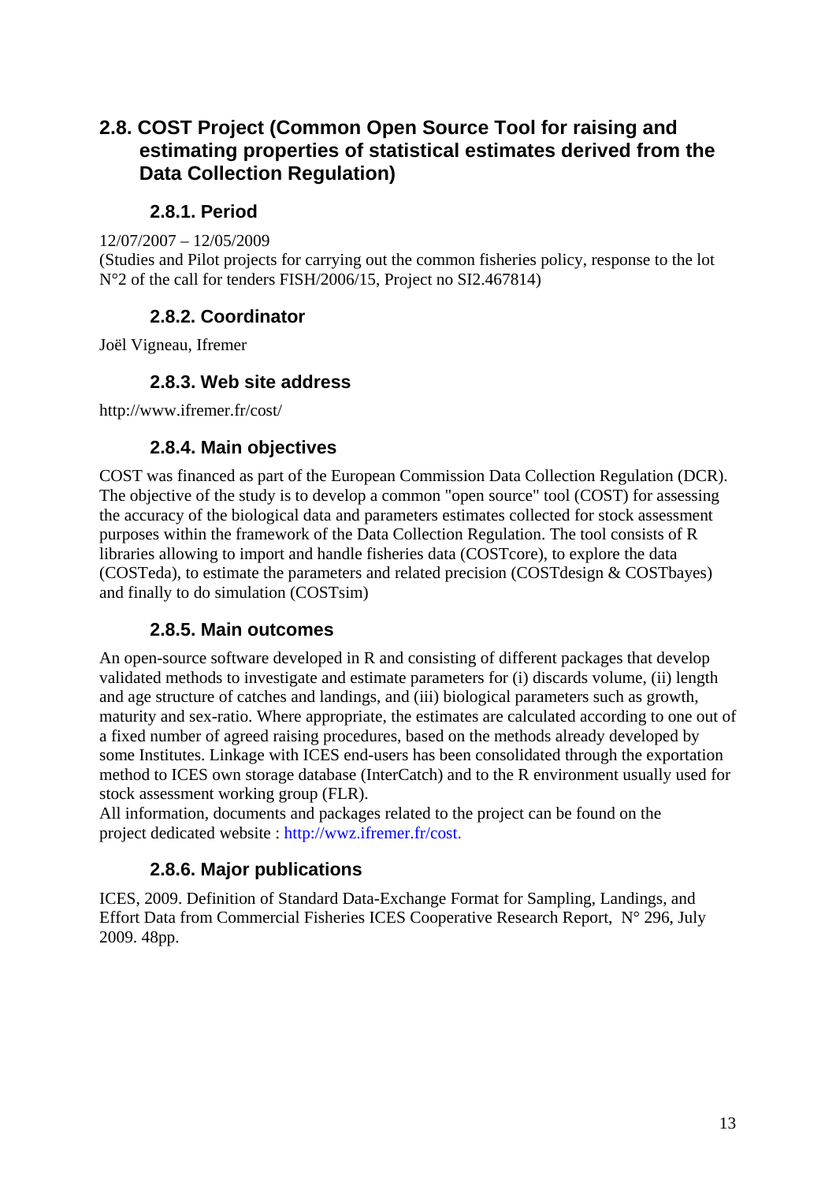## 2.8. COST Project (Common Open Source Tool for raising and estimating properties of statistical estimates derived from the Data Collection Regulation)

### 2.8.1. Period

12/07/2007 – 12/05/2009
(Studies and Pilot projects for carrying out the common fisheries policy, response to the lot N°2 of the call for tenders FISH/2006/15, Project no SI2.467814)

### 2.8.2. Coordinator

Joël Vigneau, Ifremer

### 2.8.3. Web site address

http://www.ifremer.fr/cost/

### 2.8.4. Main objectives

COST was financed as part of the European Commission Data Collection Regulation (DCR). The objective of the study is to develop a common "open source" tool (COST) for assessing the accuracy of the biological data and parameters estimates collected for stock assessment purposes within the framework of the Data Collection Regulation. The tool consists of R libraries allowing to import and handle fisheries data (COSTcore), to explore the data (COSTeda), to estimate the parameters and related precision (COSTdesign & COSTbayes) and finally to do simulation (COSTsim)

### 2.8.5. Main outcomes

An open-source software developed in R and consisting of different packages that develop validated methods to investigate and estimate parameters for (i) discards volume, (ii) length and age structure of catches and landings, and (iii) biological parameters such as growth, maturity and sex-ratio. Where appropriate, the estimates are calculated according to one out of a fixed number of agreed raising procedures, based on the methods already developed by some Institutes. Linkage with ICES end-users has been consolidated through the exportation method to ICES own storage database (InterCatch) and to the R environment usually used for stock assessment working group (FLR).
All information, documents and packages related to the project can be found on the project dedicated website : http://wwz.ifremer.fr/cost.

### 2.8.6. Major publications

ICES, 2009. Definition of Standard Data-Exchange Format for Sampling, Landings, and Effort Data from Commercial Fisheries ICES Cooperative Research Report, N° 296, July 2009. 48pp.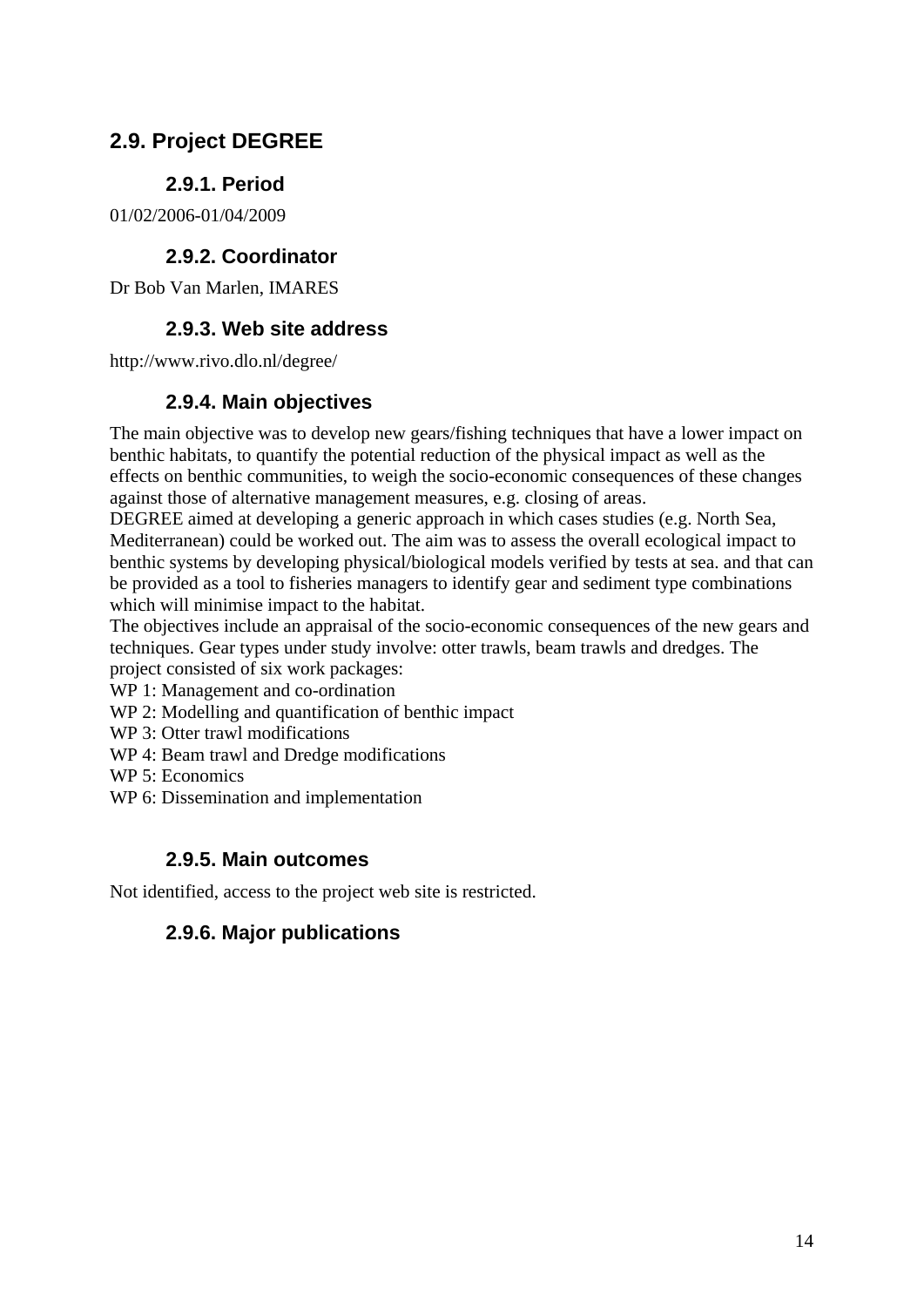## 2.9. Project DEGREE

### 2.9.1. Period

01/02/2006-01/04/2009

### 2.9.2. Coordinator

Dr Bob Van Marlen, IMARES

### 2.9.3. Web site address

http://www.rivo.dlo.nl/degree/

### 2.9.4. Main objectives

The main objective was to develop new gears/fishing techniques that have a lower impact on benthic habitats, to quantify the potential reduction of the physical impact as well as the effects on benthic communities, to weigh the socio-economic consequences of these changes against those of alternative management measures, e.g. closing of areas.
DEGREE aimed at developing a generic approach in which cases studies (e.g. North Sea, Mediterranean) could be worked out. The aim was to assess the overall ecological impact to benthic systems by developing physical/biological models verified by tests at sea. and that can be provided as a tool to fisheries managers to identify gear and sediment type combinations which will minimise impact to the habitat.
The objectives include an appraisal of the socio-economic consequences of the new gears and techniques. Gear types under study involve: otter trawls, beam trawls and dredges. The project consisted of six work packages:
WP 1: Management and co-ordination
WP 2: Modelling and quantification of benthic impact
WP 3: Otter trawl modifications
WP 4: Beam trawl and Dredge modifications
WP 5: Economics
WP 6: Dissemination and implementation

### 2.9.5. Main outcomes

Not identified, access to the project web site is restricted.

### 2.9.6. Major publications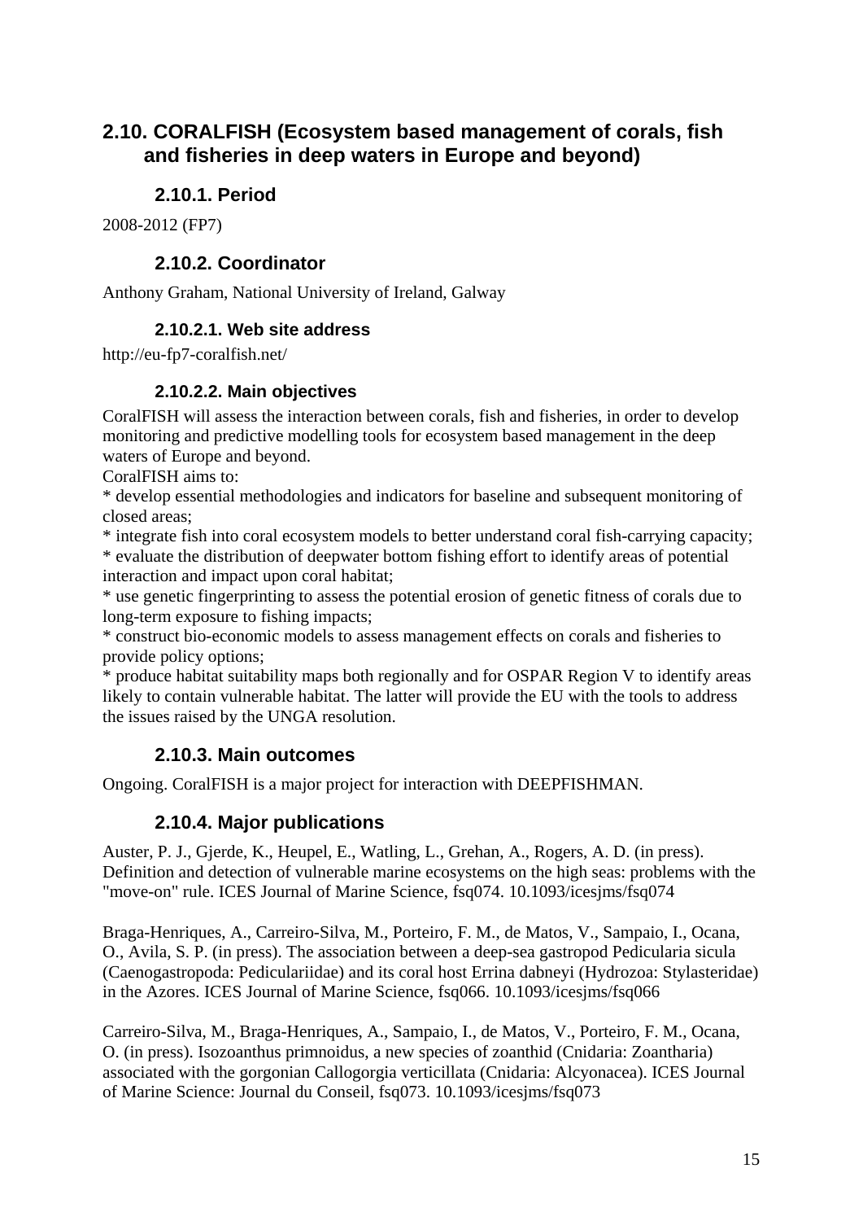## 2.10. CORALFISH (Ecosystem based management of corals, fish and fisheries in deep waters in Europe and beyond)

### 2.10.1. Period

2008-2012 (FP7)

### 2.10.2. Coordinator

Anthony Graham, National University of Ireland, Galway

#### 2.10.2.1. Web site address

http://eu-fp7-coralfish.net/

#### 2.10.2.2. Main objectives

CoralFISH will assess the interaction between corals, fish and fisheries, in order to develop monitoring and predictive modelling tools for ecosystem based management in the deep waters of Europe and beyond.

CoralFISH aims to:

* develop essential methodologies and indicators for baseline and subsequent monitoring of closed areas;
* integrate fish into coral ecosystem models to better understand coral fish-carrying capacity;
* evaluate the distribution of deepwater bottom fishing effort to identify areas of potential interaction and impact upon coral habitat;
* use genetic fingerprinting to assess the potential erosion of genetic fitness of corals due to long-term exposure to fishing impacts;
* construct bio-economic models to assess management effects on corals and fisheries to provide policy options;
* produce habitat suitability maps both regionally and for OSPAR Region V to identify areas likely to contain vulnerable habitat. The latter will provide the EU with the tools to address the issues raised by the UNGA resolution.

### 2.10.3. Main outcomes

Ongoing. CoralFISH is a major project for interaction with DEEPFISHMAN.

### 2.10.4. Major publications

Auster, P. J., Gjerde, K., Heupel, E., Watling, L., Grehan, A., Rogers, A. D. (in press). Definition and detection of vulnerable marine ecosystems on the high seas: problems with the "move-on" rule. ICES Journal of Marine Science, fsq074. 10.1093/icesjms/fsq074

Braga-Henriques, A., Carreiro-Silva, M., Porteiro, F. M., de Matos, V., Sampaio, I., Ocana, O., Avila, S. P. (in press). The association between a deep-sea gastropod Pedicularia sicula (Caenogastropoda: Pediculariidae) and its coral host Errina dabneyi (Hydrozoa: Stylasteridae) in the Azores. ICES Journal of Marine Science, fsq066. 10.1093/icesjms/fsq066

Carreiro-Silva, M., Braga-Henriques, A., Sampaio, I., de Matos, V., Porteiro, F. M., Ocana, O. (in press). Isozoanthus primnoidus, a new species of zoanthid (Cnidaria: Zoantharia) associated with the gorgonian Callogorgia verticillata (Cnidaria: Alcyonacea). ICES Journal of Marine Science: Journal du Conseil, fsq073. 10.1093/icesjms/fsq073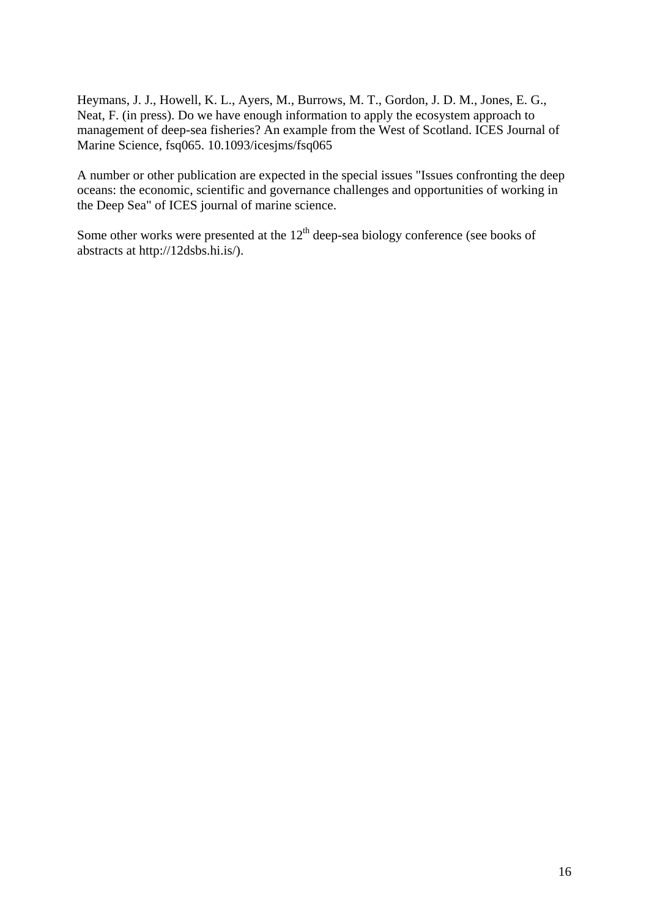Heymans, J. J., Howell, K. L., Ayers, M., Burrows, M. T., Gordon, J. D. M., Jones, E. G., Neat, F. (in press). Do we have enough information to apply the ecosystem approach to management of deep-sea fisheries? An example from the West of Scotland. ICES Journal of Marine Science, fsq065. 10.1093/icesjms/fsq065

A number or other publication are expected in the special issues "Issues confronting the deep oceans: the economic, scientific and governance challenges and opportunities of working in the Deep Sea" of ICES journal of marine science.

Some other works were presented at the 12th deep-sea biology conference (see books of abstracts at http://12dsbs.hi.is/).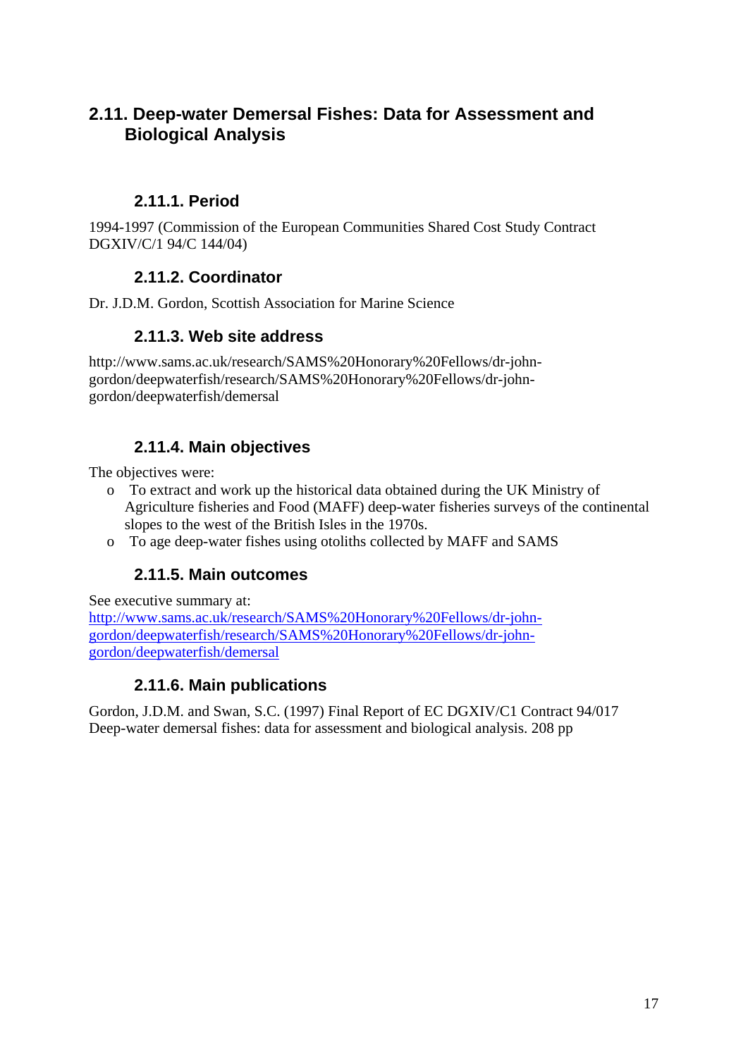## 2.11. Deep-water Demersal Fishes: Data for Assessment and Biological Analysis

### 2.11.1. Period

1994-1997 (Commission of the European Communities Shared Cost Study Contract DGXIV/C/1 94/C 144/04)

### 2.11.2. Coordinator

Dr. J.D.M. Gordon, Scottish Association for Marine Science

### 2.11.3. Web site address

http://www.sams.ac.uk/research/SAMS%20Honorary%20Fellows/dr-john-gordon/deepwaterfish/research/SAMS%20Honorary%20Fellows/dr-john-gordon/deepwaterfish/demersal

### 2.11.4. Main objectives

The objectives were:

- To extract and work up the historical data obtained during the UK Ministry of Agriculture fisheries and Food (MAFF) deep-water fisheries surveys of the continental slopes to the west of the British Isles in the 1970s.
- To age deep-water fishes using otoliths collected by MAFF and SAMS

### 2.11.5. Main outcomes

See executive summary at:
http://www.sams.ac.uk/research/SAMS%20Honorary%20Fellows/dr-john-gordon/deepwaterfish/research/SAMS%20Honorary%20Fellows/dr-john-gordon/deepwaterfish/demersal

### 2.11.6. Main publications

Gordon, J.D.M. and Swan, S.C. (1997) Final Report of EC DGXIV/C1 Contract 94/017 Deep-water demersal fishes: data for assessment and biological analysis. 208 pp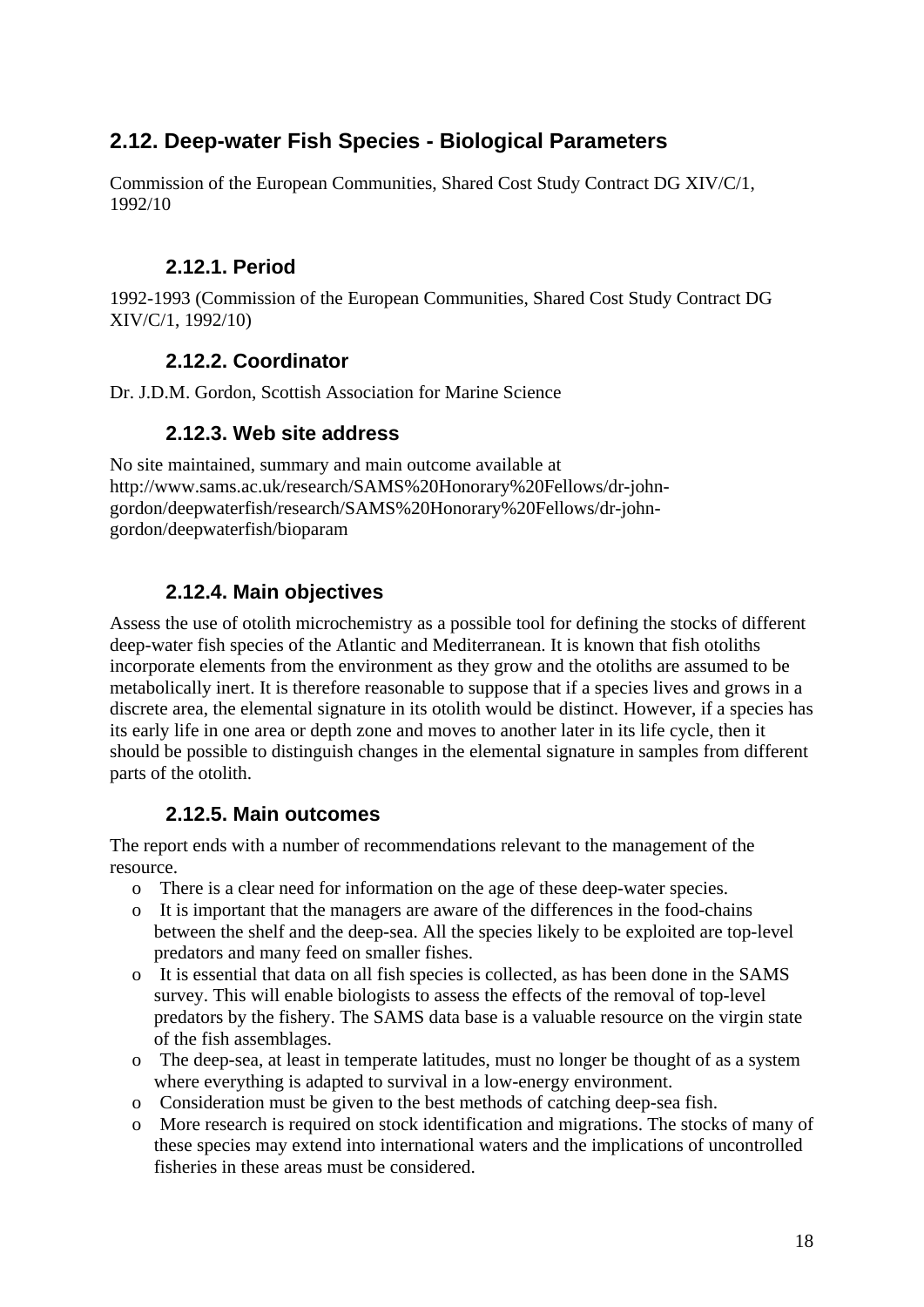## 2.12. Deep-water Fish Species - Biological Parameters

Commission of the European Communities, Shared Cost Study Contract DG XIV/C/1, 1992/10

### 2.12.1. Period

1992-1993 (Commission of the European Communities, Shared Cost Study Contract DG XIV/C/1, 1992/10)

### 2.12.2. Coordinator

Dr. J.D.M. Gordon, Scottish Association for Marine Science

### 2.12.3. Web site address

No site maintained, summary and main outcome available at http://www.sams.ac.uk/research/SAMS%20Honorary%20Fellows/dr-john-gordon/deepwaterfish/research/SAMS%20Honorary%20Fellows/dr-john-gordon/deepwaterfish/bioparam

### 2.12.4. Main objectives

Assess the use of otolith microchemistry as a possible tool for defining the stocks of different deep-water fish species of the Atlantic and Mediterranean. It is known that fish otoliths incorporate elements from the environment as they grow and the otoliths are assumed to be metabolically inert. It is therefore reasonable to suppose that if a species lives and grows in a discrete area, the elemental signature in its otolith would be distinct. However, if a species has its early life in one area or depth zone and moves to another later in its life cycle, then it should be possible to distinguish changes in the elemental signature in samples from different parts of the otolith.

### 2.12.5. Main outcomes

The report ends with a number of recommendations relevant to the management of the resource.

- There is a clear need for information on the age of these deep-water species.
- It is important that the managers are aware of the differences in the food-chains between the shelf and the deep-sea. All the species likely to be exploited are top-level predators and many feed on smaller fishes.
- It is essential that data on all fish species is collected, as has been done in the SAMS survey. This will enable biologists to assess the effects of the removal of top-level predators by the fishery. The SAMS data base is a valuable resource on the virgin state of the fish assemblages.
- The deep-sea, at least in temperate latitudes, must no longer be thought of as a system where everything is adapted to survival in a low-energy environment.
- Consideration must be given to the best methods of catching deep-sea fish.
- More research is required on stock identification and migrations. The stocks of many of these species may extend into international waters and the implications of uncontrolled fisheries in these areas must be considered.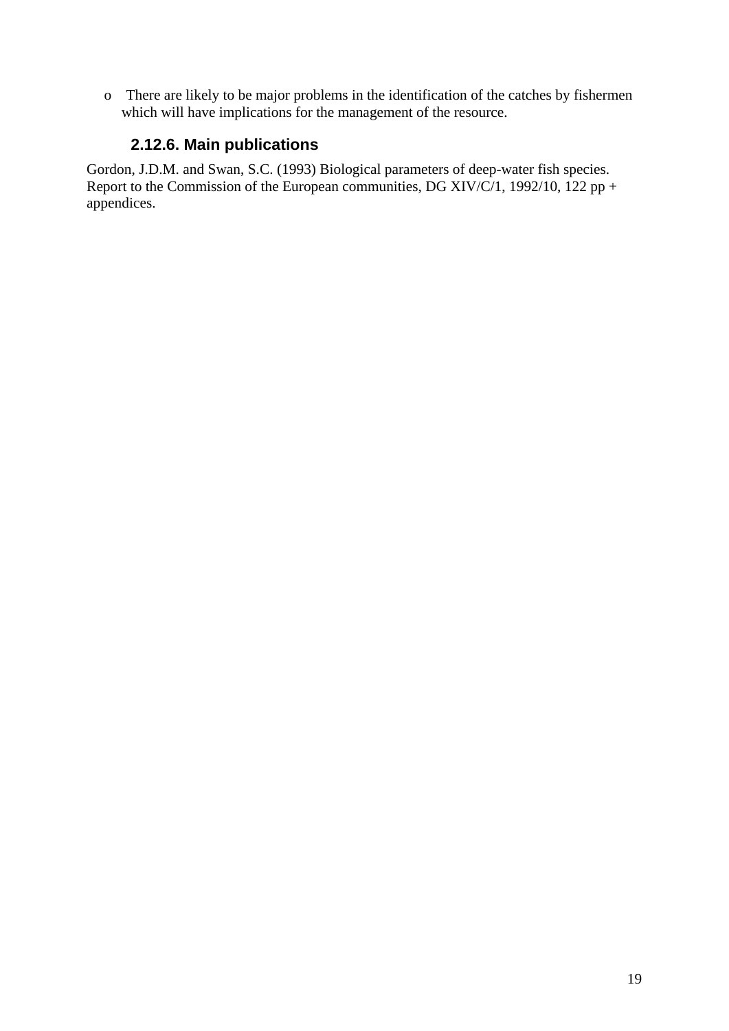- There are likely to be major problems in the identification of the catches by fishermen which will have implications for the management of the resource.

### 2.12.6. Main publications

Gordon, J.D.M. and Swan, S.C. (1993) Biological parameters of deep-water fish species. Report to the Commission of the European communities, DG XIV/C/1, 1992/10, 122 pp + appendices.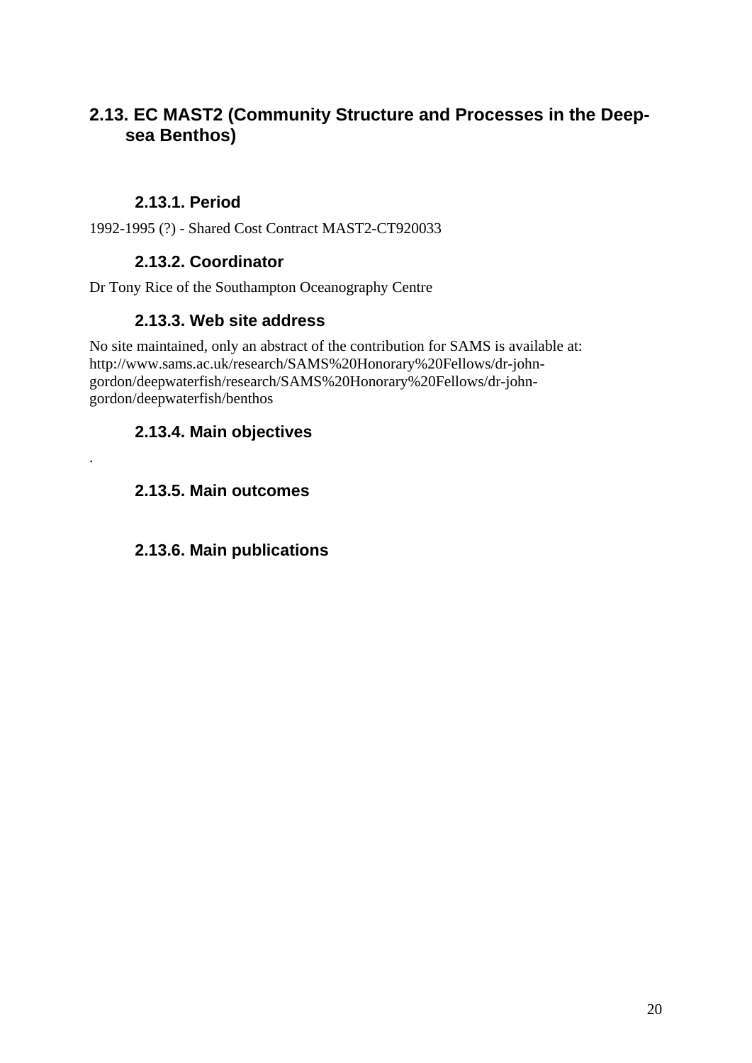## 2.13. EC MAST2 (Community Structure and Processes in the Deep-sea Benthos)

### 2.13.1. Period

1992-1995 (?) - Shared Cost Contract MAST2-CT920033

### 2.13.2. Coordinator

Dr Tony Rice of the Southampton Oceanography Centre

### 2.13.3. Web site address

No site maintained, only an abstract of the contribution for SAMS is available at: http://www.sams.ac.uk/research/SAMS%20Honorary%20Fellows/dr-john-gordon/deepwaterfish/research/SAMS%20Honorary%20Fellows/dr-john-gordon/deepwaterfish/benthos

### 2.13.4. Main objectives

.

### 2.13.5. Main outcomes

### 2.13.6. Main publications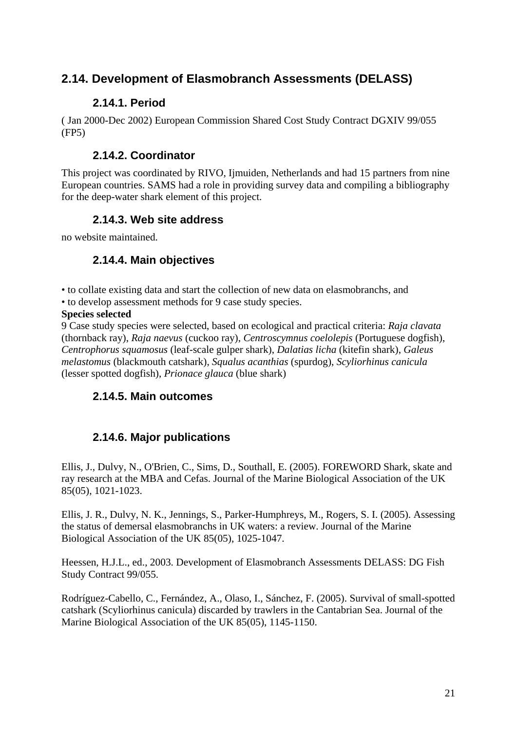## 2.14. Development of Elasmobranch Assessments (DELASS)

### 2.14.1. Period

( Jan 2000-Dec 2002) European Commission Shared Cost Study Contract DGXIV 99/055 (FP5)

### 2.14.2. Coordinator

This project was coordinated by RIVO, Ijmuiden, Netherlands and had 15 partners from nine European countries. SAMS had a role in providing survey data and compiling a bibliography for the deep-water shark element of this project.

### 2.14.3. Web site address

no website maintained.

### 2.14.4. Main objectives

• to collate existing data and start the collection of new data on elasmobranchs, and
• to develop assessment methods for 9 case study species.

**Species selected**

9 Case study species were selected, based on ecological and practical criteria: *Raja clavata* (thornback ray), *Raja naevus* (cuckoo ray), *Centroscymnus coelolepis* (Portuguese dogfish), *Centrophorus squamosus* (leaf-scale gulper shark), *Dalatias licha* (kitefin shark), *Galeus melastomus* (blackmouth catshark), *Squalus acanthias* (spurdog), *Scyliorhinus canicula* (lesser spotted dogfish), *Prionace glauca* (blue shark)

### 2.14.5. Main outcomes

### 2.14.6. Major publications

Ellis, J., Dulvy, N., O'Brien, C., Sims, D., Southall, E. (2005). FOREWORD Shark, skate and ray research at the MBA and Cefas. Journal of the Marine Biological Association of the UK 85(05), 1021-1023.

Ellis, J. R., Dulvy, N. K., Jennings, S., Parker-Humphreys, M., Rogers, S. I. (2005). Assessing the status of demersal elasmobranchs in UK waters: a review. Journal of the Marine Biological Association of the UK 85(05), 1025-1047.

Heessen, H.J.L., ed., 2003. Development of Elasmobranch Assessments DELASS: DG Fish Study Contract 99/055.

Rodríguez-Cabello, C., Fernández, A., Olaso, I., Sánchez, F. (2005). Survival of small-spotted catshark (Scyliorhinus canicula) discarded by trawlers in the Cantabrian Sea. Journal of the Marine Biological Association of the UK 85(05), 1145-1150.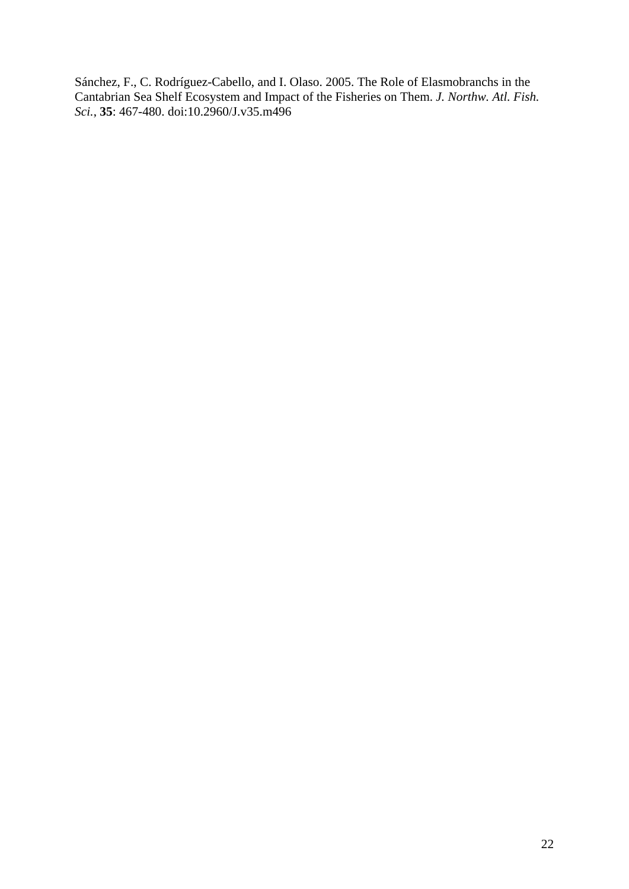Sánchez, F., C. Rodríguez-Cabello, and I. Olaso. 2005. The Role of Elasmobranchs in the Cantabrian Sea Shelf Ecosystem and Impact of the Fisheries on Them. *J. Northw. Atl. Fish. Sci.*, **35**: 467-480. doi:10.2960/J.v35.m496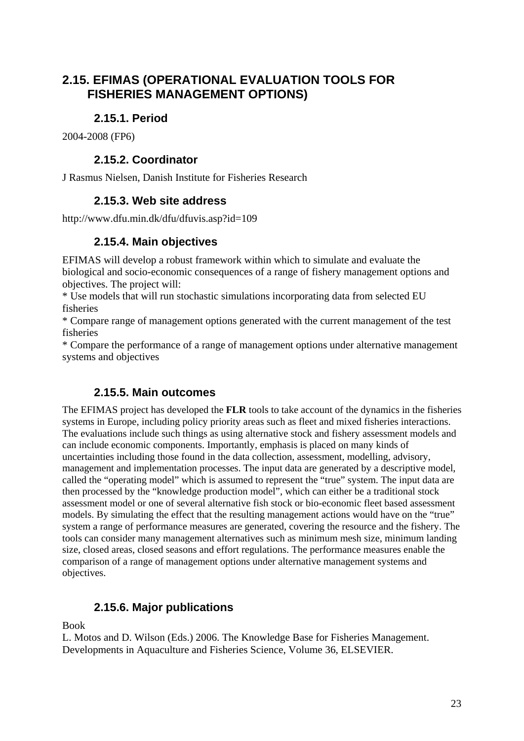## 2.15. EFIMAS (OPERATIONAL EVALUATION TOOLS FOR FISHERIES MANAGEMENT OPTIONS)

### 2.15.1. Period

2004-2008 (FP6)

### 2.15.2. Coordinator

J Rasmus Nielsen, Danish Institute for Fisheries Research

### 2.15.3. Web site address

http://www.dfu.min.dk/dfu/dfuvis.asp?id=109

### 2.15.4. Main objectives

EFIMAS will develop a robust framework within which to simulate and evaluate the biological and socio-economic consequences of a range of fishery management options and objectives. The project will:

* Use models that will run stochastic simulations incorporating data from selected EU fisheries
* Compare range of management options generated with the current management of the test fisheries
* Compare the performance of a range of management options under alternative management systems and objectives

### 2.15.5. Main outcomes

The EFIMAS project has developed the **FLR** tools to take account of the dynamics in the fisheries systems in Europe, including policy priority areas such as fleet and mixed fisheries interactions. The evaluations include such things as using alternative stock and fishery assessment models and can include economic components. Importantly, emphasis is placed on many kinds of uncertainties including those found in the data collection, assessment, modelling, advisory, management and implementation processes. The input data are generated by a descriptive model, called the "operating model" which is assumed to represent the "true" system. The input data are then processed by the "knowledge production model", which can either be a traditional stock assessment model or one of several alternative fish stock or bio-economic fleet based assessment models. By simulating the effect that the resulting management actions would have on the "true" system a range of performance measures are generated, covering the resource and the fishery. The tools can consider many management alternatives such as minimum mesh size, minimum landing size, closed areas, closed seasons and effort regulations. The performance measures enable the comparison of a range of management options under alternative management systems and objectives.

### 2.15.6. Major publications

Book

L. Motos and D. Wilson (Eds.) 2006. The Knowledge Base for Fisheries Management. Developments in Aquaculture and Fisheries Science, Volume 36, ELSEVIER.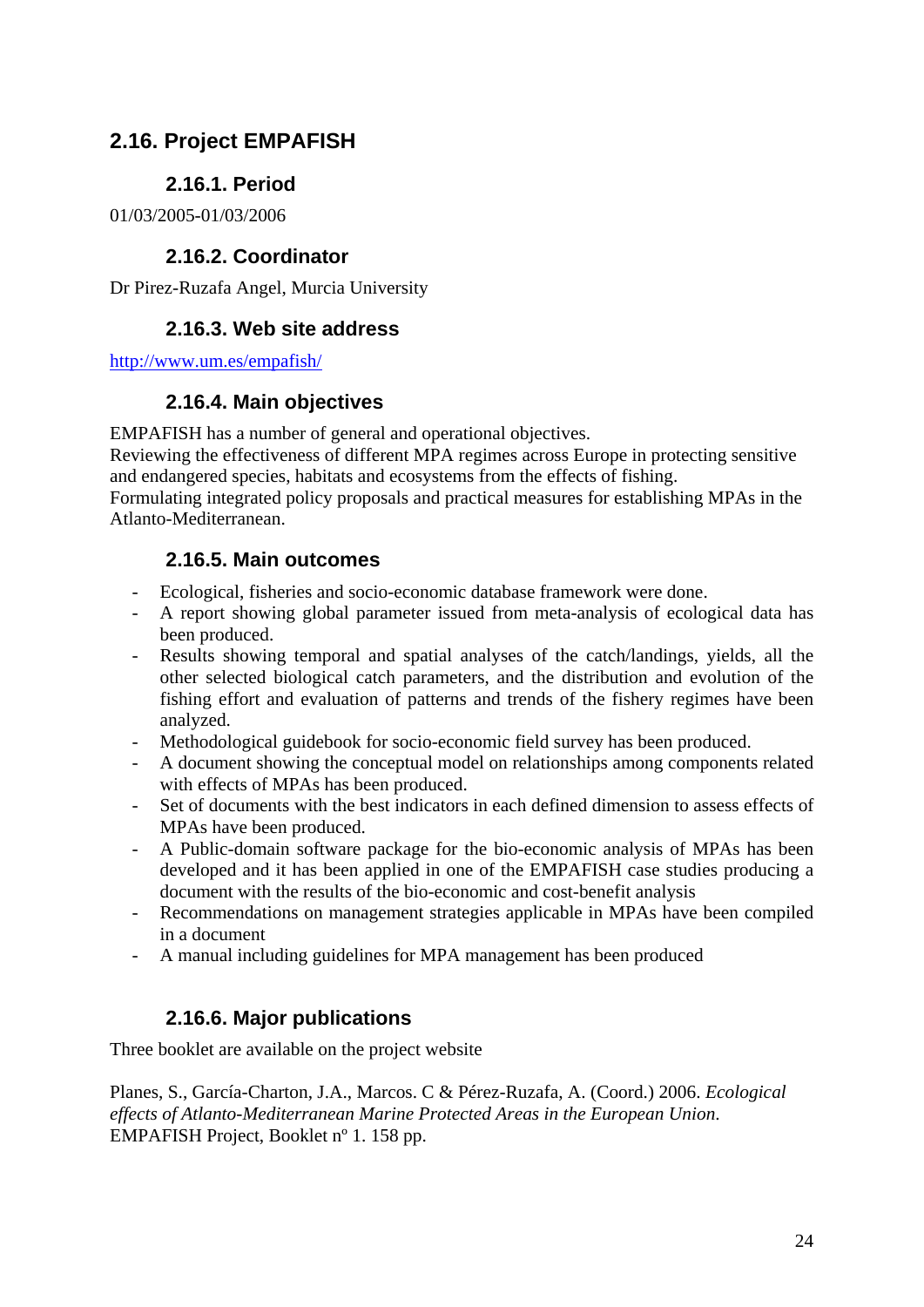## 2.16. Project EMPAFISH

### 2.16.1. Period

01/03/2005-01/03/2006

### 2.16.2. Coordinator

Dr Pirez-Ruzafa Angel, Murcia University

### 2.16.3. Web site address

http://www.um.es/empafish/

### 2.16.4. Main objectives

EMPAFISH has a number of general and operational objectives.
Reviewing the effectiveness of different MPA regimes across Europe in protecting sensitive and endangered species, habitats and ecosystems from the effects of fishing.
Formulating integrated policy proposals and practical measures for establishing MPAs in the Atlanto-Mediterranean.

### 2.16.5. Main outcomes

- Ecological, fisheries and socio-economic database framework were done.
- A report showing global parameter issued from meta-analysis of ecological data has been produced.
- Results showing temporal and spatial analyses of the catch/landings, yields, all the other selected biological catch parameters, and the distribution and evolution of the fishing effort and evaluation of patterns and trends of the fishery regimes have been analyzed.
- Methodological guidebook for socio-economic field survey has been produced.
- A document showing the conceptual model on relationships among components related with effects of MPAs has been produced.
- Set of documents with the best indicators in each defined dimension to assess effects of MPAs have been produced.
- A Public-domain software package for the bio-economic analysis of MPAs has been developed and it has been applied in one of the EMPAFISH case studies producing a document with the results of the bio-economic and cost-benefit analysis
- Recommendations on management strategies applicable in MPAs have been compiled in a document
- A manual including guidelines for MPA management has been produced

### 2.16.6. Major publications

Three booklet are available on the project website

Planes, S., García-Charton, J.A., Marcos. C & Pérez-Ruzafa, A. (Coord.) 2006. *Ecological effects of Atlanto-Mediterranean Marine Protected Areas in the European Union*. EMPAFISH Project, Booklet nº 1. 158 pp.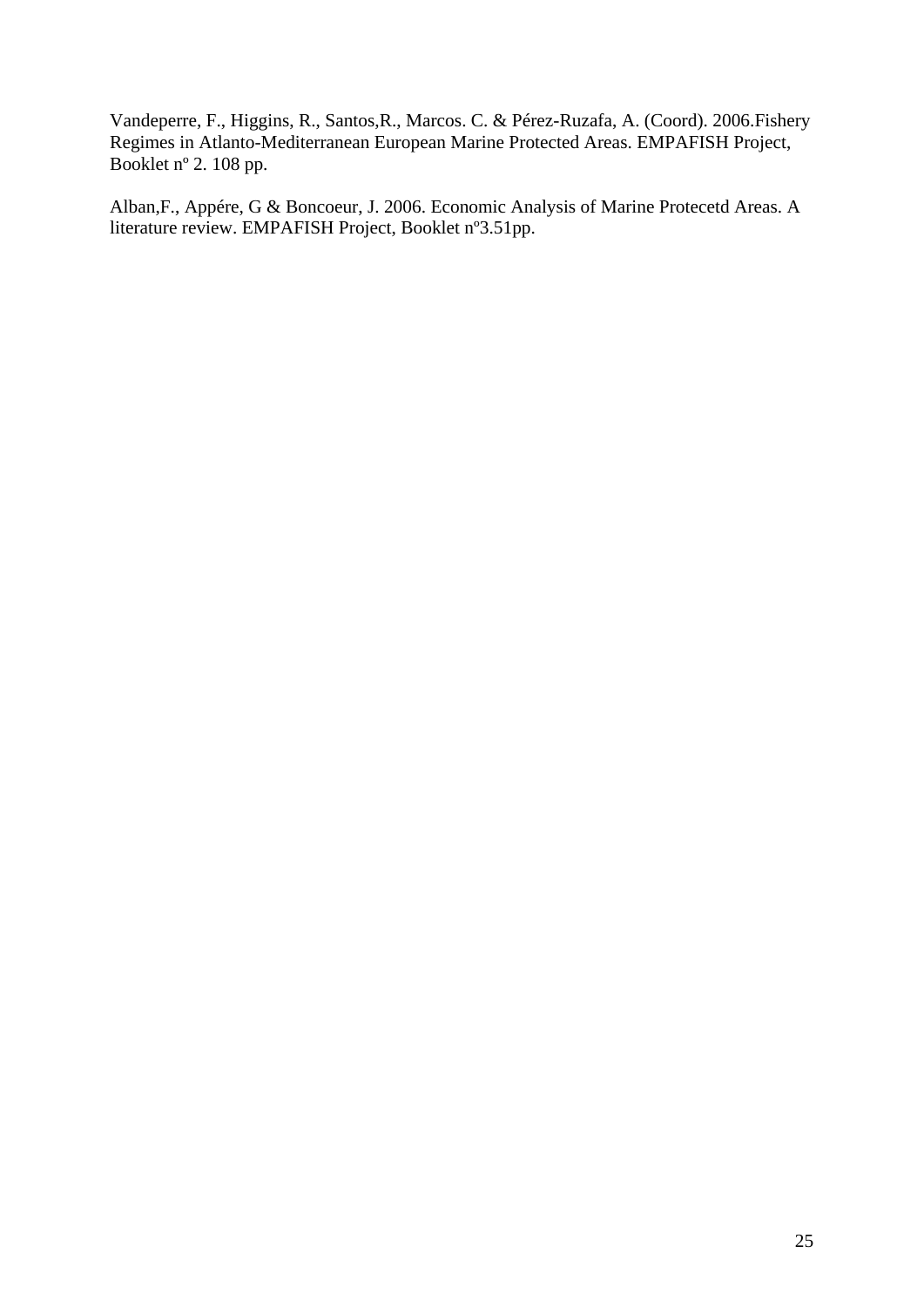Vandeperre, F., Higgins, R., Santos,R., Marcos. C. & Pérez-Ruzafa, A. (Coord). 2006.Fishery Regimes in Atlanto-Mediterranean European Marine Protected Areas. EMPAFISH Project, Booklet nº 2. 108 pp.

Alban,F., Appére, G & Boncoeur, J. 2006. Economic Analysis of Marine Protecetd Areas. A literature review. EMPAFISH Project, Booklet nº3.51pp.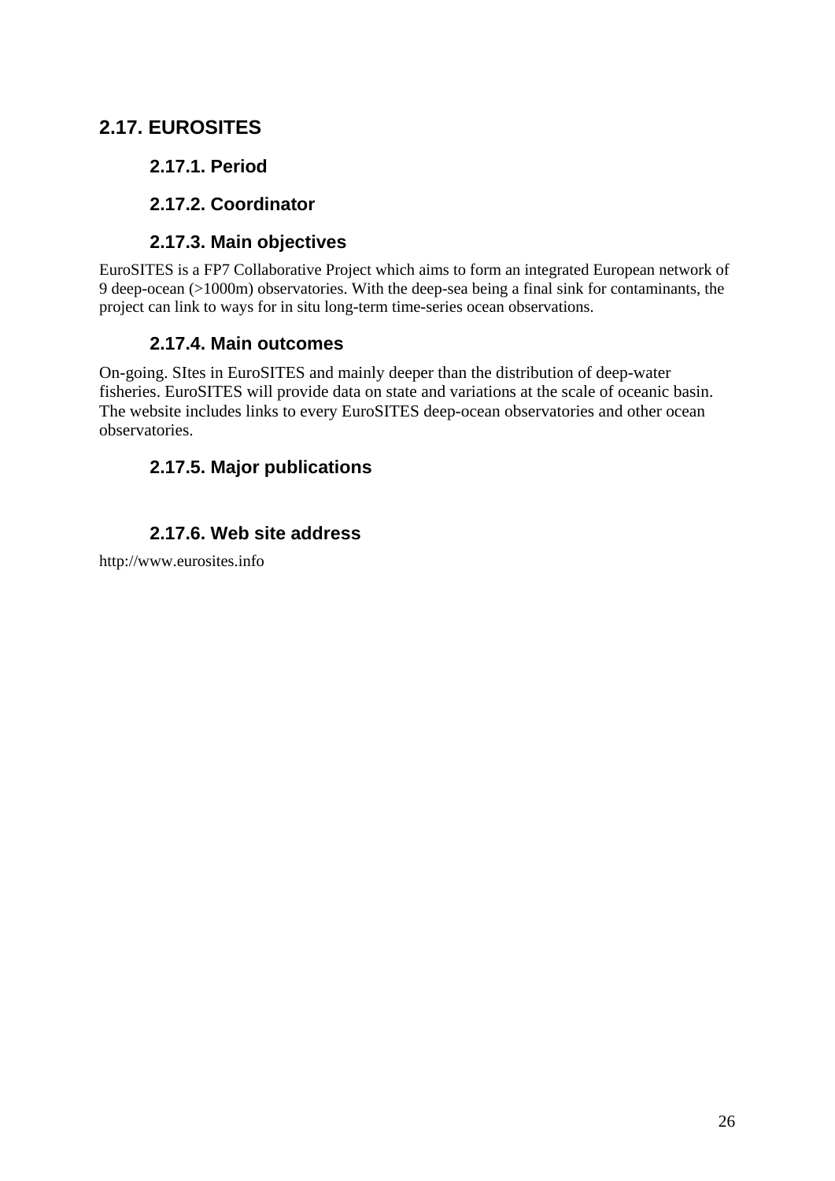## 2.17. EUROSITES

### 2.17.1. Period

### 2.17.2. Coordinator

### 2.17.3. Main objectives

EuroSITES is a FP7 Collaborative Project which aims to form an integrated European network of 9 deep-ocean (>1000m) observatories. With the deep-sea being a final sink for contaminants, the project can link to ways for in situ long-term time-series ocean observations.

### 2.17.4. Main outcomes

On-going. SItes in EuroSITES and mainly deeper than the distribution of deep-water fisheries. EuroSITES will provide data on state and variations at the scale of oceanic basin. The website includes links to every EuroSITES deep-ocean observatories and other ocean observatories.

### 2.17.5. Major publications

### 2.17.6. Web site address

http://www.eurosites.info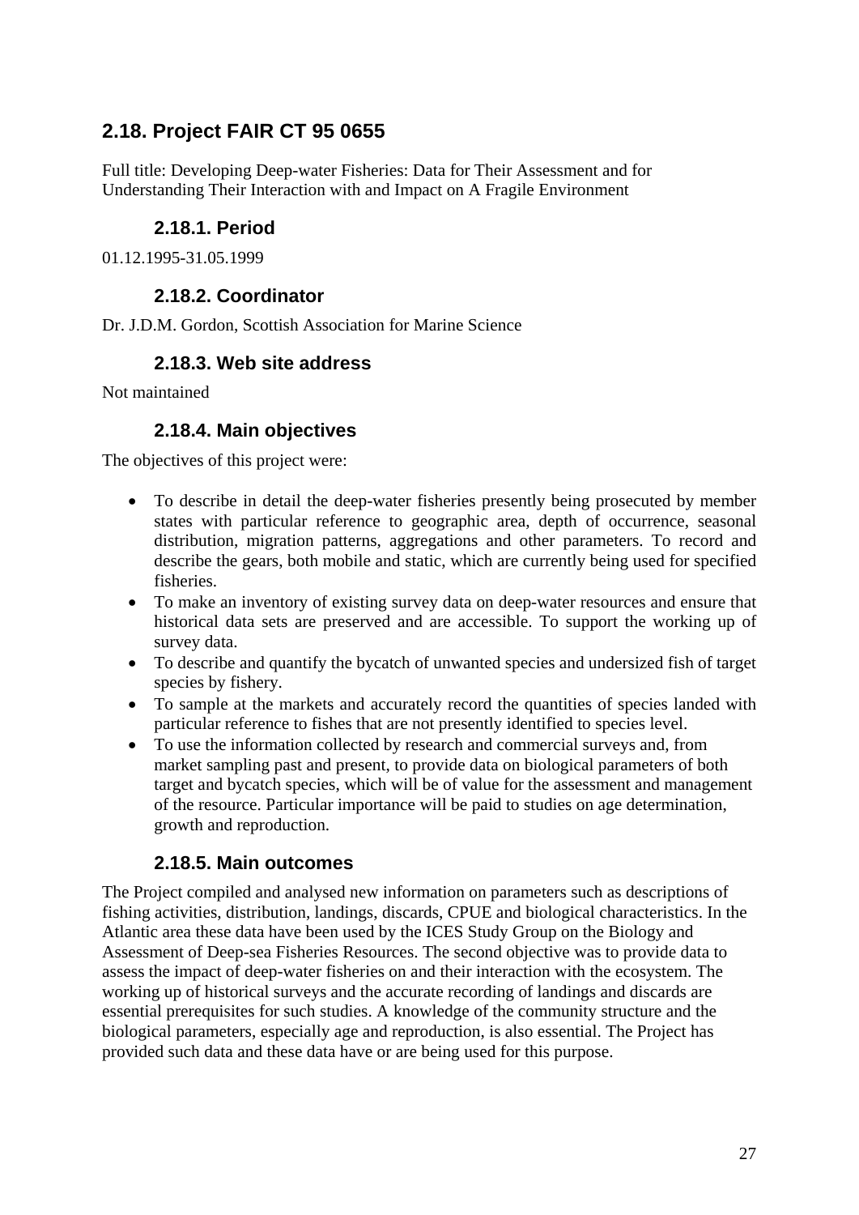## 2.18. Project FAIR CT 95 0655

Full title: Developing Deep-water Fisheries: Data for Their Assessment and for Understanding Their Interaction with and Impact on A Fragile Environment

### 2.18.1. Period

01.12.1995-31.05.1999

### 2.18.2. Coordinator

Dr. J.D.M. Gordon, Scottish Association for Marine Science

### 2.18.3. Web site address

Not maintained

### 2.18.4. Main objectives

The objectives of this project were:

- To describe in detail the deep-water fisheries presently being prosecuted by member states with particular reference to geographic area, depth of occurrence, seasonal distribution, migration patterns, aggregations and other parameters. To record and describe the gears, both mobile and static, which are currently being used for specified fisheries.
- To make an inventory of existing survey data on deep-water resources and ensure that historical data sets are preserved and are accessible. To support the working up of survey data.
- To describe and quantify the bycatch of unwanted species and undersized fish of target species by fishery.
- To sample at the markets and accurately record the quantities of species landed with particular reference to fishes that are not presently identified to species level.
- To use the information collected by research and commercial surveys and, from market sampling past and present, to provide data on biological parameters of both target and bycatch species, which will be of value for the assessment and management of the resource. Particular importance will be paid to studies on age determination, growth and reproduction.

### 2.18.5. Main outcomes

The Project compiled and analysed new information on parameters such as descriptions of fishing activities, distribution, landings, discards, CPUE and biological characteristics. In the Atlantic area these data have been used by the ICES Study Group on the Biology and Assessment of Deep-sea Fisheries Resources. The second objective was to provide data to assess the impact of deep-water fisheries on and their interaction with the ecosystem. The working up of historical surveys and the accurate recording of landings and discards are essential prerequisites for such studies. A knowledge of the community structure and the biological parameters, especially age and reproduction, is also essential. The Project has provided such data and these data have or are being used for this purpose.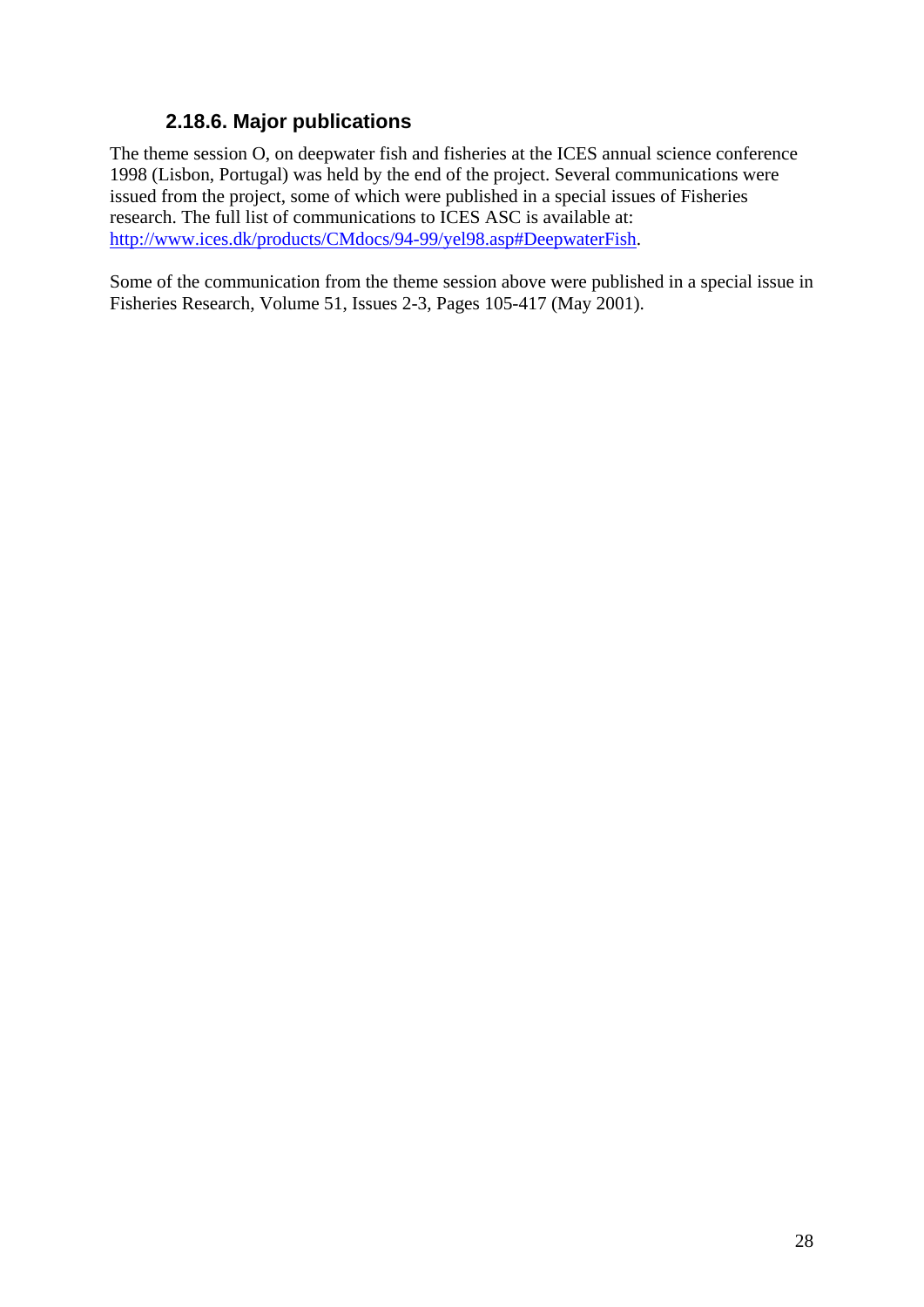### 2.18.6. Major publications

The theme session O, on deepwater fish and fisheries at the ICES annual science conference 1998 (Lisbon, Portugal) was held by the end of the project. Several communications were issued from the project, some of which were published in a special issues of Fisheries research. The full list of communications to ICES ASC is available at: [http://www.ices.dk/products/CMdocs/94-99/yel98.asp#DeepwaterFish](http://www.ices.dk/products/CMdocs/94-99/yel98.asp#DeepwaterFish).

Some of the communication from the theme session above were published in a special issue in Fisheries Research, Volume 51, Issues 2-3, Pages 105-417 (May 2001).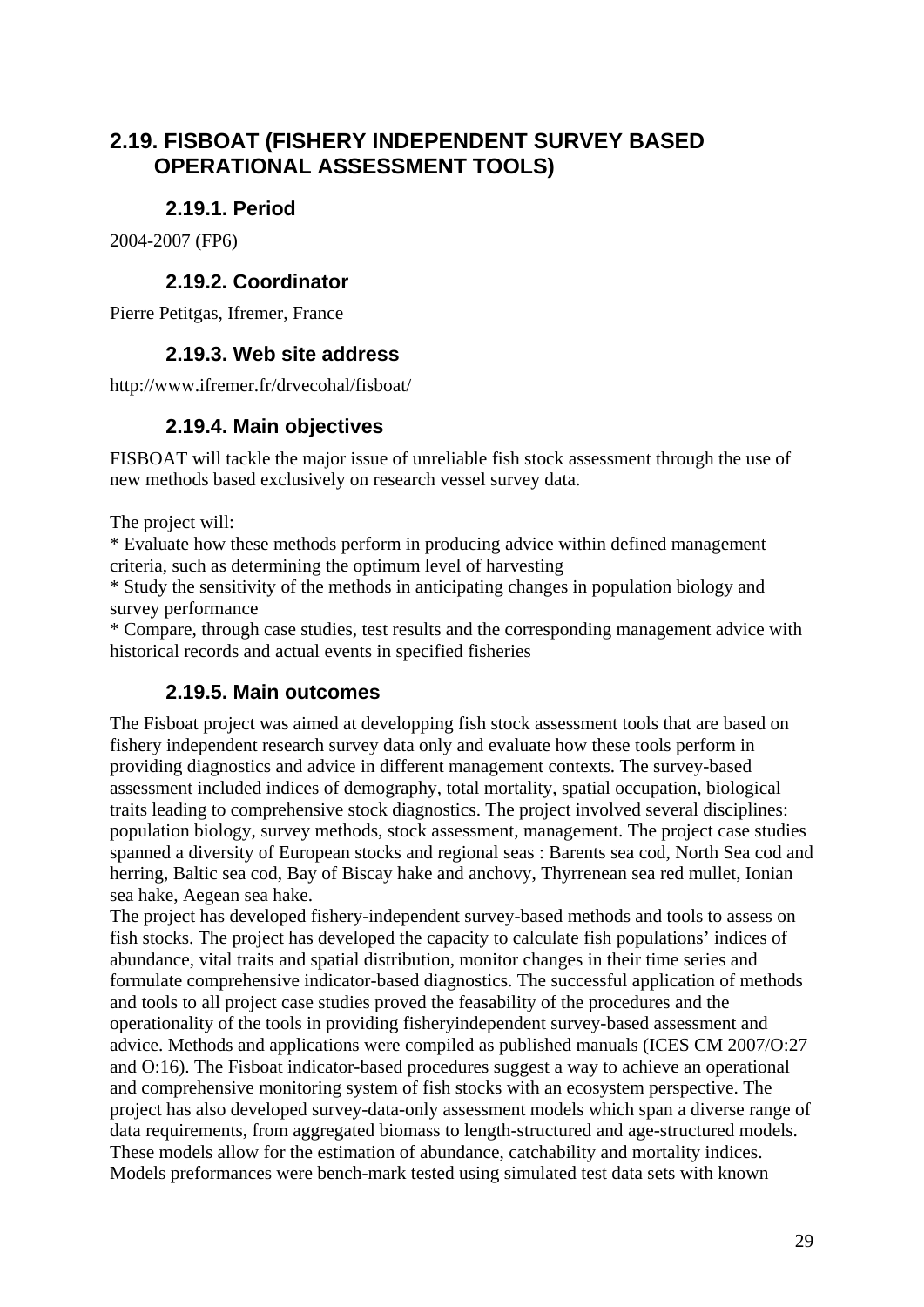## 2.19. FISBOAT (FISHERY INDEPENDENT SURVEY BASED OPERATIONAL ASSESSMENT TOOLS)

### 2.19.1. Period

2004-2007 (FP6)

### 2.19.2. Coordinator

Pierre Petitgas, Ifremer, France

### 2.19.3. Web site address

http://www.ifremer.fr/drvecohal/fisboat/

### 2.19.4. Main objectives

FISBOAT will tackle the major issue of unreliable fish stock assessment through the use of new methods based exclusively on research vessel survey data.

The project will:

* Evaluate how these methods perform in producing advice within defined management criteria, such as determining the optimum level of harvesting
* Study the sensitivity of the methods in anticipating changes in population biology and survey performance
* Compare, through case studies, test results and the corresponding management advice with historical records and actual events in specified fisheries

### 2.19.5. Main outcomes

The Fisboat project was aimed at developping fish stock assessment tools that are based on fishery independent research survey data only and evaluate how these tools perform in providing diagnostics and advice in different management contexts. The survey-based assessment included indices of demography, total mortality, spatial occupation, biological traits leading to comprehensive stock diagnostics. The project involved several disciplines: population biology, survey methods, stock assessment, management. The project case studies spanned a diversity of European stocks and regional seas : Barents sea cod, North Sea cod and herring, Baltic sea cod, Bay of Biscay hake and anchovy, Thyrrenean sea red mullet, Ionian sea hake, Aegean sea hake.

The project has developed fishery-independent survey-based methods and tools to assess on fish stocks. The project has developed the capacity to calculate fish populations' indices of abundance, vital traits and spatial distribution, monitor changes in their time series and formulate comprehensive indicator-based diagnostics. The successful application of methods and tools to all project case studies proved the feasability of the procedures and the operationality of the tools in providing fisheryindependent survey-based assessment and advice. Methods and applications were compiled as published manuals (ICES CM 2007/O:27 and O:16). The Fisboat indicator-based procedures suggest a way to achieve an operational and comprehensive monitoring system of fish stocks with an ecosystem perspective. The project has also developed survey-data-only assessment models which span a diverse range of data requirements, from aggregated biomass to length-structured and age-structured models. These models allow for the estimation of abundance, catchability and mortality indices. Models preformances were bench-mark tested using simulated test data sets with known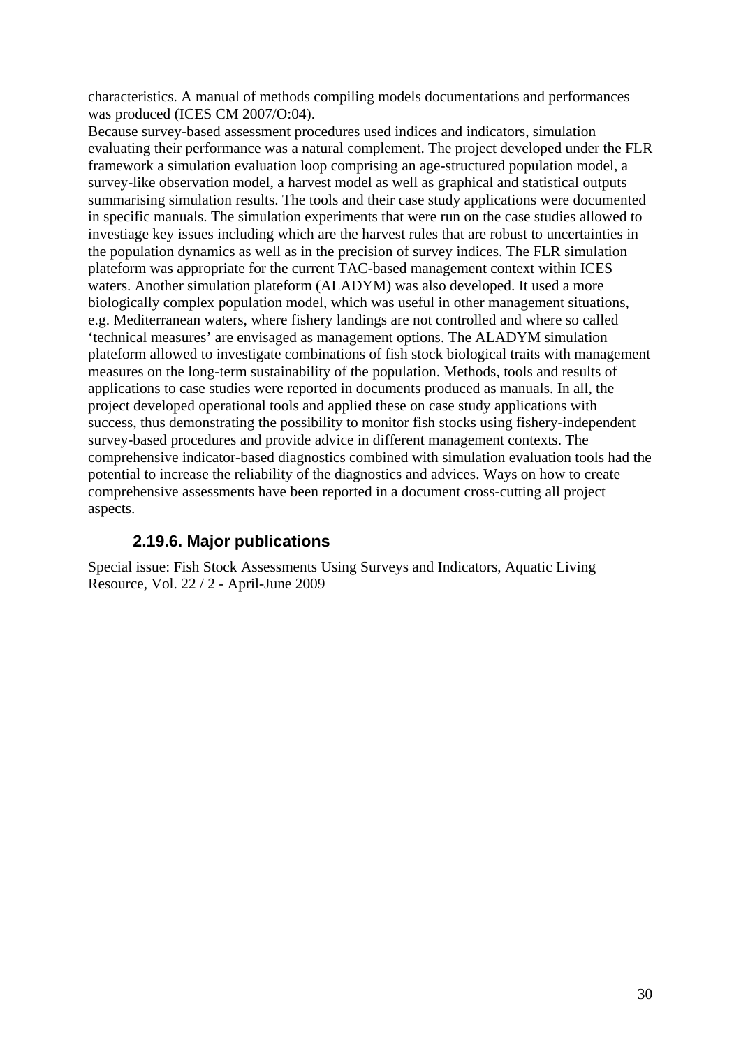characteristics. A manual of methods compiling models documentations and performances was produced (ICES CM 2007/O:04).

Because survey-based assessment procedures used indices and indicators, simulation evaluating their performance was a natural complement. The project developed under the FLR framework a simulation evaluation loop comprising an age-structured population model, a survey-like observation model, a harvest model as well as graphical and statistical outputs summarising simulation results. The tools and their case study applications were documented in specific manuals. The simulation experiments that were run on the case studies allowed to investiage key issues including which are the harvest rules that are robust to uncertainties in the population dynamics as well as in the precision of survey indices. The FLR simulation plateform was appropriate for the current TAC-based management context within ICES waters. Another simulation plateform (ALADYM) was also developed. It used a more biologically complex population model, which was useful in other management situations, e.g. Mediterranean waters, where fishery landings are not controlled and where so called 'technical measures' are envisaged as management options. The ALADYM simulation plateform allowed to investigate combinations of fish stock biological traits with management measures on the long-term sustainability of the population. Methods, tools and results of applications to case studies were reported in documents produced as manuals. In all, the project developed operational tools and applied these on case study applications with success, thus demonstrating the possibility to monitor fish stocks using fishery-independent survey-based procedures and provide advice in different management contexts. The comprehensive indicator-based diagnostics combined with simulation evaluation tools had the potential to increase the reliability of the diagnostics and advices. Ways on how to create comprehensive assessments have been reported in a document cross-cutting all project aspects.

### 2.19.6. Major publications

Special issue: Fish Stock Assessments Using Surveys and Indicators, Aquatic Living Resource, Vol. 22 / 2 - April-June 2009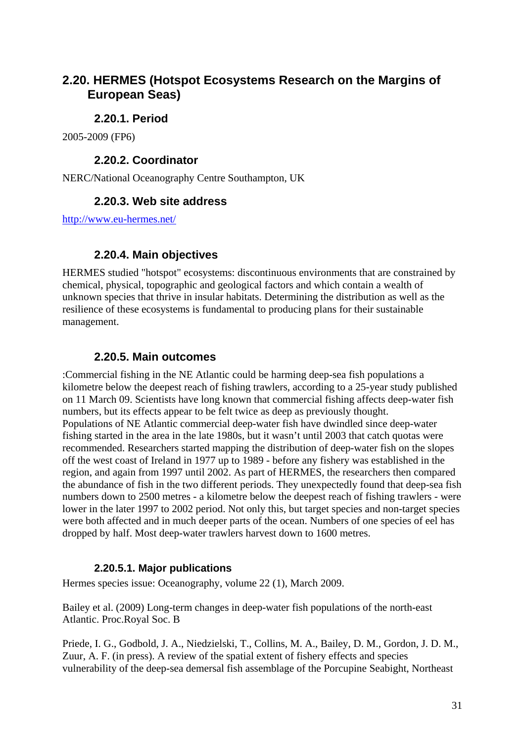## 2.20. HERMES (Hotspot Ecosystems Research on the Margins of European Seas)

### 2.20.1. Period

2005-2009 (FP6)

### 2.20.2. Coordinator

NERC/National Oceanography Centre Southampton, UK

### 2.20.3. Web site address

http://www.eu-hermes.net/

### 2.20.4. Main objectives

HERMES studied "hotspot" ecosystems: discontinuous environments that are constrained by chemical, physical, topographic and geological factors and which contain a wealth of unknown species that thrive in insular habitats. Determining the distribution as well as the resilience of these ecosystems is fundamental to producing plans for their sustainable management.

### 2.20.5. Main outcomes

:Commercial fishing in the NE Atlantic could be harming deep-sea fish populations a kilometre below the deepest reach of fishing trawlers, according to a 25-year study published on 11 March 09. Scientists have long known that commercial fishing affects deep-water fish numbers, but its effects appear to be felt twice as deep as previously thought.
Populations of NE Atlantic commercial deep-water fish have dwindled since deep-water fishing started in the area in the late 1980s, but it wasn't until 2003 that catch quotas were recommended. Researchers started mapping the distribution of deep-water fish on the slopes off the west coast of Ireland in 1977 up to 1989 - before any fishery was established in the region, and again from 1997 until 2002. As part of HERMES, the researchers then compared the abundance of fish in the two different periods. They unexpectedly found that deep-sea fish numbers down to 2500 metres - a kilometre below the deepest reach of fishing trawlers - were lower in the later 1997 to 2002 period. Not only this, but target species and non-target species were both affected and in much deeper parts of the ocean. Numbers of one species of eel has dropped by half. Most deep-water trawlers harvest down to 1600 metres.

#### 2.20.5.1. Major publications

Hermes species issue: Oceanography, volume 22 (1), March 2009.

Bailey et al. (2009) Long-term changes in deep-water fish populations of the north-east Atlantic. Proc.Royal Soc. B

Priede, I. G., Godbold, J. A., Niedzielski, T., Collins, M. A., Bailey, D. M., Gordon, J. D. M., Zuur, A. F. (in press). A review of the spatial extent of fishery effects and species vulnerability of the deep-sea demersal fish assemblage of the Porcupine Seabight, Northeast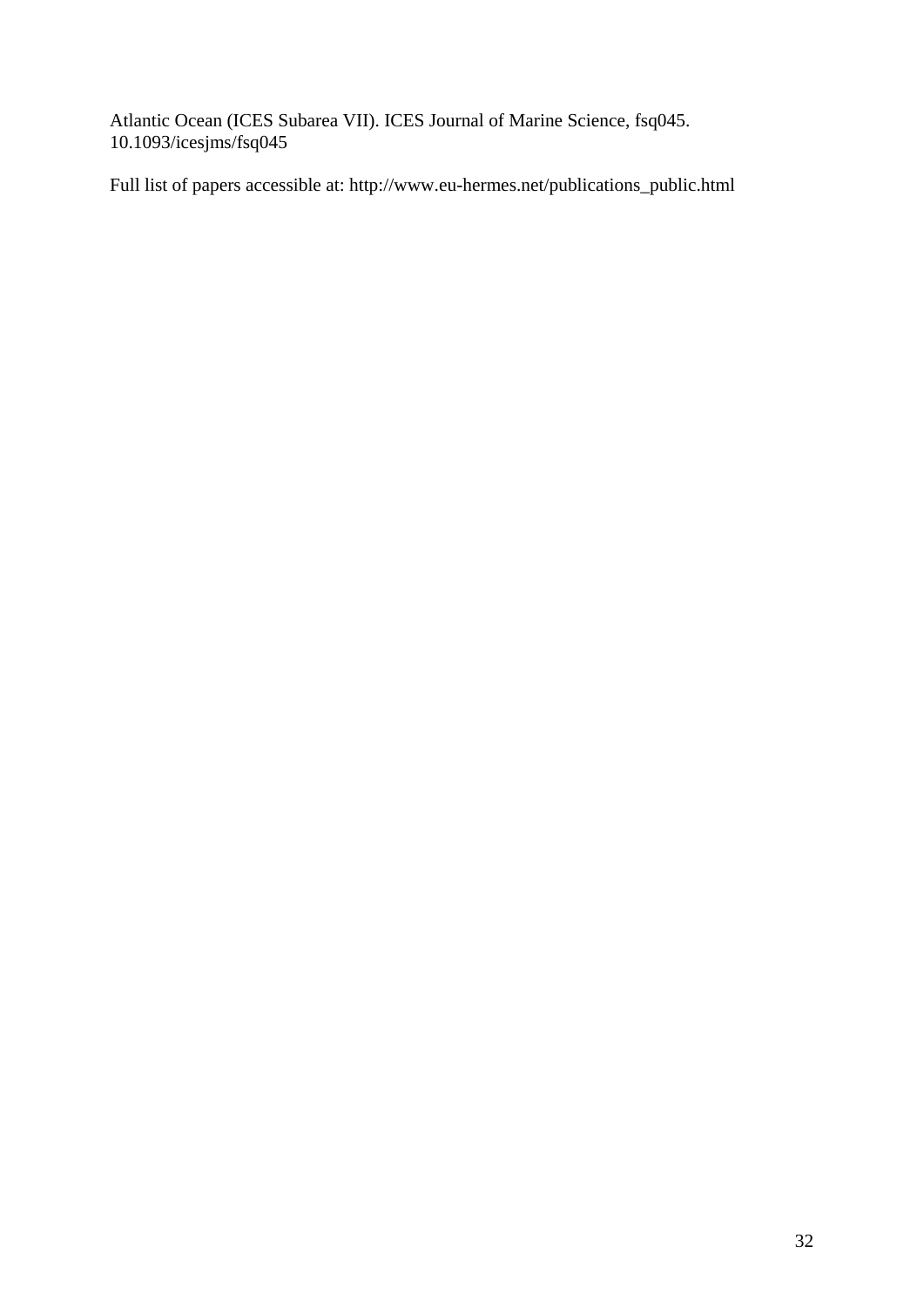Atlantic Ocean (ICES Subarea VII). ICES Journal of Marine Science, fsq045. 10.1093/icesjms/fsq045

Full list of papers accessible at: http://www.eu-hermes.net/publications_public.html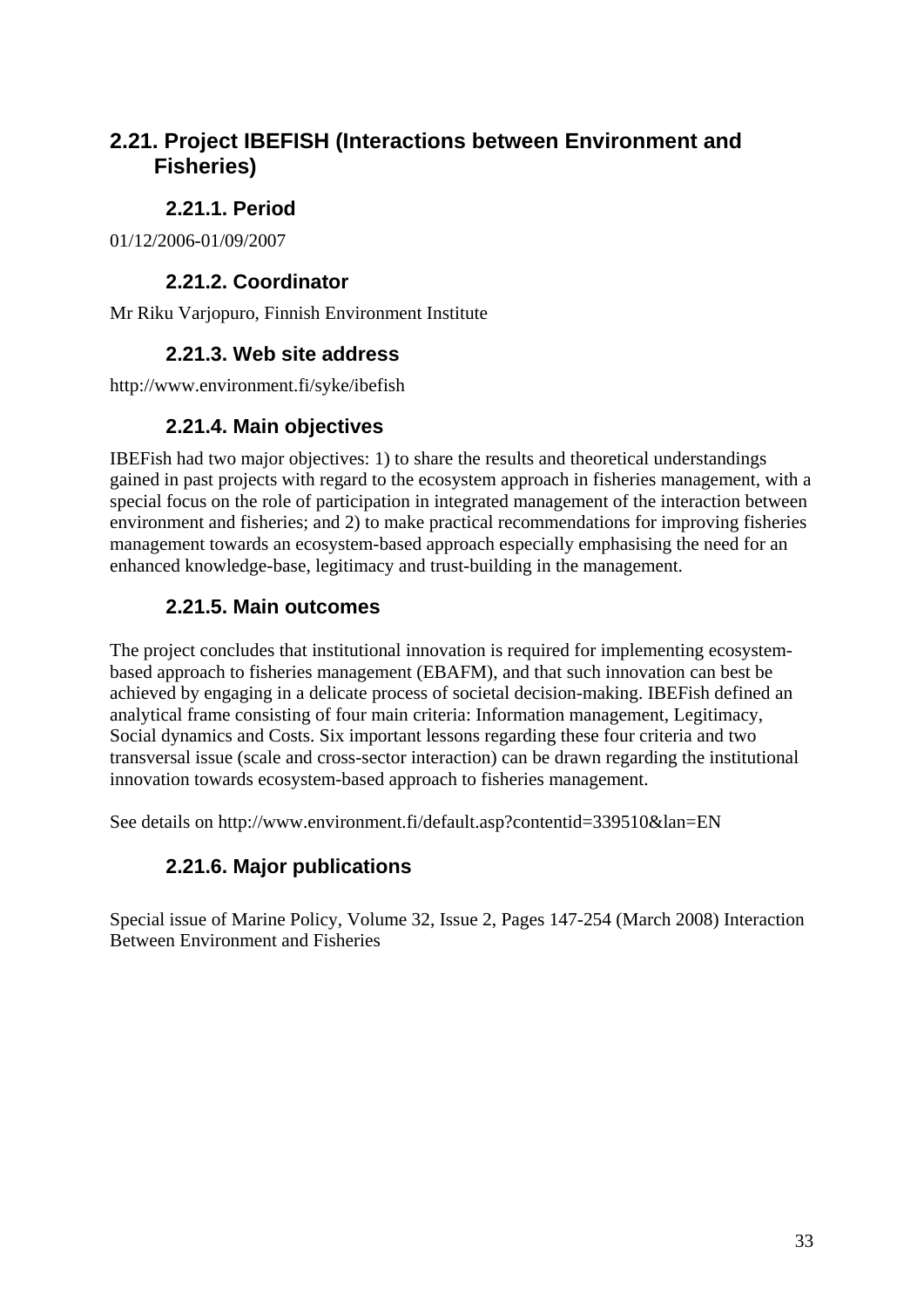## 2.21. Project IBEFISH (Interactions between Environment and Fisheries)

### 2.21.1. Period

01/12/2006-01/09/2007

### 2.21.2. Coordinator

Mr Riku Varjopuro, Finnish Environment Institute

### 2.21.3. Web site address

http://www.environment.fi/syke/ibefish

### 2.21.4. Main objectives

IBEFish had two major objectives: 1) to share the results and theoretical understandings gained in past projects with regard to the ecosystem approach in fisheries management, with a special focus on the role of participation in integrated management of the interaction between environment and fisheries; and 2) to make practical recommendations for improving fisheries management towards an ecosystem-based approach especially emphasising the need for an enhanced knowledge-base, legitimacy and trust-building in the management.

### 2.21.5. Main outcomes

The project concludes that institutional innovation is required for implementing ecosystem-based approach to fisheries management (EBAFM), and that such innovation can best be achieved by engaging in a delicate process of societal decision-making. IBEFish defined an analytical frame consisting of four main criteria: Information management, Legitimacy, Social dynamics and Costs. Six important lessons regarding these four criteria and two transversal issue (scale and cross-sector interaction) can be drawn regarding the institutional innovation towards ecosystem-based approach to fisheries management.

See details on http://www.environment.fi/default.asp?contentid=339510&lan=EN

### 2.21.6. Major publications

Special issue of Marine Policy, Volume 32, Issue 2, Pages 147-254 (March 2008) Interaction Between Environment and Fisheries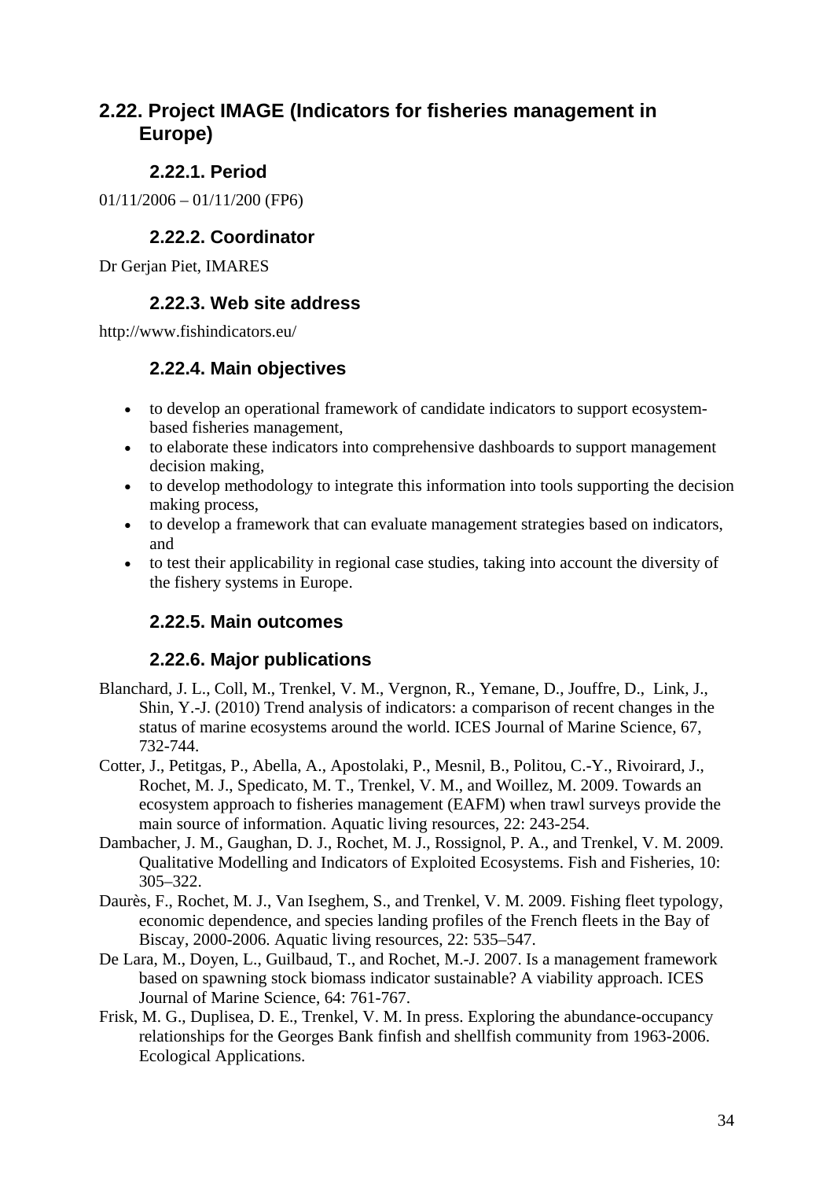## 2.22. Project IMAGE (Indicators for fisheries management in Europe)

### 2.22.1. Period

01/11/2006 – 01/11/200 (FP6)

### 2.22.2. Coordinator

Dr Gerjan Piet, IMARES

### 2.22.3. Web site address

http://www.fishindicators.eu/

### 2.22.4. Main objectives

- to develop an operational framework of candidate indicators to support ecosystem-based fisheries management,
- to elaborate these indicators into comprehensive dashboards to support management decision making,
- to develop methodology to integrate this information into tools supporting the decision making process,
- to develop a framework that can evaluate management strategies based on indicators, and
- to test their applicability in regional case studies, taking into account the diversity of the fishery systems in Europe.

### 2.22.5. Main outcomes

### 2.22.6. Major publications

Blanchard, J. L., Coll, M., Trenkel, V. M., Vergnon, R., Yemane, D., Jouffre, D., Link, J., Shin, Y.-J. (2010) Trend analysis of indicators: a comparison of recent changes in the status of marine ecosystems around the world. ICES Journal of Marine Science, 67, 732-744.

Cotter, J., Petitgas, P., Abella, A., Apostolaki, P., Mesnil, B., Politou, C.-Y., Rivoirard, J., Rochet, M. J., Spedicato, M. T., Trenkel, V. M., and Woillez, M. 2009. Towards an ecosystem approach to fisheries management (EAFM) when trawl surveys provide the main source of information. Aquatic living resources, 22: 243-254.

Dambacher, J. M., Gaughan, D. J., Rochet, M. J., Rossignol, P. A., and Trenkel, V. M. 2009. Qualitative Modelling and Indicators of Exploited Ecosystems. Fish and Fisheries, 10: 305–322.

Daurès, F., Rochet, M. J., Van Iseghem, S., and Trenkel, V. M. 2009. Fishing fleet typology, economic dependence, and species landing profiles of the French fleets in the Bay of Biscay, 2000-2006. Aquatic living resources, 22: 535–547.

De Lara, M., Doyen, L., Guilbaud, T., and Rochet, M.-J. 2007. Is a management framework based on spawning stock biomass indicator sustainable? A viability approach. ICES Journal of Marine Science, 64: 761-767.

Frisk, M. G., Duplisea, D. E., Trenkel, V. M. In press. Exploring the abundance-occupancy relationships for the Georges Bank finfish and shellfish community from 1963-2006. Ecological Applications.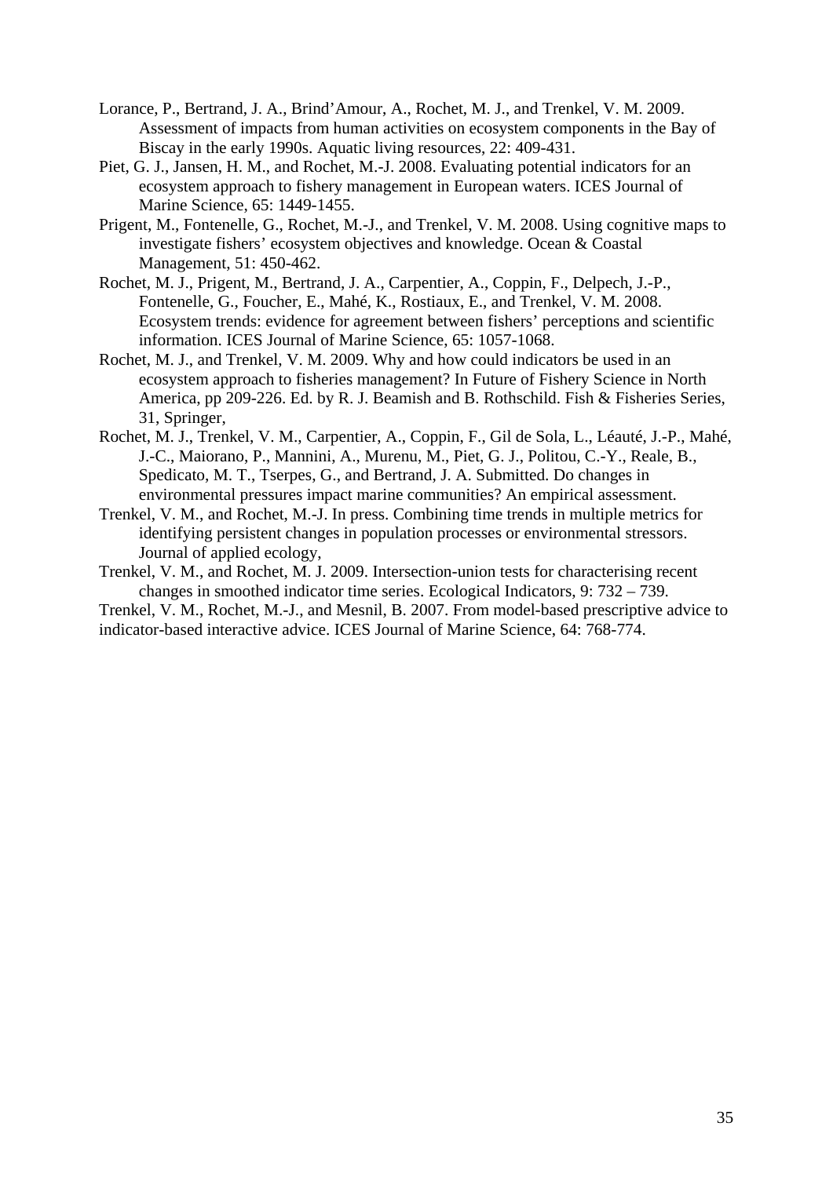Lorance, P., Bertrand, J. A., Brind'Amour, A., Rochet, M. J., and Trenkel, V. M. 2009. Assessment of impacts from human activities on ecosystem components in the Bay of Biscay in the early 1990s. Aquatic living resources, 22: 409-431.

Piet, G. J., Jansen, H. M., and Rochet, M.-J. 2008. Evaluating potential indicators for an ecosystem approach to fishery management in European waters. ICES Journal of Marine Science, 65: 1449-1455.

Prigent, M., Fontenelle, G., Rochet, M.-J., and Trenkel, V. M. 2008. Using cognitive maps to investigate fishers' ecosystem objectives and knowledge. Ocean & Coastal Management, 51: 450-462.

Rochet, M. J., Prigent, M., Bertrand, J. A., Carpentier, A., Coppin, F., Delpech, J.-P., Fontenelle, G., Foucher, E., Mahé, K., Rostiaux, E., and Trenkel, V. M. 2008. Ecosystem trends: evidence for agreement between fishers' perceptions and scientific information. ICES Journal of Marine Science, 65: 1057-1068.

Rochet, M. J., and Trenkel, V. M. 2009. Why and how could indicators be used in an ecosystem approach to fisheries management? In Future of Fishery Science in North America, pp 209-226. Ed. by R. J. Beamish and B. Rothschild. Fish & Fisheries Series, 31, Springer,

Rochet, M. J., Trenkel, V. M., Carpentier, A., Coppin, F., Gil de Sola, L., Léauté, J.-P., Mahé, J.-C., Maiorano, P., Mannini, A., Murenu, M., Piet, G. J., Politou, C.-Y., Reale, B., Spedicato, M. T., Tserpes, G., and Bertrand, J. A. Submitted. Do changes in environmental pressures impact marine communities? An empirical assessment.

Trenkel, V. M., and Rochet, M.-J. In press. Combining time trends in multiple metrics for identifying persistent changes in population processes or environmental stressors. Journal of applied ecology,

Trenkel, V. M., and Rochet, M. J. 2009. Intersection-union tests for characterising recent changes in smoothed indicator time series. Ecological Indicators, 9: 732 – 739.

Trenkel, V. M., Rochet, M.-J., and Mesnil, B. 2007. From model-based prescriptive advice to indicator-based interactive advice. ICES Journal of Marine Science, 64: 768-774.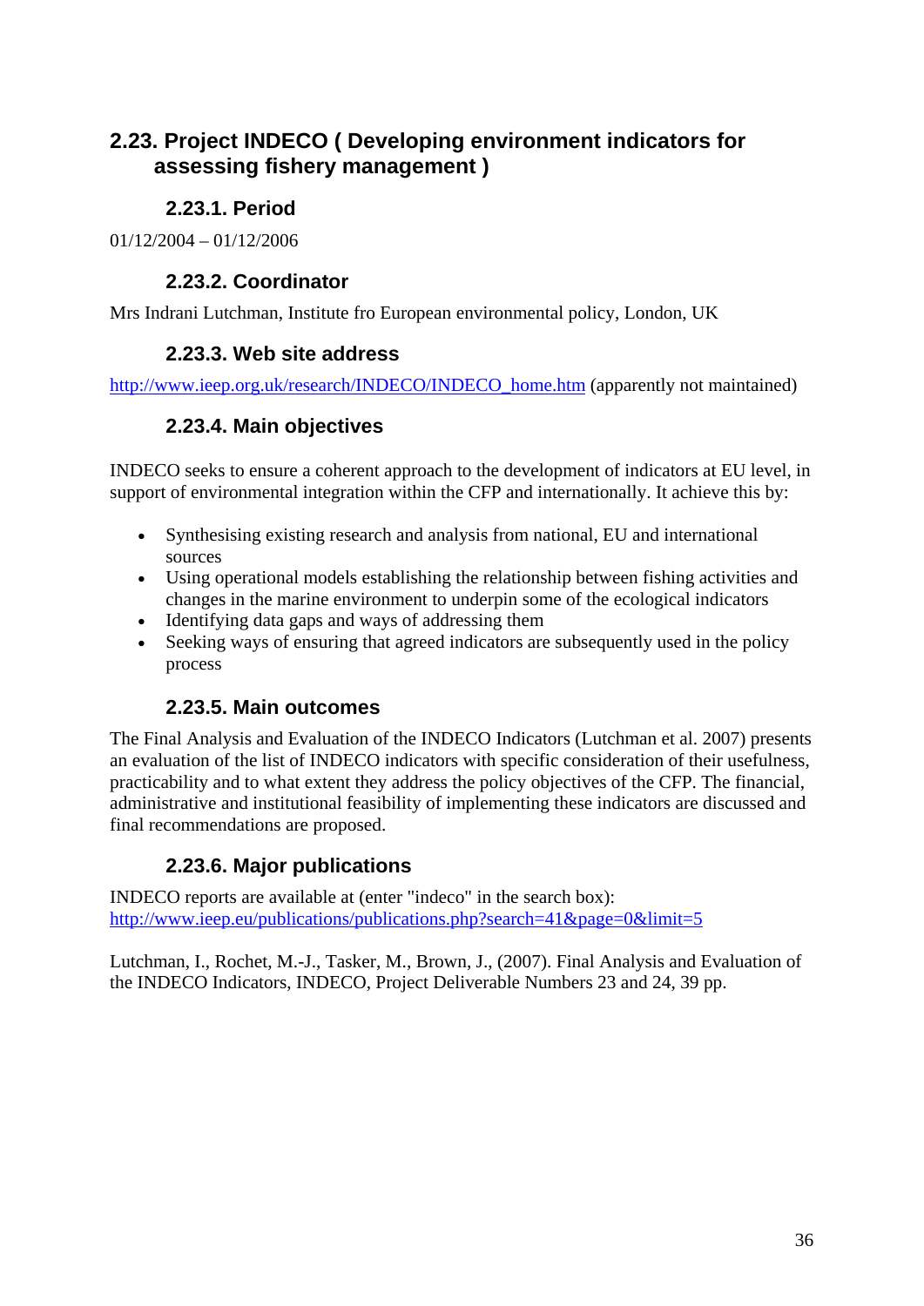## 2.23. Project INDECO ( Developing environment indicators for assessing fishery management )

### 2.23.1. Period

01/12/2004 – 01/12/2006

### 2.23.2. Coordinator

Mrs Indrani Lutchman, Institute fro European environmental policy, London, UK

### 2.23.3. Web site address

http://www.ieep.org.uk/research/INDECO/INDECO_home.htm (apparently not maintained)

### 2.23.4. Main objectives

INDECO seeks to ensure a coherent approach to the development of indicators at EU level, in support of environmental integration within the CFP and internationally. It achieve this by:

- Synthesising existing research and analysis from national, EU and international sources
- Using operational models establishing the relationship between fishing activities and changes in the marine environment to underpin some of the ecological indicators
- Identifying data gaps and ways of addressing them
- Seeking ways of ensuring that agreed indicators are subsequently used in the policy process

### 2.23.5. Main outcomes

The Final Analysis and Evaluation of the INDECO Indicators (Lutchman et al. 2007) presents an evaluation of the list of INDECO indicators with specific consideration of their usefulness, practicability and to what extent they address the policy objectives of the CFP. The financial, administrative and institutional feasibility of implementing these indicators are discussed and final recommendations are proposed.

### 2.23.6. Major publications

INDECO reports are available at (enter "indeco" in the search box):
http://www.ieep.eu/publications/publications.php?search=41&page=0&limit=5

Lutchman, I., Rochet, M.-J., Tasker, M., Brown, J., (2007). Final Analysis and Evaluation of the INDECO Indicators, INDECO, Project Deliverable Numbers 23 and 24, 39 pp.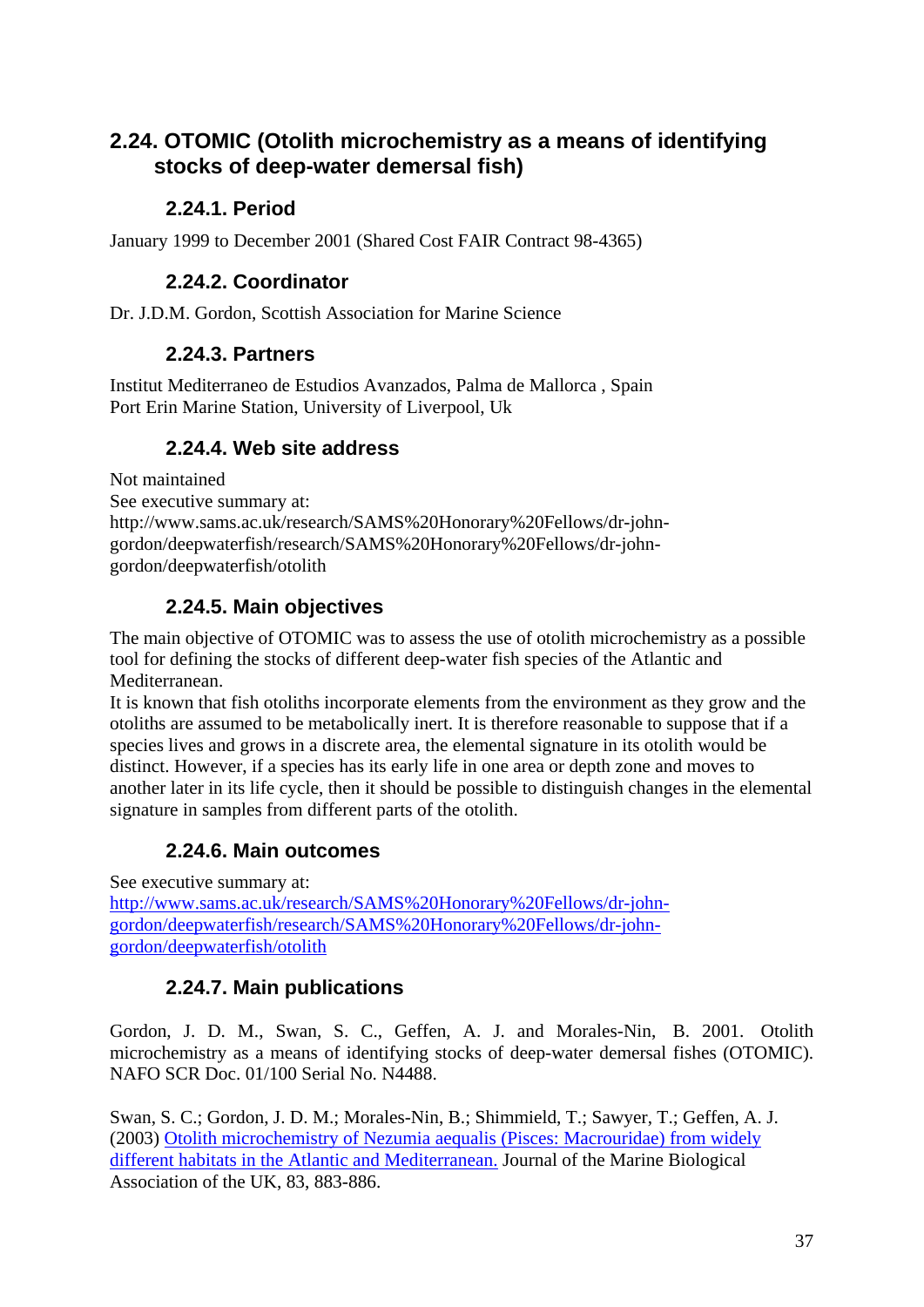## 2.24. OTOMIC (Otolith microchemistry as a means of identifying stocks of deep-water demersal fish)

### 2.24.1. Period

January 1999 to December 2001 (Shared Cost FAIR Contract 98-4365)

### 2.24.2. Coordinator

Dr. J.D.M. Gordon, Scottish Association for Marine Science

### 2.24.3. Partners

Institut Mediterraneo de Estudios Avanzados, Palma de Mallorca , Spain
Port Erin Marine Station, University of Liverpool, Uk

### 2.24.4. Web site address

Not maintained
See executive summary at:
http://www.sams.ac.uk/research/SAMS%20Honorary%20Fellows/dr-john-gordon/deepwaterfish/research/SAMS%20Honorary%20Fellows/dr-john-gordon/deepwaterfish/otolith

### 2.24.5. Main objectives

The main objective of OTOMIC was to assess the use of otolith microchemistry as a possible tool for defining the stocks of different deep-water fish species of the Atlantic and Mediterranean.
It is known that fish otoliths incorporate elements from the environment as they grow and the otoliths are assumed to be metabolically inert. It is therefore reasonable to suppose that if a species lives and grows in a discrete area, the elemental signature in its otolith would be distinct. However, if a species has its early life in one area or depth zone and moves to another later in its life cycle, then it should be possible to distinguish changes in the elemental signature in samples from different parts of the otolith.

### 2.24.6. Main outcomes

See executive summary at:
http://www.sams.ac.uk/research/SAMS%20Honorary%20Fellows/dr-john-gordon/deepwaterfish/research/SAMS%20Honorary%20Fellows/dr-john-gordon/deepwaterfish/otolith

### 2.24.7. Main publications

Gordon, J. D. M., Swan, S. C., Geffen, A. J. and Morales-Nin, B. 2001. Otolith microchemistry as a means of identifying stocks of deep-water demersal fishes (OTOMIC). NAFO SCR Doc. 01/100 Serial No. N4488.

Swan, S. C.; Gordon, J. D. M.; Morales-Nin, B.; Shimmield, T.; Sawyer, T.; Geffen, A. J. (2003) Otolith microchemistry of Nezumia aequalis (Pisces: Macrouridae) from widely different habitats in the Atlantic and Mediterranean. Journal of the Marine Biological Association of the UK, 83, 883-886.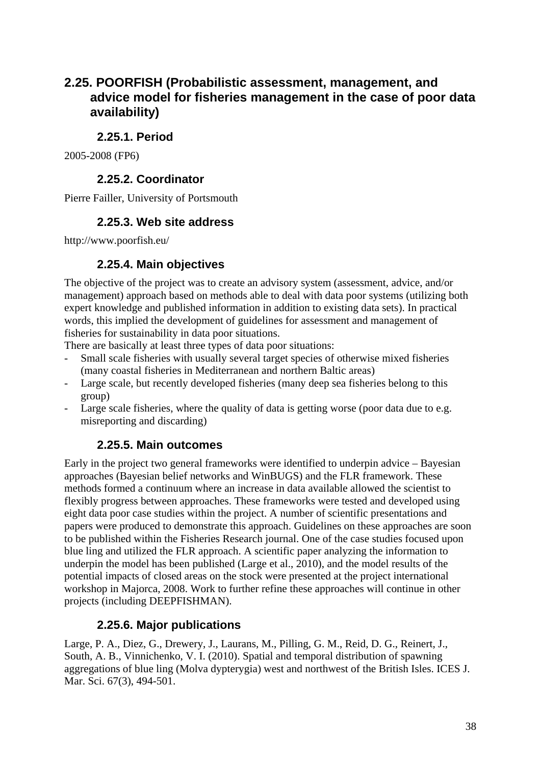## 2.25. POORFISH (Probabilistic assessment, management, and advice model for fisheries management in the case of poor data availability)

### 2.25.1. Period

2005-2008 (FP6)

### 2.25.2. Coordinator

Pierre Failler, University of Portsmouth

### 2.25.3. Web site address

http://www.poorfish.eu/

### 2.25.4. Main objectives

The objective of the project was to create an advisory system (assessment, advice, and/or management) approach based on methods able to deal with data poor systems (utilizing both expert knowledge and published information in addition to existing data sets). In practical words, this implied the development of guidelines for assessment and management of fisheries for sustainability in data poor situations.

There are basically at least three types of data poor situations:

- Small scale fisheries with usually several target species of otherwise mixed fisheries (many coastal fisheries in Mediterranean and northern Baltic areas)
- Large scale, but recently developed fisheries (many deep sea fisheries belong to this group)
- Large scale fisheries, where the quality of data is getting worse (poor data due to e.g. misreporting and discarding)

### 2.25.5. Main outcomes

Early in the project two general frameworks were identified to underpin advice – Bayesian approaches (Bayesian belief networks and WinBUGS) and the FLR framework. These methods formed a continuum where an increase in data available allowed the scientist to flexibly progress between approaches. These frameworks were tested and developed using eight data poor case studies within the project. A number of scientific presentations and papers were produced to demonstrate this approach. Guidelines on these approaches are soon to be published within the Fisheries Research journal. One of the case studies focused upon blue ling and utilized the FLR approach. A scientific paper analyzing the information to underpin the model has been published (Large et al., 2010), and the model results of the potential impacts of closed areas on the stock were presented at the project international workshop in Majorca, 2008. Work to further refine these approaches will continue in other projects (including DEEPFISHMAN).

### 2.25.6. Major publications

Large, P. A., Diez, G., Drewery, J., Laurans, M., Pilling, G. M., Reid, D. G., Reinert, J., South, A. B., Vinnichenko, V. I. (2010). Spatial and temporal distribution of spawning aggregations of blue ling (Molva dypterygia) west and northwest of the British Isles. ICES J. Mar. Sci. 67(3), 494-501.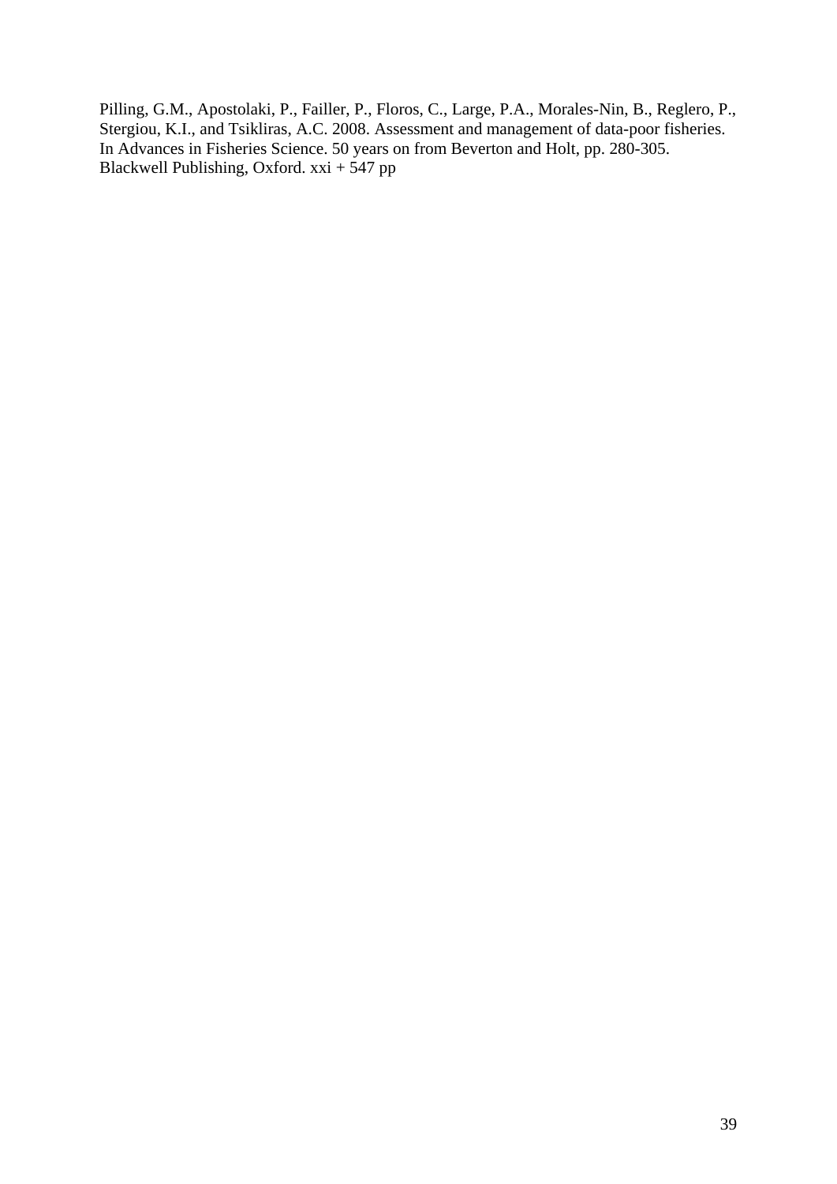Pilling, G.M., Apostolaki, P., Failler, P., Floros, C., Large, P.A., Morales-Nin, B., Reglero, P., Stergiou, K.I., and Tsikliras, A.C. 2008. Assessment and management of data-poor fisheries. In Advances in Fisheries Science. 50 years on from Beverton and Holt, pp. 280-305. Blackwell Publishing, Oxford. xxi + 547 pp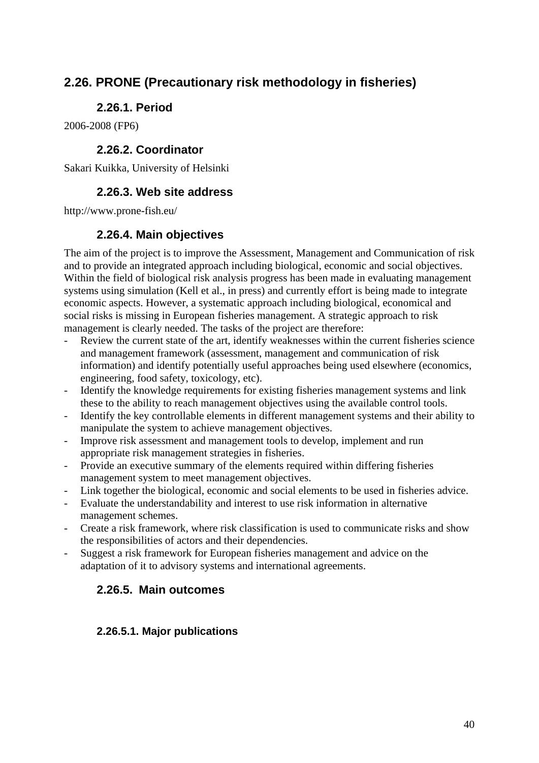## 2.26. PRONE (Precautionary risk methodology in fisheries)

### 2.26.1. Period

2006-2008 (FP6)

### 2.26.2. Coordinator

Sakari Kuikka, University of Helsinki

### 2.26.3. Web site address

http://www.prone-fish.eu/

### 2.26.4. Main objectives

The aim of the project is to improve the Assessment, Management and Communication of risk and to provide an integrated approach including biological, economic and social objectives. Within the field of biological risk analysis progress has been made in evaluating management systems using simulation (Kell et al., in press) and currently effort is being made to integrate economic aspects. However, a systematic approach including biological, economical and social risks is missing in European fisheries management. A strategic approach to risk management is clearly needed. The tasks of the project are therefore:

- Review the current state of the art, identify weaknesses within the current fisheries science and management framework (assessment, management and communication of risk information) and identify potentially useful approaches being used elsewhere (economics, engineering, food safety, toxicology, etc).
- Identify the knowledge requirements for existing fisheries management systems and link these to the ability to reach management objectives using the available control tools.
- Identify the key controllable elements in different management systems and their ability to manipulate the system to achieve management objectives.
- Improve risk assessment and management tools to develop, implement and run appropriate risk management strategies in fisheries.
- Provide an executive summary of the elements required within differing fisheries management system to meet management objectives.
- Link together the biological, economic and social elements to be used in fisheries advice.
- Evaluate the understandability and interest to use risk information in alternative management schemes.
- Create a risk framework, where risk classification is used to communicate risks and show the responsibilities of actors and their dependencies.
- Suggest a risk framework for European fisheries management and advice on the adaptation of it to advisory systems and international agreements.

### 2.26.5. Main outcomes

#### 2.26.5.1. Major publications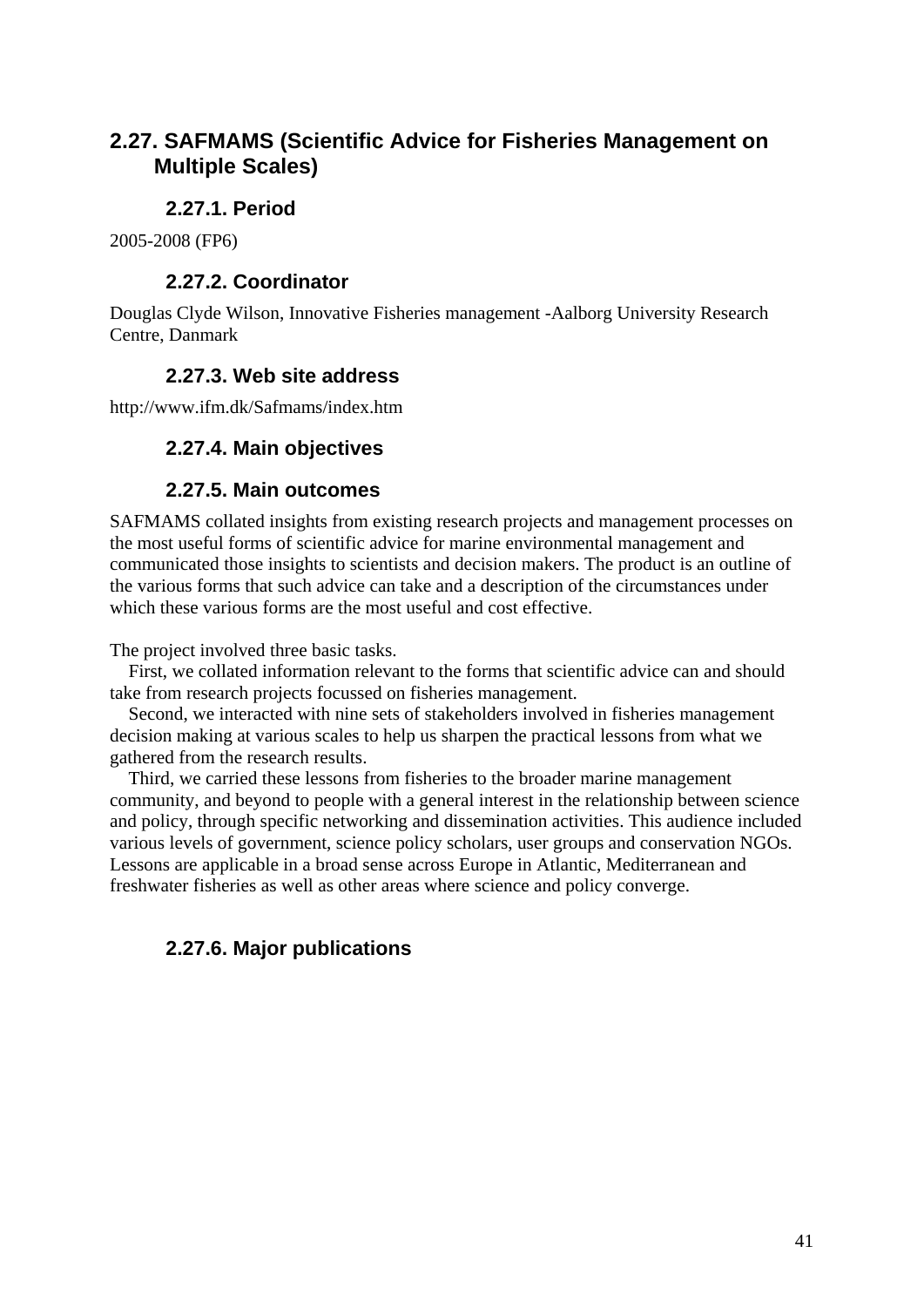## 2.27. SAFMAMS (Scientific Advice for Fisheries Management on Multiple Scales)

### 2.27.1. Period

2005-2008 (FP6)

### 2.27.2. Coordinator

Douglas Clyde Wilson, Innovative Fisheries management -Aalborg University Research Centre, Danmark

### 2.27.3. Web site address

http://www.ifm.dk/Safmams/index.htm

### 2.27.4. Main objectives

### 2.27.5. Main outcomes

SAFMAMS collated insights from existing research projects and management processes on the most useful forms of scientific advice for marine environmental management and communicated those insights to scientists and decision makers. The product is an outline of the various forms that such advice can take and a description of the circumstances under which these various forms are the most useful and cost effective.

The project involved three basic tasks.

First, we collated information relevant to the forms that scientific advice can and should take from research projects focussed on fisheries management.

Second, we interacted with nine sets of stakeholders involved in fisheries management decision making at various scales to help us sharpen the practical lessons from what we gathered from the research results.

Third, we carried these lessons from fisheries to the broader marine management community, and beyond to people with a general interest in the relationship between science and policy, through specific networking and dissemination activities. This audience included various levels of government, science policy scholars, user groups and conservation NGOs. Lessons are applicable in a broad sense across Europe in Atlantic, Mediterranean and freshwater fisheries as well as other areas where science and policy converge.

### 2.27.6. Major publications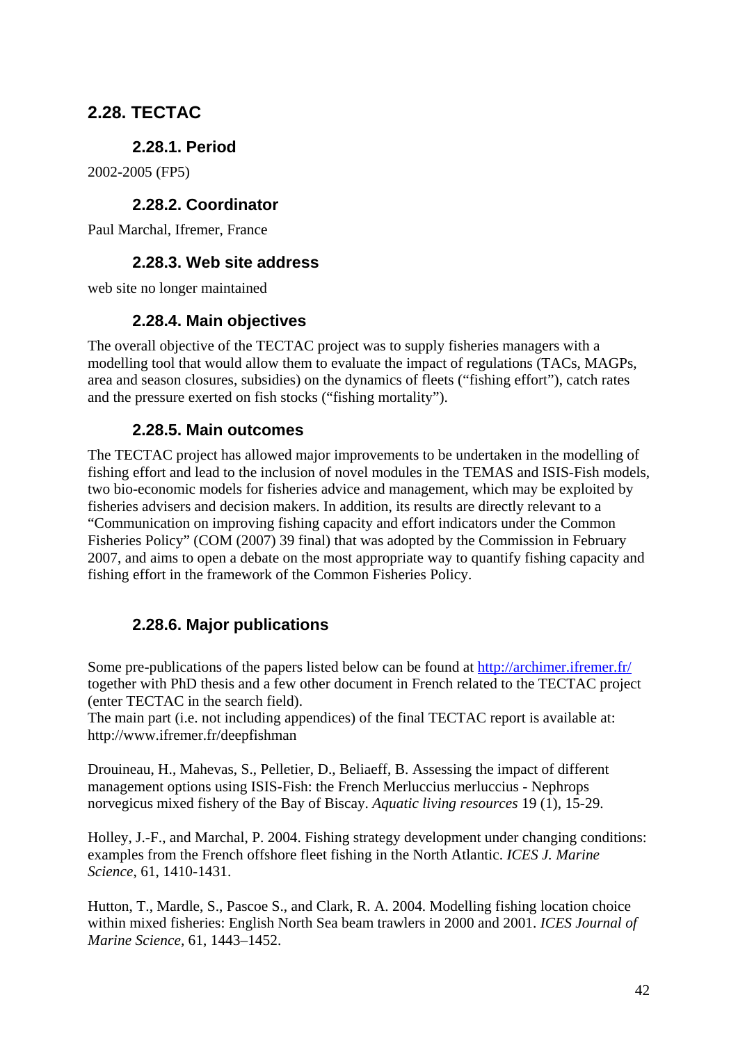## 2.28. TECTAC

### 2.28.1. Period

2002-2005 (FP5)

### 2.28.2. Coordinator

Paul Marchal, Ifremer, France

### 2.28.3. Web site address

web site no longer maintained

### 2.28.4. Main objectives

The overall objective of the TECTAC project was to supply fisheries managers with a modelling tool that would allow them to evaluate the impact of regulations (TACs, MAGPs, area and season closures, subsidies) on the dynamics of fleets ("fishing effort"), catch rates and the pressure exerted on fish stocks ("fishing mortality").

### 2.28.5. Main outcomes

The TECTAC project has allowed major improvements to be undertaken in the modelling of fishing effort and lead to the inclusion of novel modules in the TEMAS and ISIS-Fish models, two bio-economic models for fisheries advice and management, which may be exploited by fisheries advisers and decision makers. In addition, its results are directly relevant to a "Communication on improving fishing capacity and effort indicators under the Common Fisheries Policy" (COM (2007) 39 final) that was adopted by the Commission in February 2007, and aims to open a debate on the most appropriate way to quantify fishing capacity and fishing effort in the framework of the Common Fisheries Policy.

### 2.28.6. Major publications

Some pre-publications of the papers listed below can be found at http://archimer.ifremer.fr/ together with PhD thesis and a few other document in French related to the TECTAC project (enter TECTAC in the search field).
The main part (i.e. not including appendices) of the final TECTAC report is available at: http://www.ifremer.fr/deepfishman

Drouineau, H., Mahevas, S., Pelletier, D., Beliaeff, B. Assessing the impact of different management options using ISIS-Fish: the French Merluccius merluccius - Nephrops norvegicus mixed fishery of the Bay of Biscay. *Aquatic living resources* 19 (1), 15-29.

Holley, J.-F., and Marchal, P. 2004. Fishing strategy development under changing conditions: examples from the French offshore fleet fishing in the North Atlantic. *ICES J. Marine Science*, 61, 1410-1431.

Hutton, T., Mardle, S., Pascoe S., and Clark, R. A. 2004. Modelling fishing location choice within mixed fisheries: English North Sea beam trawlers in 2000 and 2001. *ICES Journal of Marine Science*, 61, 1443–1452.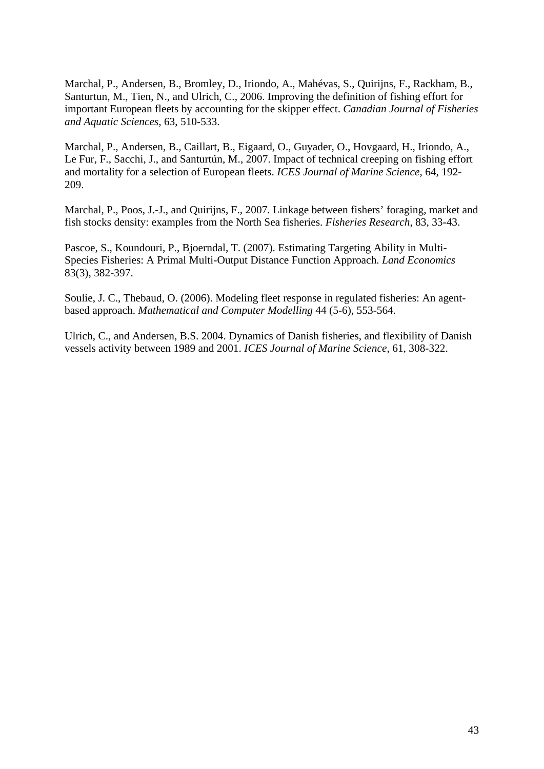Marchal, P., Andersen, B., Bromley, D., Iriondo, A., Mahévas, S., Quirijns, F., Rackham, B., Santurtun, M., Tien, N., and Ulrich, C., 2006. Improving the definition of fishing effort for important European fleets by accounting for the skipper effect. *Canadian Journal of Fisheries and Aquatic Sciences*, 63, 510-533.

Marchal, P., Andersen, B., Caillart, B., Eigaard, O., Guyader, O., Hovgaard, H., Iriondo, A., Le Fur, F., Sacchi, J., and Santurtún, M., 2007. Impact of technical creeping on fishing effort and mortality for a selection of European fleets. *ICES Journal of Marine Science*, 64, 192-209.

Marchal, P., Poos, J.-J., and Quirijns, F., 2007. Linkage between fishers' foraging, market and fish stocks density: examples from the North Sea fisheries. *Fisheries Research*, 83, 33-43.

Pascoe, S., Koundouri, P., Bjoerndal, T. (2007). Estimating Targeting Ability in Multi-Species Fisheries: A Primal Multi-Output Distance Function Approach. *Land Economics* 83(3), 382-397.

Soulie, J. C., Thebaud, O. (2006). Modeling fleet response in regulated fisheries: An agent-based approach. *Mathematical and Computer Modelling* 44 (5-6), 553-564.

Ulrich, C., and Andersen, B.S. 2004. Dynamics of Danish fisheries, and flexibility of Danish vessels activity between 1989 and 2001. *ICES Journal of Marine Science*, 61, 308-322.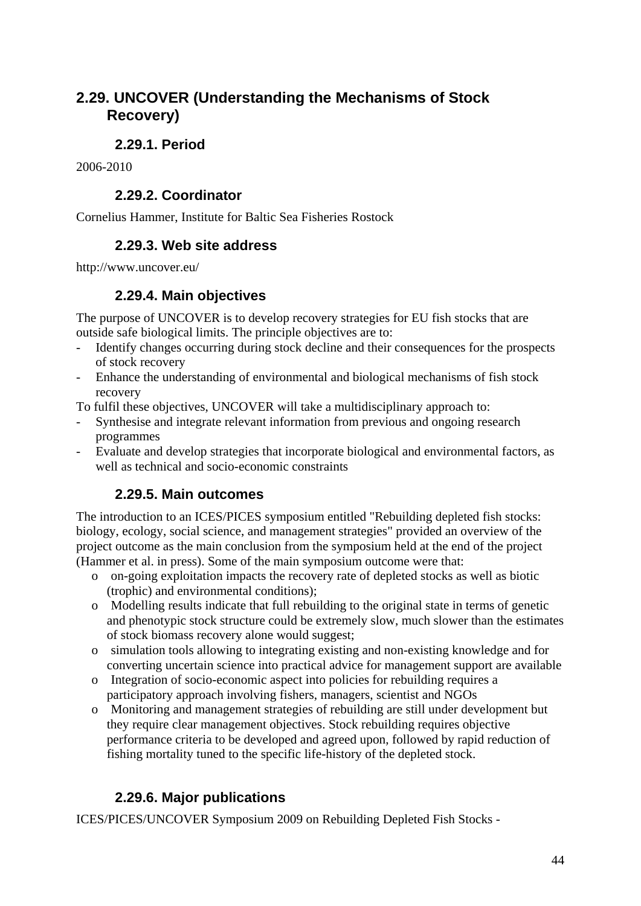## 2.29. UNCOVER (Understanding the Mechanisms of Stock Recovery)

### 2.29.1. Period

2006-2010

### 2.29.2. Coordinator

Cornelius Hammer, Institute for Baltic Sea Fisheries Rostock

### 2.29.3. Web site address

http://www.uncover.eu/

### 2.29.4. Main objectives

The purpose of UNCOVER is to develop recovery strategies for EU fish stocks that are outside safe biological limits. The principle objectives are to:

- Identify changes occurring during stock decline and their consequences for the prospects of stock recovery
- Enhance the understanding of environmental and biological mechanisms of fish stock recovery

To fulfil these objectives, UNCOVER will take a multidisciplinary approach to:

- Synthesise and integrate relevant information from previous and ongoing research programmes
- Evaluate and develop strategies that incorporate biological and environmental factors, as well as technical and socio-economic constraints

### 2.29.5. Main outcomes

The introduction to an ICES/PICES symposium entitled "Rebuilding depleted fish stocks: biology, ecology, social science, and management strategies" provided an overview of the project outcome as the main conclusion from the symposium held at the end of the project (Hammer et al. in press). Some of the main symposium outcome were that:

- on-going exploitation impacts the recovery rate of depleted stocks as well as biotic (trophic) and environmental conditions);
- Modelling results indicate that full rebuilding to the original state in terms of genetic and phenotypic stock structure could be extremely slow, much slower than the estimates of stock biomass recovery alone would suggest;
- simulation tools allowing to integrating existing and non-existing knowledge and for converting uncertain science into practical advice for management support are available
- Integration of socio-economic aspect into policies for rebuilding requires a participatory approach involving fishers, managers, scientist and NGOs
- Monitoring and management strategies of rebuilding are still under development but they require clear management objectives. Stock rebuilding requires objective performance criteria to be developed and agreed upon, followed by rapid reduction of fishing mortality tuned to the specific life-history of the depleted stock.

### 2.29.6. Major publications

ICES/PICES/UNCOVER Symposium 2009 on Rebuilding Depleted Fish Stocks -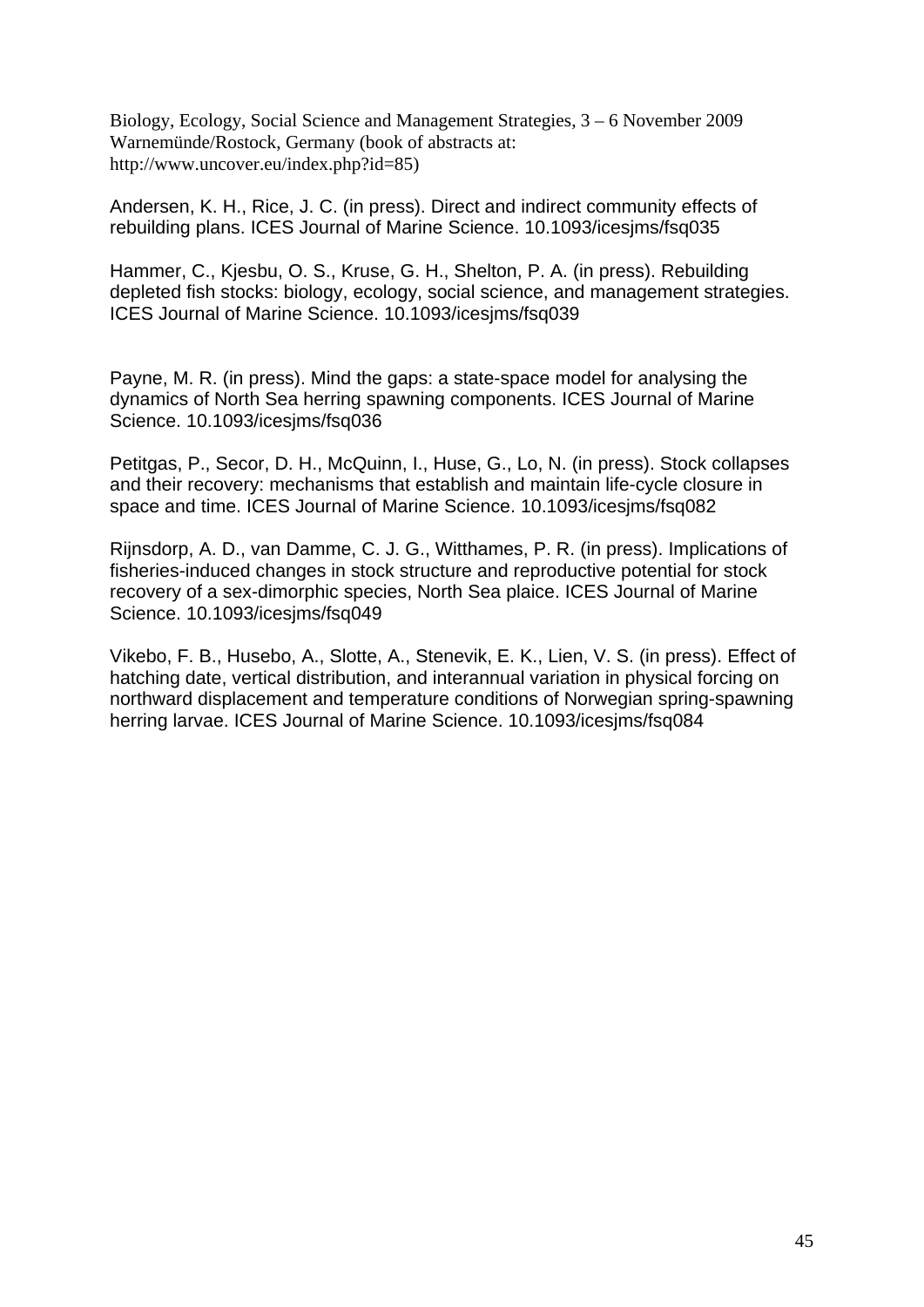Biology, Ecology, Social Science and Management Strategies, 3 – 6 November 2009 Warnemünde/Rostock, Germany (book of abstracts at: http://www.uncover.eu/index.php?id=85)

Andersen, K. H., Rice, J. C. (in press). Direct and indirect community effects of rebuilding plans. ICES Journal of Marine Science. 10.1093/icesjms/fsq035

Hammer, C., Kjesbu, O. S., Kruse, G. H., Shelton, P. A. (in press). Rebuilding depleted fish stocks: biology, ecology, social science, and management strategies. ICES Journal of Marine Science. 10.1093/icesjms/fsq039

Payne, M. R. (in press). Mind the gaps: a state-space model for analysing the dynamics of North Sea herring spawning components. ICES Journal of Marine Science. 10.1093/icesjms/fsq036

Petitgas, P., Secor, D. H., McQuinn, I., Huse, G., Lo, N. (in press). Stock collapses and their recovery: mechanisms that establish and maintain life-cycle closure in space and time. ICES Journal of Marine Science. 10.1093/icesjms/fsq082

Rijnsdorp, A. D., van Damme, C. J. G., Witthames, P. R. (in press). Implications of fisheries-induced changes in stock structure and reproductive potential for stock recovery of a sex-dimorphic species, North Sea plaice. ICES Journal of Marine Science. 10.1093/icesjms/fsq049

Vikebo, F. B., Husebo, A., Slotte, A., Stenevik, E. K., Lien, V. S. (in press). Effect of hatching date, vertical distribution, and interannual variation in physical forcing on northward displacement and temperature conditions of Norwegian spring-spawning herring larvae. ICES Journal of Marine Science. 10.1093/icesjms/fsq084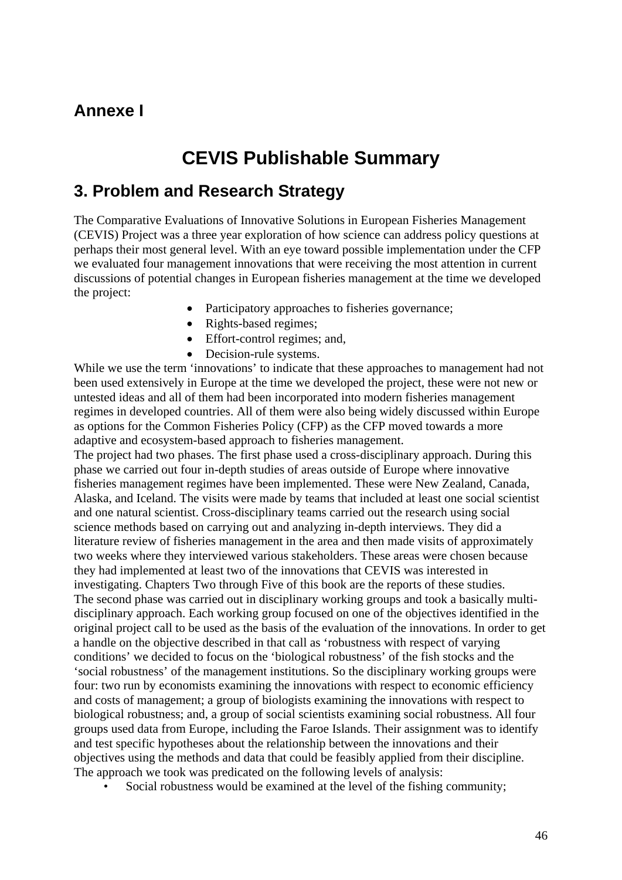## Annexe I

# CEVIS Publishable Summary

## 3. Problem and Research Strategy

The Comparative Evaluations of Innovative Solutions in European Fisheries Management (CEVIS) Project was a three year exploration of how science can address policy questions at perhaps their most general level. With an eye toward possible implementation under the CFP we evaluated four management innovations that were receiving the most attention in current discussions of potential changes in European fisheries management at the time we developed the project:

- Participatory approaches to fisheries governance;
- Rights-based regimes;
- Effort-control regimes; and,
- Decision-rule systems.

While we use the term 'innovations' to indicate that these approaches to management had not been used extensively in Europe at the time we developed the project, these were not new or untested ideas and all of them had been incorporated into modern fisheries management regimes in developed countries. All of them were also being widely discussed within Europe as options for the Common Fisheries Policy (CFP) as the CFP moved towards a more adaptive and ecosystem-based approach to fisheries management.

The project had two phases. The first phase used a cross-disciplinary approach. During this phase we carried out four in-depth studies of areas outside of Europe where innovative fisheries management regimes have been implemented. These were New Zealand, Canada, Alaska, and Iceland. The visits were made by teams that included at least one social scientist and one natural scientist. Cross-disciplinary teams carried out the research using social science methods based on carrying out and analyzing in-depth interviews. They did a literature review of fisheries management in the area and then made visits of approximately two weeks where they interviewed various stakeholders. These areas were chosen because they had implemented at least two of the innovations that CEVIS was interested in investigating. Chapters Two through Five of this book are the reports of these studies.

The second phase was carried out in disciplinary working groups and took a basically multi-disciplinary approach. Each working group focused on one of the objectives identified in the original project call to be used as the basis of the evaluation of the innovations. In order to get a handle on the objective described in that call as 'robustness with respect of varying conditions' we decided to focus on the 'biological robustness' of the fish stocks and the 'social robustness' of the management institutions. So the disciplinary working groups were four: two run by economists examining the innovations with respect to economic efficiency and costs of management; a group of biologists examining the innovations with respect to biological robustness; and, a group of social scientists examining social robustness. All four groups used data from Europe, including the Faroe Islands. Their assignment was to identify and test specific hypotheses about the relationship between the innovations and their objectives using the methods and data that could be feasibly applied from their discipline.

The approach we took was predicated on the following levels of analysis:

- Social robustness would be examined at the level of the fishing community;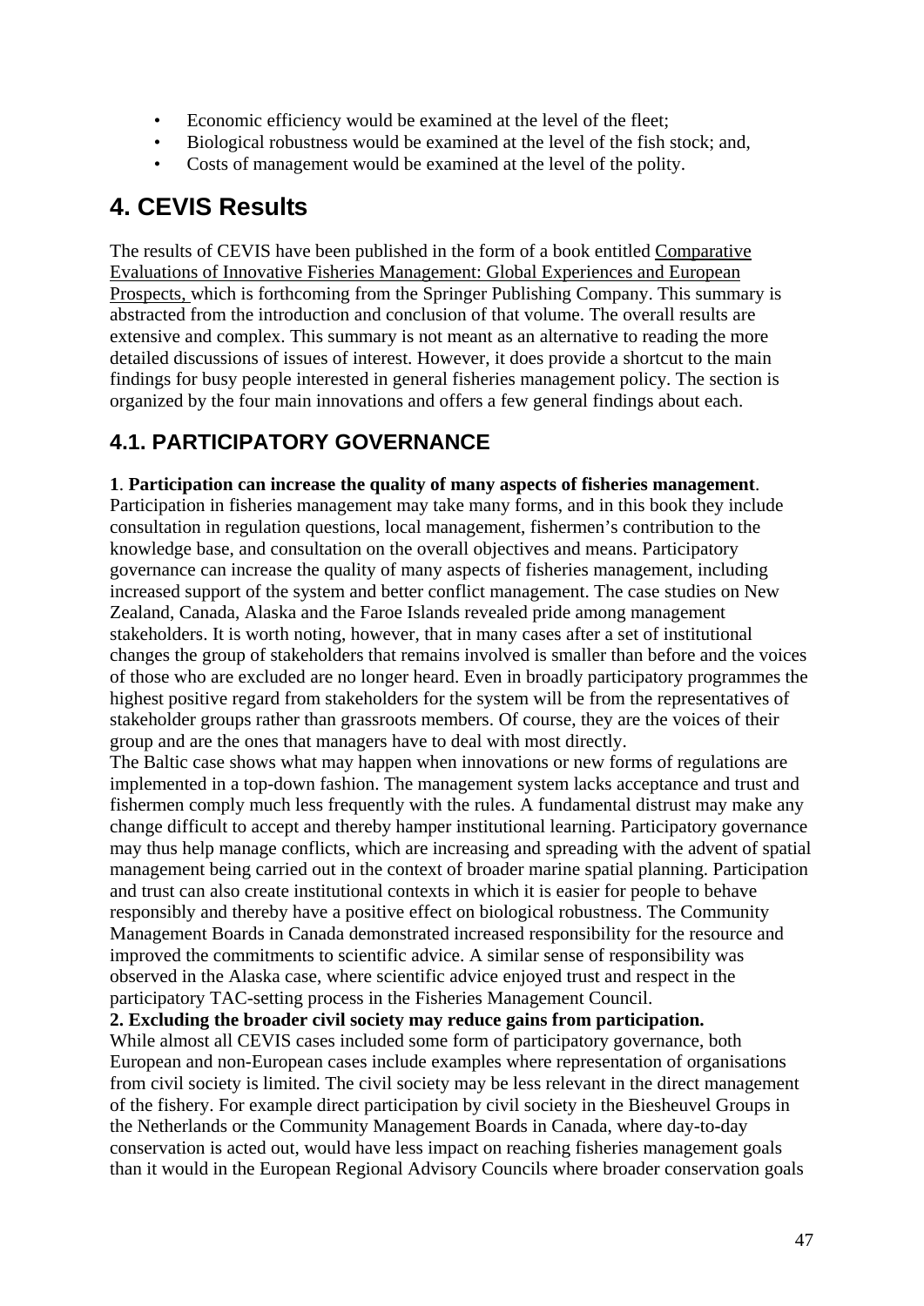- Economic efficiency would be examined at the level of the fleet;
- Biological robustness would be examined at the level of the fish stock; and,
- Costs of management would be examined at the level of the polity.

# 4. CEVIS Results

The results of CEVIS have been published in the form of a book entitled Comparative Evaluations of Innovative Fisheries Management: Global Experiences and European Prospects, which is forthcoming from the Springer Publishing Company. This summary is abstracted from the introduction and conclusion of that volume. The overall results are extensive and complex. This summary is not meant as an alternative to reading the more detailed discussions of issues of interest. However, it does provide a shortcut to the main findings for busy people interested in general fisheries management policy. The section is organized by the four main innovations and offers a few general findings about each.

## 4.1. PARTICIPATORY GOVERNANCE

**1**. **Participation can increase the quality of many aspects of fisheries management**.
Participation in fisheries management may take many forms, and in this book they include consultation in regulation questions, local management, fishermen's contribution to the knowledge base, and consultation on the overall objectives and means. Participatory governance can increase the quality of many aspects of fisheries management, including increased support of the system and better conflict management. The case studies on New Zealand, Canada, Alaska and the Faroe Islands revealed pride among management stakeholders. It is worth noting, however, that in many cases after a set of institutional changes the group of stakeholders that remains involved is smaller than before and the voices of those who are excluded are no longer heard. Even in broadly participatory programmes the highest positive regard from stakeholders for the system will be from the representatives of stakeholder groups rather than grassroots members. Of course, they are the voices of their group and are the ones that managers have to deal with most directly.
The Baltic case shows what may happen when innovations or new forms of regulations are implemented in a top-down fashion. The management system lacks acceptance and trust and fishermen comply much less frequently with the rules. A fundamental distrust may make any change difficult to accept and thereby hamper institutional learning. Participatory governance may thus help manage conflicts, which are increasing and spreading with the advent of spatial management being carried out in the context of broader marine spatial planning. Participation and trust can also create institutional contexts in which it is easier for people to behave responsibly and thereby have a positive effect on biological robustness. The Community Management Boards in Canada demonstrated increased responsibility for the resource and improved the commitments to scientific advice. A similar sense of responsibility was observed in the Alaska case, where scientific advice enjoyed trust and respect in the participatory TAC-setting process in the Fisheries Management Council.
**2. Excluding the broader civil society may reduce gains from participation.**
While almost all CEVIS cases included some form of participatory governance, both European and non-European cases include examples where representation of organisations from civil society is limited. The civil society may be less relevant in the direct management of the fishery. For example direct participation by civil society in the Biesheuvel Groups in the Netherlands or the Community Management Boards in Canada, where day-to-day conservation is acted out, would have less impact on reaching fisheries management goals than it would in the European Regional Advisory Councils where broader conservation goals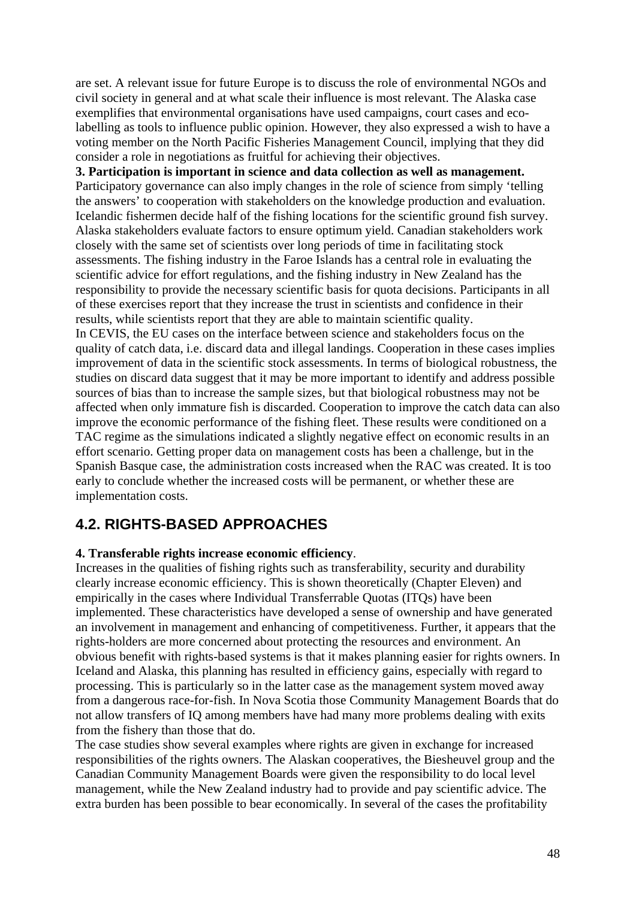are set. A relevant issue for future Europe is to discuss the role of environmental NGOs and civil society in general and at what scale their influence is most relevant. The Alaska case exemplifies that environmental organisations have used campaigns, court cases and eco-labelling as tools to influence public opinion. However, they also expressed a wish to have a voting member on the North Pacific Fisheries Management Council, implying that they did consider a role in negotiations as fruitful for achieving their objectives.

**3. Participation is important in science and data collection as well as management.**
Participatory governance can also imply changes in the role of science from simply 'telling the answers' to cooperation with stakeholders on the knowledge production and evaluation. Icelandic fishermen decide half of the fishing locations for the scientific ground fish survey. Alaska stakeholders evaluate factors to ensure optimum yield. Canadian stakeholders work closely with the same set of scientists over long periods of time in facilitating stock assessments. The fishing industry in the Faroe Islands has a central role in evaluating the scientific advice for effort regulations, and the fishing industry in New Zealand has the responsibility to provide the necessary scientific basis for quota decisions. Participants in all of these exercises report that they increase the trust in scientists and confidence in their results, while scientists report that they are able to maintain scientific quality.

In CEVIS, the EU cases on the interface between science and stakeholders focus on the quality of catch data, i.e. discard data and illegal landings. Cooperation in these cases implies improvement of data in the scientific stock assessments. In terms of biological robustness, the studies on discard data suggest that it may be more important to identify and address possible sources of bias than to increase the sample sizes, but that biological robustness may not be affected when only immature fish is discarded. Cooperation to improve the catch data can also improve the economic performance of the fishing fleet. These results were conditioned on a TAC regime as the simulations indicated a slightly negative effect on economic results in an effort scenario. Getting proper data on management costs has been a challenge, but in the Spanish Basque case, the administration costs increased when the RAC was created. It is too early to conclude whether the increased costs will be permanent, or whether these are implementation costs.

## 4.2. RIGHTS-BASED APPROACHES

**4. Transferable rights increase economic efficiency**.
Increases in the qualities of fishing rights such as transferability, security and durability clearly increase economic efficiency. This is shown theoretically (Chapter Eleven) and empirically in the cases where Individual Transferrable Quotas (ITQs) have been implemented. These characteristics have developed a sense of ownership and have generated an involvement in management and enhancing of competitiveness. Further, it appears that the rights-holders are more concerned about protecting the resources and environment. An obvious benefit with rights-based systems is that it makes planning easier for rights owners. In Iceland and Alaska, this planning has resulted in efficiency gains, especially with regard to processing. This is particularly so in the latter case as the management system moved away from a dangerous race-for-fish. In Nova Scotia those Community Management Boards that do not allow transfers of IQ among members have had many more problems dealing with exits from the fishery than those that do.

The case studies show several examples where rights are given in exchange for increased responsibilities of the rights owners. The Alaskan cooperatives, the Biesheuvel group and the Canadian Community Management Boards were given the responsibility to do local level management, while the New Zealand industry had to provide and pay scientific advice. The extra burden has been possible to bear economically. In several of the cases the profitability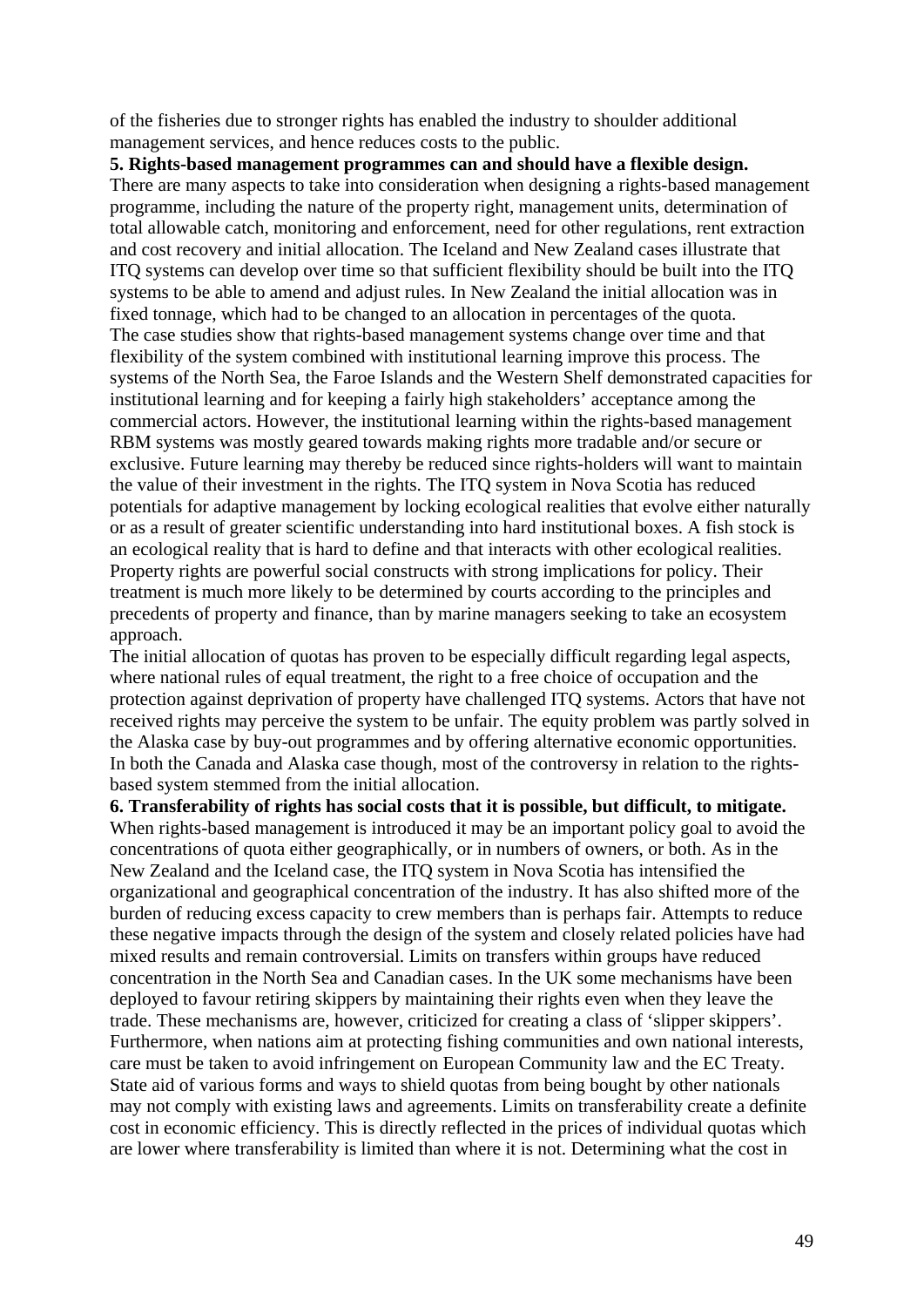of the fisheries due to stronger rights has enabled the industry to shoulder additional management services, and hence reduces costs to the public.

**5. Rights-based management programmes can and should have a flexible design.**

There are many aspects to take into consideration when designing a rights-based management programme, including the nature of the property right, management units, determination of total allowable catch, monitoring and enforcement, need for other regulations, rent extraction and cost recovery and initial allocation. The Iceland and New Zealand cases illustrate that ITQ systems can develop over time so that sufficient flexibility should be built into the ITQ systems to be able to amend and adjust rules. In New Zealand the initial allocation was in fixed tonnage, which had to be changed to an allocation in percentages of the quota.

The case studies show that rights-based management systems change over time and that flexibility of the system combined with institutional learning improve this process. The systems of the North Sea, the Faroe Islands and the Western Shelf demonstrated capacities for institutional learning and for keeping a fairly high stakeholders' acceptance among the commercial actors. However, the institutional learning within the rights-based management RBM systems was mostly geared towards making rights more tradable and/or secure or exclusive. Future learning may thereby be reduced since rights-holders will want to maintain the value of their investment in the rights. The ITQ system in Nova Scotia has reduced potentials for adaptive management by locking ecological realities that evolve either naturally or as a result of greater scientific understanding into hard institutional boxes. A fish stock is an ecological reality that is hard to define and that interacts with other ecological realities. Property rights are powerful social constructs with strong implications for policy. Their treatment is much more likely to be determined by courts according to the principles and precedents of property and finance, than by marine managers seeking to take an ecosystem approach.

The initial allocation of quotas has proven to be especially difficult regarding legal aspects, where national rules of equal treatment, the right to a free choice of occupation and the protection against deprivation of property have challenged ITQ systems. Actors that have not received rights may perceive the system to be unfair. The equity problem was partly solved in the Alaska case by buy-out programmes and by offering alternative economic opportunities. In both the Canada and Alaska case though, most of the controversy in relation to the rights-based system stemmed from the initial allocation.

**6. Transferability of rights has social costs that it is possible, but difficult, to mitigate.**

When rights-based management is introduced it may be an important policy goal to avoid the concentrations of quota either geographically, or in numbers of owners, or both. As in the New Zealand and the Iceland case, the ITQ system in Nova Scotia has intensified the organizational and geographical concentration of the industry. It has also shifted more of the burden of reducing excess capacity to crew members than is perhaps fair. Attempts to reduce these negative impacts through the design of the system and closely related policies have had mixed results and remain controversial. Limits on transfers within groups have reduced concentration in the North Sea and Canadian cases. In the UK some mechanisms have been deployed to favour retiring skippers by maintaining their rights even when they leave the trade. These mechanisms are, however, criticized for creating a class of 'slipper skippers'. Furthermore, when nations aim at protecting fishing communities and own national interests, care must be taken to avoid infringement on European Community law and the EC Treaty. State aid of various forms and ways to shield quotas from being bought by other nationals may not comply with existing laws and agreements. Limits on transferability create a definite cost in economic efficiency. This is directly reflected in the prices of individual quotas which are lower where transferability is limited than where it is not. Determining what the cost in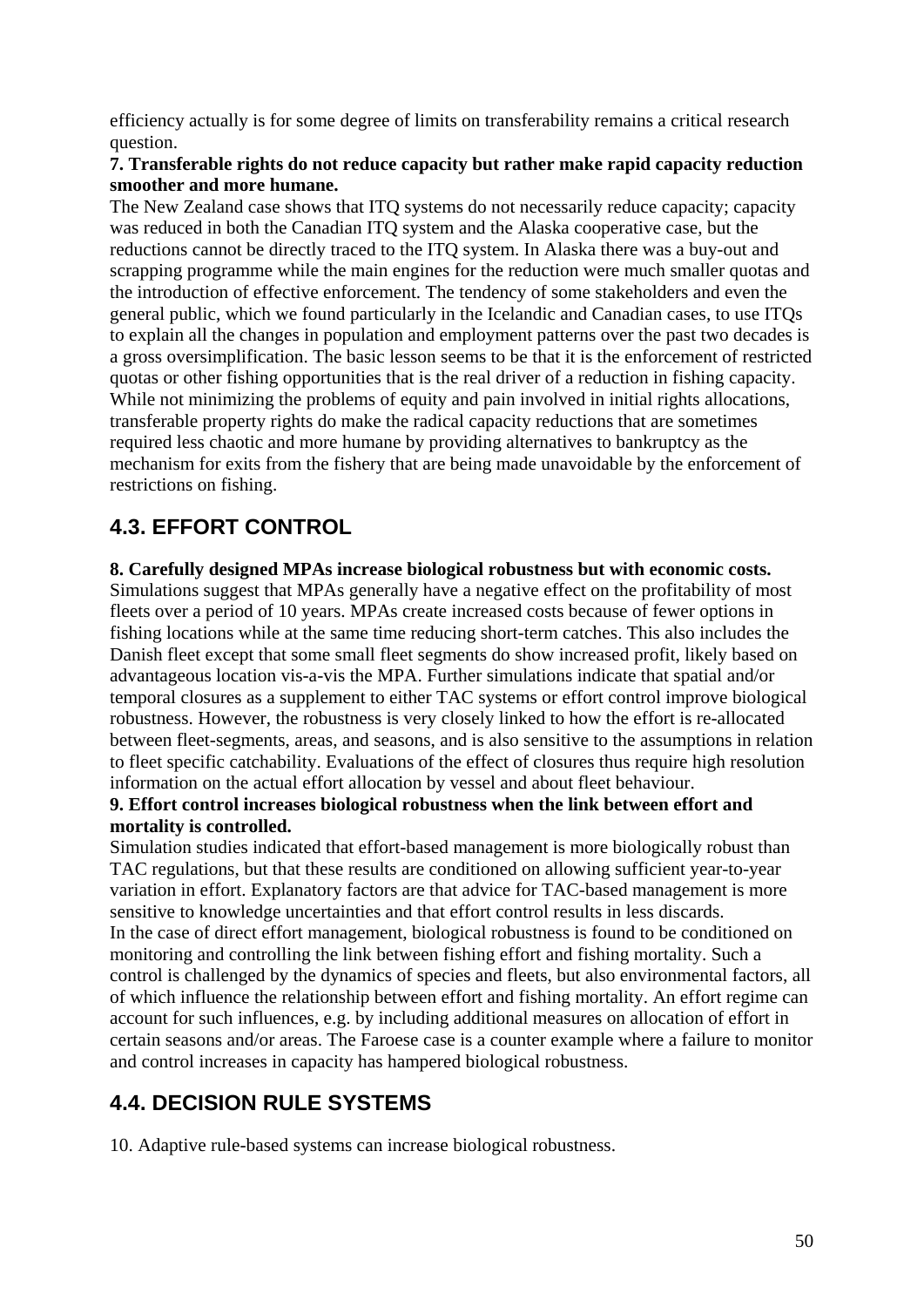efficiency actually is for some degree of limits on transferability remains a critical research question.

**7. Transferable rights do not reduce capacity but rather make rapid capacity reduction smoother and more humane.**

The New Zealand case shows that ITQ systems do not necessarily reduce capacity; capacity was reduced in both the Canadian ITQ system and the Alaska cooperative case, but the reductions cannot be directly traced to the ITQ system. In Alaska there was a buy-out and scrapping programme while the main engines for the reduction were much smaller quotas and the introduction of effective enforcement. The tendency of some stakeholders and even the general public, which we found particularly in the Icelandic and Canadian cases, to use ITQs to explain all the changes in population and employment patterns over the past two decades is a gross oversimplification. The basic lesson seems to be that it is the enforcement of restricted quotas or other fishing opportunities that is the real driver of a reduction in fishing capacity. While not minimizing the problems of equity and pain involved in initial rights allocations, transferable property rights do make the radical capacity reductions that are sometimes required less chaotic and more humane by providing alternatives to bankruptcy as the mechanism for exits from the fishery that are being made unavoidable by the enforcement of restrictions on fishing.

## 4.3. EFFORT CONTROL

**8. Carefully designed MPAs increase biological robustness but with economic costs.**

Simulations suggest that MPAs generally have a negative effect on the profitability of most fleets over a period of 10 years. MPAs create increased costs because of fewer options in fishing locations while at the same time reducing short-term catches. This also includes the Danish fleet except that some small fleet segments do show increased profit, likely based on advantageous location vis-a-vis the MPA. Further simulations indicate that spatial and/or temporal closures as a supplement to either TAC systems or effort control improve biological robustness. However, the robustness is very closely linked to how the effort is re-allocated between fleet-segments, areas, and seasons, and is also sensitive to the assumptions in relation to fleet specific catchability. Evaluations of the effect of closures thus require high resolution information on the actual effort allocation by vessel and about fleet behaviour.

**9. Effort control increases biological robustness when the link between effort and mortality is controlled.**

Simulation studies indicated that effort-based management is more biologically robust than TAC regulations, but that these results are conditioned on allowing sufficient year-to-year variation in effort. Explanatory factors are that advice for TAC-based management is more sensitive to knowledge uncertainties and that effort control results in less discards.

In the case of direct effort management, biological robustness is found to be conditioned on monitoring and controlling the link between fishing effort and fishing mortality. Such a control is challenged by the dynamics of species and fleets, but also environmental factors, all of which influence the relationship between effort and fishing mortality. An effort regime can account for such influences, e.g. by including additional measures on allocation of effort in certain seasons and/or areas. The Faroese case is a counter example where a failure to monitor and control increases in capacity has hampered biological robustness.

## 4.4. DECISION RULE SYSTEMS

10. Adaptive rule-based systems can increase biological robustness.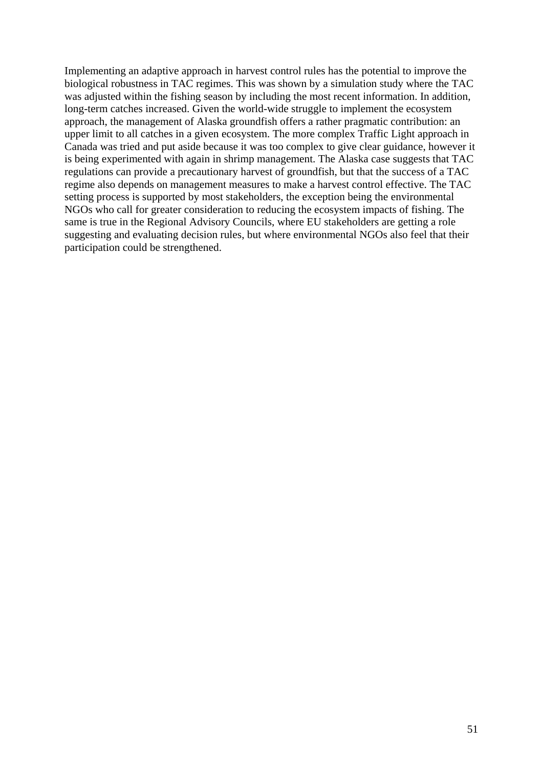Implementing an adaptive approach in harvest control rules has the potential to improve the biological robustness in TAC regimes. This was shown by a simulation study where the TAC was adjusted within the fishing season by including the most recent information. In addition, long-term catches increased. Given the world-wide struggle to implement the ecosystem approach, the management of Alaska groundfish offers a rather pragmatic contribution: an upper limit to all catches in a given ecosystem. The more complex Traffic Light approach in Canada was tried and put aside because it was too complex to give clear guidance, however it is being experimented with again in shrimp management. The Alaska case suggests that TAC regulations can provide a precautionary harvest of groundfish, but that the success of a TAC regime also depends on management measures to make a harvest control effective. The TAC setting process is supported by most stakeholders, the exception being the environmental NGOs who call for greater consideration to reducing the ecosystem impacts of fishing. The same is true in the Regional Advisory Councils, where EU stakeholders are getting a role suggesting and evaluating decision rules, but where environmental NGOs also feel that their participation could be strengthened.